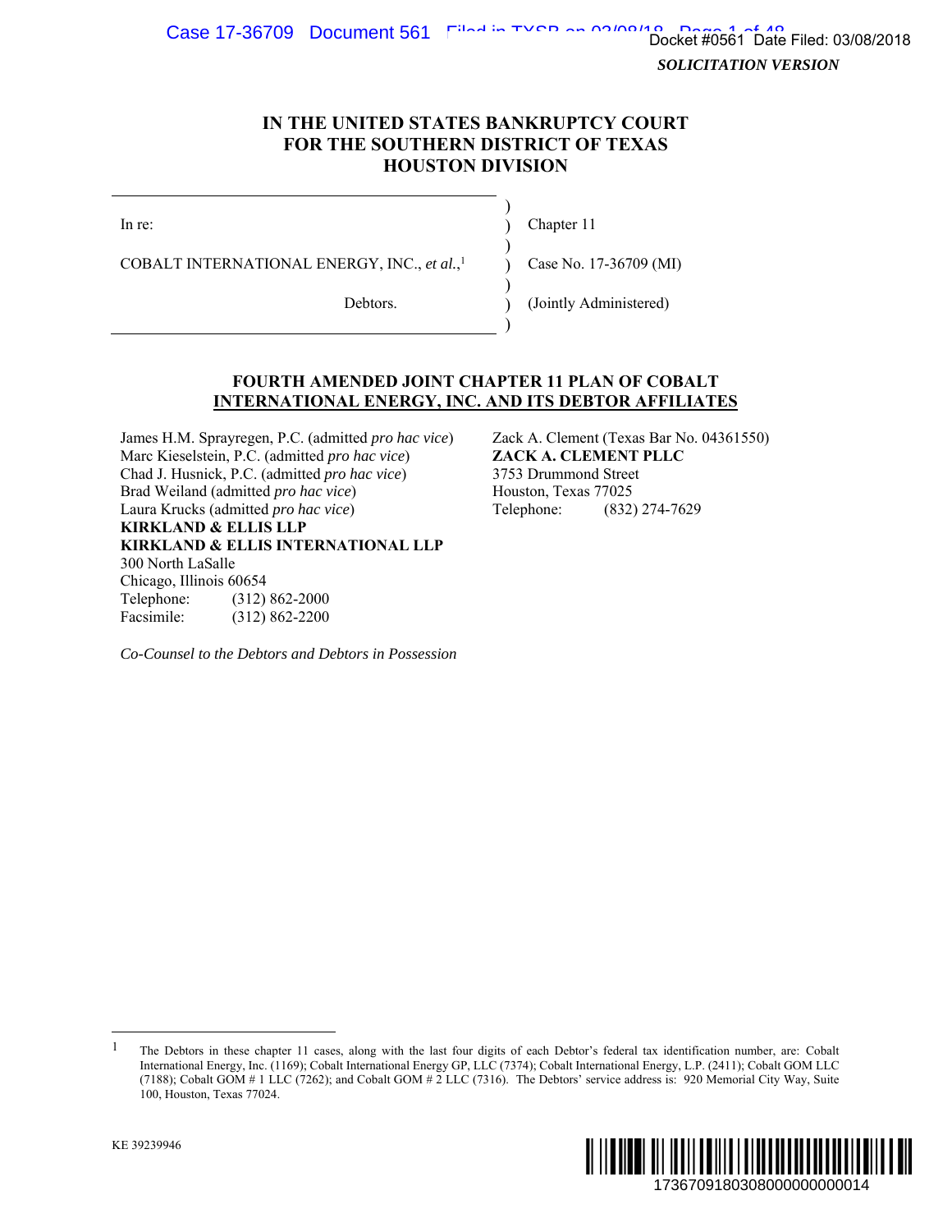*SOLICITATION VERSION*

**IN THE UNITED STATES BANKRUPTCY COURT**
**FOR THE SOUTHERN DISTRICT OF TEXAS**
**HOUSTON DIVISION**

| | | |
|---|---|---|
| In re: | ) | Chapter 11 |
| COBALT INTERNATIONAL ENERGY, INC., *et al.*,[1] | ) | Case No. 17-36709 (MI) |
| Debtors. | ) | (Jointly Administered) |

# FOURTH AMENDED JOINT CHAPTER 11 PLAN OF COBALT INTERNATIONAL ENERGY, INC. AND ITS DEBTOR AFFILIATES

James H.M. Sprayregen, P.C. (admitted *pro hac vice*)
Marc Kieselstein, P.C. (admitted *pro hac vice*)
Chad J. Husnick, P.C. (admitted *pro hac vice*)
Brad Weiland (admitted *pro hac vice*)
Laura Krucks (admitted *pro hac vice*)
**KIRKLAND & ELLIS LLP**
**KIRKLAND & ELLIS INTERNATIONAL LLP**
300 North LaSalle
Chicago, Illinois 60654
Telephone: (312) 862-2000
Facsimile: (312) 862-2200

Zack A. Clement (Texas Bar No. 04361550)
**ZACK A. CLEMENT PLLC**
3753 Drummond Street
Houston, Texas 77025
Telephone: (832) 274-7629

*Co-Counsel to the Debtors and Debtors in Possession*

---

[1] The Debtors in these chapter 11 cases, along with the last four digits of each Debtor's federal tax identification number, are: Cobalt International Energy, Inc. (1169); Cobalt International Energy GP, LLC (7374); Cobalt International Energy, L.P. (2411); Cobalt GOM LLC (7188); Cobalt GOM # 1 LLC (7262); and Cobalt GOM # 2 LLC (7316). The Debtors' service address is: 920 Memorial City Way, Suite 100, Houston, Texas 77024.

KE 39239946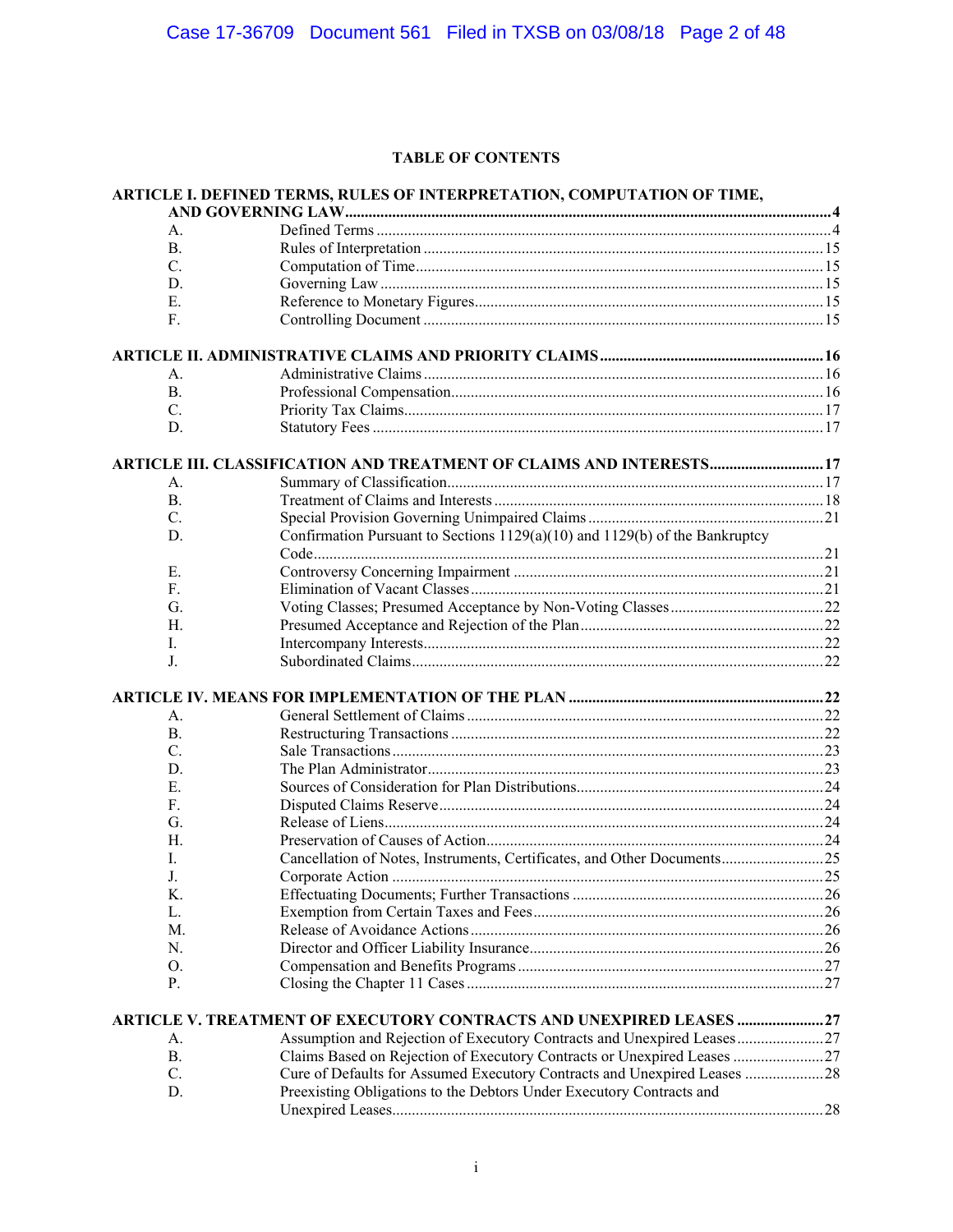## TABLE OF CONTENTS

**ARTICLE I. DEFINED TERMS, RULES OF INTERPRETATION, COMPUTATION OF TIME, AND GOVERNING LAW ........ 4**

- A. Defined Terms ........ 4
- B. Rules of Interpretation ........ 15
- C. Computation of Time ........ 15
- D. Governing Law ........ 15
- E. Reference to Monetary Figures ........ 15
- F. Controlling Document ........ 15

**ARTICLE II. ADMINISTRATIVE CLAIMS AND PRIORITY CLAIMS ........ 16**

- A. Administrative Claims ........ 16
- B. Professional Compensation ........ 16
- C. Priority Tax Claims ........ 17
- D. Statutory Fees ........ 17

**ARTICLE III. CLASSIFICATION AND TREATMENT OF CLAIMS AND INTERESTS ........ 17**

- A. Summary of Classification ........ 17
- B. Treatment of Claims and Interests ........ 18
- C. Special Provision Governing Unimpaired Claims ........ 21
- D. Confirmation Pursuant to Sections 1129(a)(10) and 1129(b) of the Bankruptcy Code ........ 21
- E. Controversy Concerning Impairment ........ 21
- F. Elimination of Vacant Classes ........ 21
- G. Voting Classes; Presumed Acceptance by Non-Voting Classes ........ 22
- H. Presumed Acceptance and Rejection of the Plan ........ 22
- I. Intercompany Interests ........ 22
- J. Subordinated Claims ........ 22

**ARTICLE IV. MEANS FOR IMPLEMENTATION OF THE PLAN ........ 22**

- A. General Settlement of Claims ........ 22
- B. Restructuring Transactions ........ 22
- C. Sale Transactions ........ 23
- D. The Plan Administrator ........ 23
- E. Sources of Consideration for Plan Distributions ........ 24
- F. Disputed Claims Reserve ........ 24
- G. Release of Liens ........ 24
- H. Preservation of Causes of Action ........ 24
- I. Cancellation of Notes, Instruments, Certificates, and Other Documents ........ 25
- J. Corporate Action ........ 25
- K. Effectuating Documents; Further Transactions ........ 26
- L. Exemption from Certain Taxes and Fees ........ 26
- M. Release of Avoidance Actions ........ 26
- N. Director and Officer Liability Insurance ........ 26
- O. Compensation and Benefits Programs ........ 27
- P. Closing the Chapter 11 Cases ........ 27

**ARTICLE V. TREATMENT OF EXECUTORY CONTRACTS AND UNEXPIRED LEASES ........ 27**

- A. Assumption and Rejection of Executory Contracts and Unexpired Leases ........ 27
- B. Claims Based on Rejection of Executory Contracts or Unexpired Leases ........ 27
- C. Cure of Defaults for Assumed Executory Contracts and Unexpired Leases ........ 28
- D. Preexisting Obligations to the Debtors Under Executory Contracts and Unexpired Leases ........ 28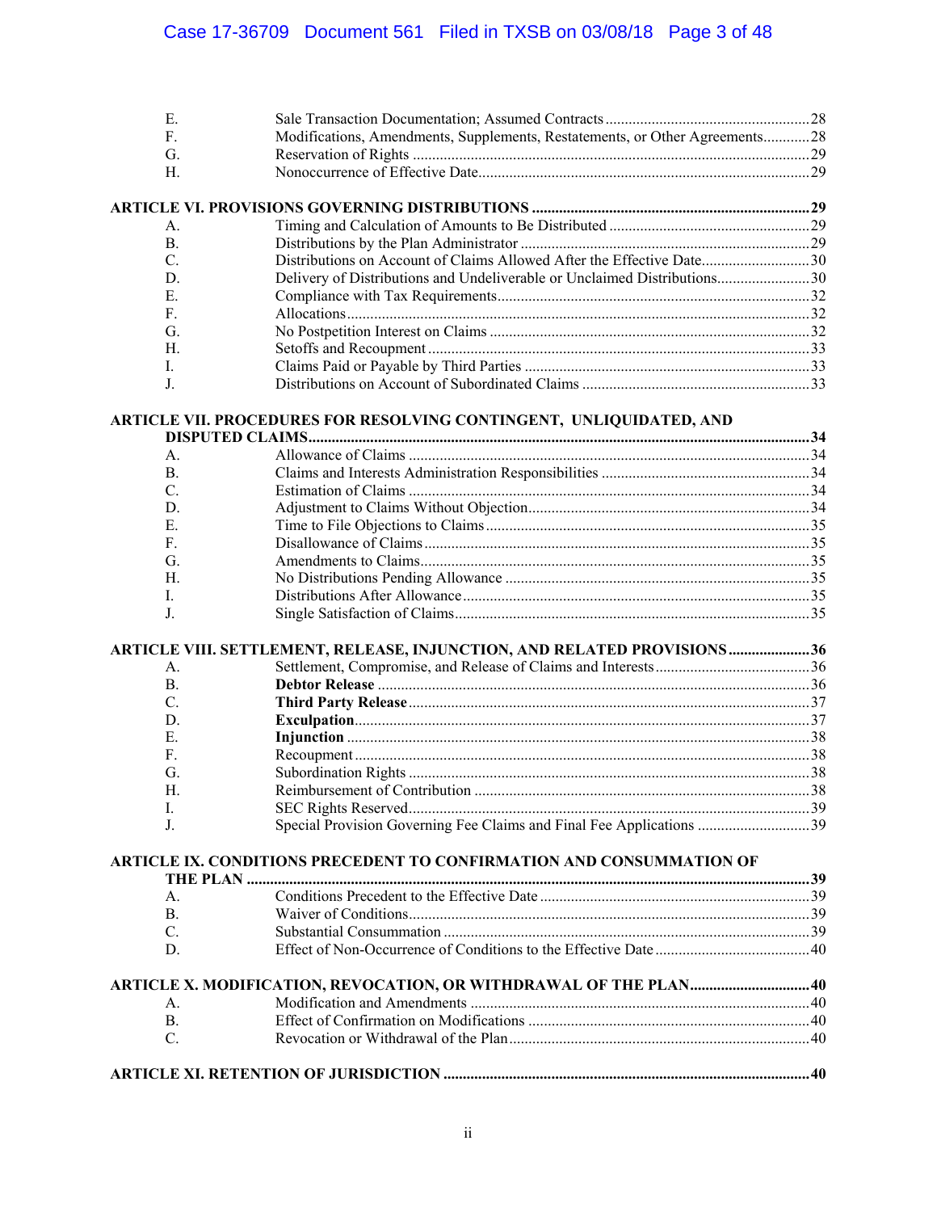| | | |
|---|---|---|
| E. | Sale Transaction Documentation; Assumed Contracts | 28 |
| F. | Modifications, Amendments, Supplements, Restatements, or Other Agreements | 28 |
| G. | Reservation of Rights | 29 |
| H. | Nonoccurrence of Effective Date | 29 |

**ARTICLE VI. PROVISIONS GOVERNING DISTRIBUTIONS** ..... **29**

| | | |
|---|---|---|
| A. | Timing and Calculation of Amounts to Be Distributed | 29 |
| B. | Distributions by the Plan Administrator | 29 |
| C. | Distributions on Account of Claims Allowed After the Effective Date | 30 |
| D. | Delivery of Distributions and Undeliverable or Unclaimed Distributions | 30 |
| E. | Compliance with Tax Requirements | 32 |
| F. | Allocations | 32 |
| G. | No Postpetition Interest on Claims | 32 |
| H. | Setoffs and Recoupment | 33 |
| I. | Claims Paid or Payable by Third Parties | 33 |
| J. | Distributions on Account of Subordinated Claims | 33 |

**ARTICLE VII. PROCEDURES FOR RESOLVING CONTINGENT, UNLIQUIDATED, AND DISPUTED CLAIMS** ..... **34**

| | | |
|---|---|---|
| A. | Allowance of Claims | 34 |
| B. | Claims and Interests Administration Responsibilities | 34 |
| C. | Estimation of Claims | 34 |
| D. | Adjustment to Claims Without Objection | 34 |
| E. | Time to File Objections to Claims | 35 |
| F. | Disallowance of Claims | 35 |
| G. | Amendments to Claims | 35 |
| H. | No Distributions Pending Allowance | 35 |
| I. | Distributions After Allowance | 35 |
| J. | Single Satisfaction of Claims | 35 |

**ARTICLE VIII. SETTLEMENT, RELEASE, INJUNCTION, AND RELATED PROVISIONS** ..... **36**

| | | |
|---|---|---|
| A. | Settlement, Compromise, and Release of Claims and Interests | 36 |
| B. | **Debtor Release** | 36 |
| C. | **Third Party Release** | 37 |
| D. | **Exculpation** | 37 |
| E. | **Injunction** | 38 |
| F. | Recoupment | 38 |
| G. | Subordination Rights | 38 |
| H. | Reimbursement of Contribution | 38 |
| I. | SEC Rights Reserved | 39 |
| J. | Special Provision Governing Fee Claims and Final Fee Applications | 39 |

**ARTICLE IX. CONDITIONS PRECEDENT TO CONFIRMATION AND CONSUMMATION OF THE PLAN** ..... **39**

| | | |
|---|---|---|
| A. | Conditions Precedent to the Effective Date | 39 |
| B. | Waiver of Conditions | 39 |
| C. | Substantial Consummation | 39 |
| D. | Effect of Non-Occurrence of Conditions to the Effective Date | 40 |

**ARTICLE X. MODIFICATION, REVOCATION, OR WITHDRAWAL OF THE PLAN** ..... **40**

| | | |
|---|---|---|
| A. | Modification and Amendments | 40 |
| B. | Effect of Confirmation on Modifications | 40 |
| C. | Revocation or Withdrawal of the Plan | 40 |

**ARTICLE XI. RETENTION OF JURISDICTION** ..... **40**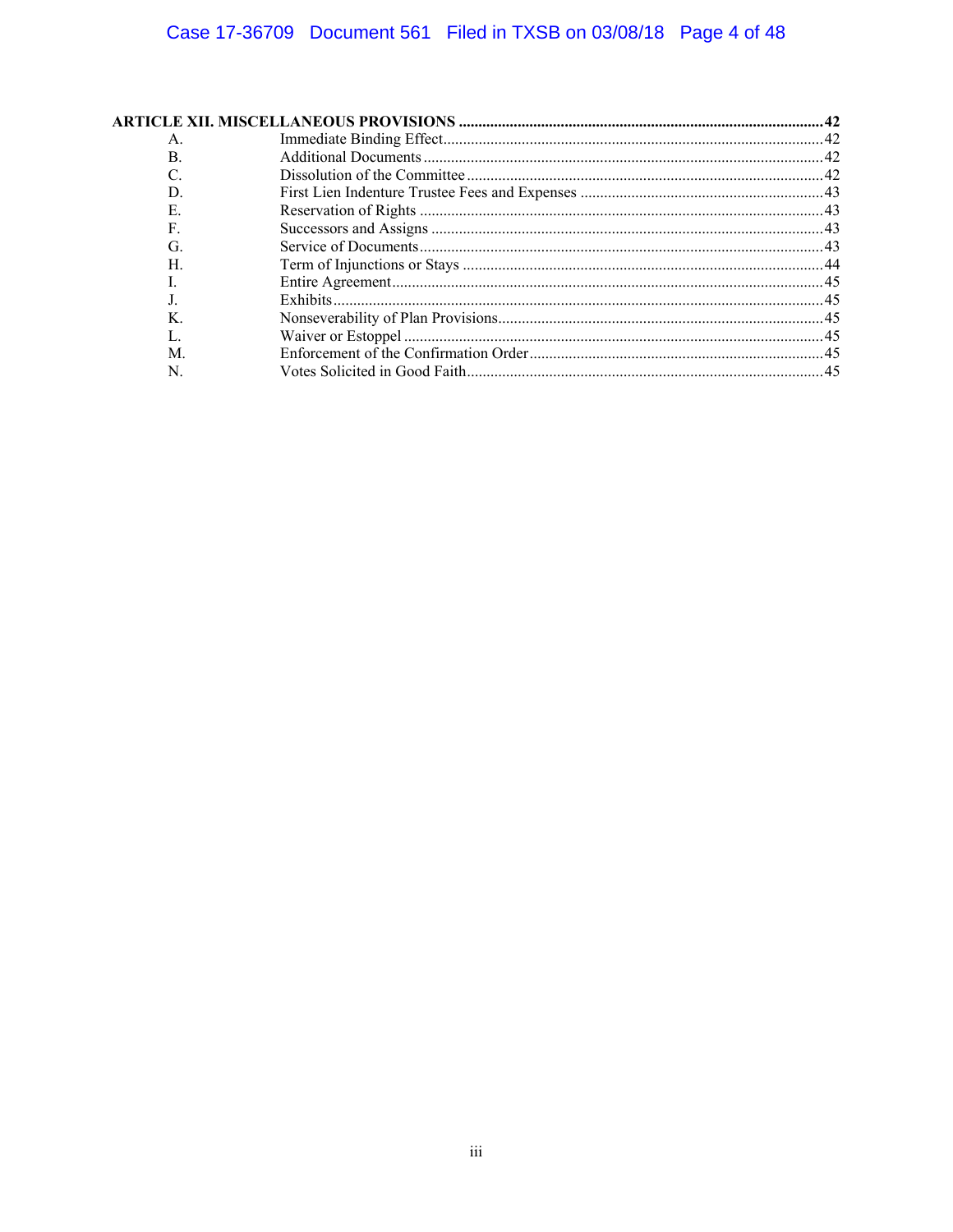**ARTICLE XII. MISCELLANEOUS PROVISIONS** .......... **42**

| | | |
|---|---|---|
| A. | Immediate Binding Effect | 42 |
| B. | Additional Documents | 42 |
| C. | Dissolution of the Committee | 42 |
| D. | First Lien Indenture Trustee Fees and Expenses | 43 |
| E. | Reservation of Rights | 43 |
| F. | Successors and Assigns | 43 |
| G. | Service of Documents | 43 |
| H. | Term of Injunctions or Stays | 44 |
| I. | Entire Agreement | 45 |
| J. | Exhibits | 45 |
| K. | Nonseverability of Plan Provisions | 45 |
| L. | Waiver or Estoppel | 45 |
| M. | Enforcement of the Confirmation Order | 45 |
| N. | Votes Solicited in Good Faith | 45 |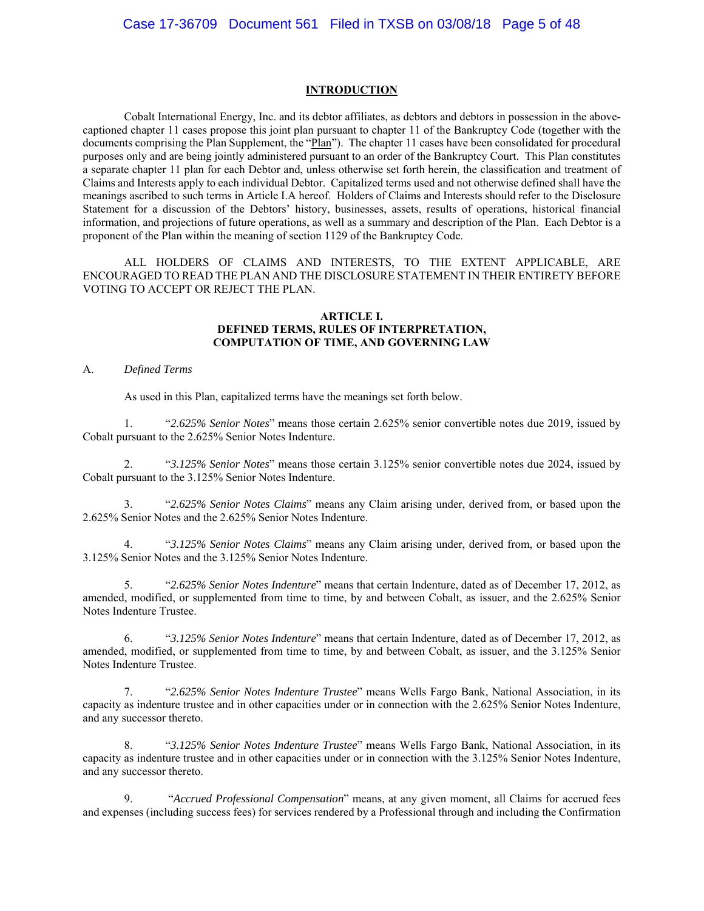## INTRODUCTION

Cobalt International Energy, Inc. and its debtor affiliates, as debtors and debtors in possession in the above-captioned chapter 11 cases propose this joint plan pursuant to chapter 11 of the Bankruptcy Code (together with the documents comprising the Plan Supplement, the "Plan"). The chapter 11 cases have been consolidated for procedural purposes only and are being jointly administered pursuant to an order of the Bankruptcy Court. This Plan constitutes a separate chapter 11 plan for each Debtor and, unless otherwise set forth herein, the classification and treatment of Claims and Interests apply to each individual Debtor. Capitalized terms used and not otherwise defined shall have the meanings ascribed to such terms in Article I.A hereof. Holders of Claims and Interests should refer to the Disclosure Statement for a discussion of the Debtors' history, businesses, assets, results of operations, historical financial information, and projections of future operations, as well as a summary and description of the Plan. Each Debtor is a proponent of the Plan within the meaning of section 1129 of the Bankruptcy Code.

ALL HOLDERS OF CLAIMS AND INTERESTS, TO THE EXTENT APPLICABLE, ARE ENCOURAGED TO READ THE PLAN AND THE DISCLOSURE STATEMENT IN THEIR ENTIRETY BEFORE VOTING TO ACCEPT OR REJECT THE PLAN.

## ARTICLE I.
## DEFINED TERMS, RULES OF INTERPRETATION, COMPUTATION OF TIME, AND GOVERNING LAW

A. *Defined Terms*

As used in this Plan, capitalized terms have the meanings set forth below.

1. "*2.625% Senior Notes*" means those certain 2.625% senior convertible notes due 2019, issued by Cobalt pursuant to the 2.625% Senior Notes Indenture.

2. "*3.125% Senior Notes*" means those certain 3.125% senior convertible notes due 2024, issued by Cobalt pursuant to the 3.125% Senior Notes Indenture.

3. "*2.625% Senior Notes Claims*" means any Claim arising under, derived from, or based upon the 2.625% Senior Notes and the 2.625% Senior Notes Indenture.

4. "*3.125% Senior Notes Claims*" means any Claim arising under, derived from, or based upon the 3.125% Senior Notes and the 3.125% Senior Notes Indenture.

5. "*2.625% Senior Notes Indenture*" means that certain Indenture, dated as of December 17, 2012, as amended, modified, or supplemented from time to time, by and between Cobalt, as issuer, and the 2.625% Senior Notes Indenture Trustee.

6. "*3.125% Senior Notes Indenture*" means that certain Indenture, dated as of December 17, 2012, as amended, modified, or supplemented from time to time, by and between Cobalt, as issuer, and the 3.125% Senior Notes Indenture Trustee.

7. "*2.625% Senior Notes Indenture Trustee*" means Wells Fargo Bank, National Association, in its capacity as indenture trustee and in other capacities under or in connection with the 2.625% Senior Notes Indenture, and any successor thereto.

8. "*3.125% Senior Notes Indenture Trustee*" means Wells Fargo Bank, National Association, in its capacity as indenture trustee and in other capacities under or in connection with the 3.125% Senior Notes Indenture, and any successor thereto.

9. "*Accrued Professional Compensation*" means, at any given moment, all Claims for accrued fees and expenses (including success fees) for services rendered by a Professional through and including the Confirmation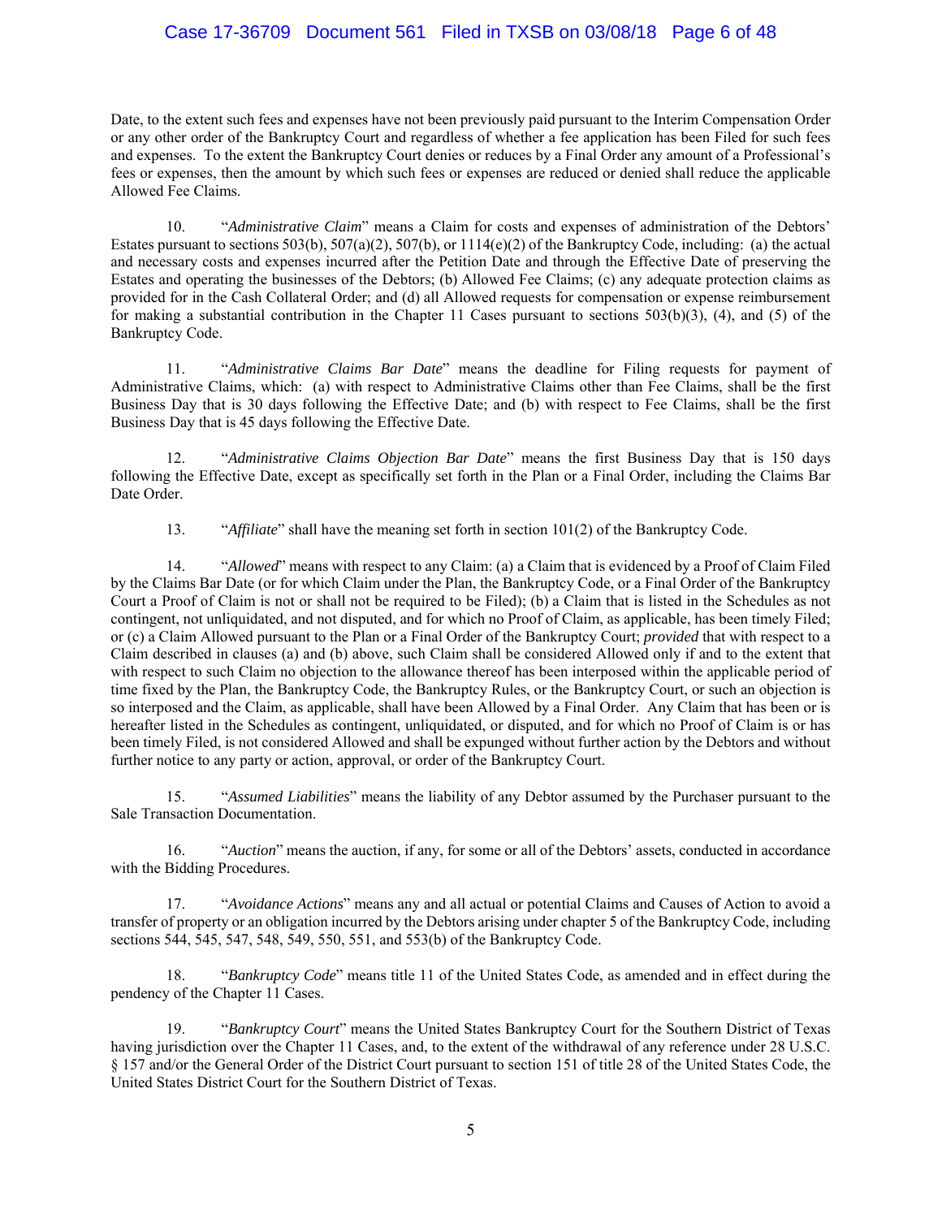Date, to the extent such fees and expenses have not been previously paid pursuant to the Interim Compensation Order or any other order of the Bankruptcy Court and regardless of whether a fee application has been Filed for such fees and expenses. To the extent the Bankruptcy Court denies or reduces by a Final Order any amount of a Professional's fees or expenses, then the amount by which such fees or expenses are reduced or denied shall reduce the applicable Allowed Fee Claims.

10. "*Administrative Claim*" means a Claim for costs and expenses of administration of the Debtors' Estates pursuant to sections 503(b), 507(a)(2), 507(b), or 1114(e)(2) of the Bankruptcy Code, including: (a) the actual and necessary costs and expenses incurred after the Petition Date and through the Effective Date of preserving the Estates and operating the businesses of the Debtors; (b) Allowed Fee Claims; (c) any adequate protection claims as provided for in the Cash Collateral Order; and (d) all Allowed requests for compensation or expense reimbursement for making a substantial contribution in the Chapter 11 Cases pursuant to sections 503(b)(3), (4), and (5) of the Bankruptcy Code.

11. "*Administrative Claims Bar Date*" means the deadline for Filing requests for payment of Administrative Claims, which: (a) with respect to Administrative Claims other than Fee Claims, shall be the first Business Day that is 30 days following the Effective Date; and (b) with respect to Fee Claims, shall be the first Business Day that is 45 days following the Effective Date.

12. "*Administrative Claims Objection Bar Date*" means the first Business Day that is 150 days following the Effective Date, except as specifically set forth in the Plan or a Final Order, including the Claims Bar Date Order.

13. "*Affiliate*" shall have the meaning set forth in section 101(2) of the Bankruptcy Code.

14. "*Allowed*" means with respect to any Claim: (a) a Claim that is evidenced by a Proof of Claim Filed by the Claims Bar Date (or for which Claim under the Plan, the Bankruptcy Code, or a Final Order of the Bankruptcy Court a Proof of Claim is not or shall not be required to be Filed); (b) a Claim that is listed in the Schedules as not contingent, not unliquidated, and not disputed, and for which no Proof of Claim, as applicable, has been timely Filed; or (c) a Claim Allowed pursuant to the Plan or a Final Order of the Bankruptcy Court; *provided* that with respect to a Claim described in clauses (a) and (b) above, such Claim shall be considered Allowed only if and to the extent that with respect to such Claim no objection to the allowance thereof has been interposed within the applicable period of time fixed by the Plan, the Bankruptcy Code, the Bankruptcy Rules, or the Bankruptcy Court, or such an objection is so interposed and the Claim, as applicable, shall have been Allowed by a Final Order. Any Claim that has been or is hereafter listed in the Schedules as contingent, unliquidated, or disputed, and for which no Proof of Claim is or has been timely Filed, is not considered Allowed and shall be expunged without further action by the Debtors and without further notice to any party or action, approval, or order of the Bankruptcy Court.

15. "*Assumed Liabilities*" means the liability of any Debtor assumed by the Purchaser pursuant to the Sale Transaction Documentation.

16. "*Auction*" means the auction, if any, for some or all of the Debtors' assets, conducted in accordance with the Bidding Procedures.

17. "*Avoidance Actions*" means any and all actual or potential Claims and Causes of Action to avoid a transfer of property or an obligation incurred by the Debtors arising under chapter 5 of the Bankruptcy Code, including sections 544, 545, 547, 548, 549, 550, 551, and 553(b) of the Bankruptcy Code.

18. "*Bankruptcy Code*" means title 11 of the United States Code, as amended and in effect during the pendency of the Chapter 11 Cases.

19. "*Bankruptcy Court*" means the United States Bankruptcy Court for the Southern District of Texas having jurisdiction over the Chapter 11 Cases, and, to the extent of the withdrawal of any reference under 28 U.S.C. § 157 and/or the General Order of the District Court pursuant to section 151 of title 28 of the United States Code, the United States District Court for the Southern District of Texas.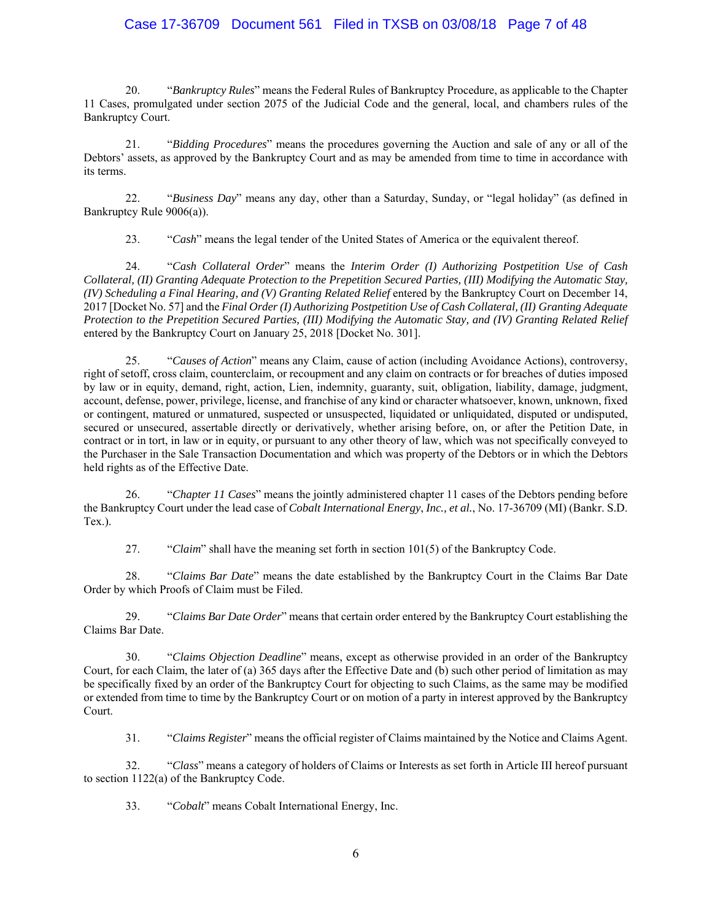20. "*Bankruptcy Rules*" means the Federal Rules of Bankruptcy Procedure, as applicable to the Chapter 11 Cases, promulgated under section 2075 of the Judicial Code and the general, local, and chambers rules of the Bankruptcy Court.

21. "*Bidding Procedures*" means the procedures governing the Auction and sale of any or all of the Debtors' assets, as approved by the Bankruptcy Court and as may be amended from time to time in accordance with its terms.

22. "*Business Day*" means any day, other than a Saturday, Sunday, or "legal holiday" (as defined in Bankruptcy Rule 9006(a)).

23. "*Cash*" means the legal tender of the United States of America or the equivalent thereof.

24. "*Cash Collateral Order*" means the *Interim Order (I) Authorizing Postpetition Use of Cash Collateral, (II) Granting Adequate Protection to the Prepetition Secured Parties, (III) Modifying the Automatic Stay, (IV) Scheduling a Final Hearing, and (V) Granting Related Relief* entered by the Bankruptcy Court on December 14, 2017 [Docket No. 57] and the *Final Order (I) Authorizing Postpetition Use of Cash Collateral, (II) Granting Adequate Protection to the Prepetition Secured Parties, (III) Modifying the Automatic Stay, and (IV) Granting Related Relief* entered by the Bankruptcy Court on January 25, 2018 [Docket No. 301].

25. "*Causes of Action*" means any Claim, cause of action (including Avoidance Actions), controversy, right of setoff, cross claim, counterclaim, or recoupment and any claim on contracts or for breaches of duties imposed by law or in equity, demand, right, action, Lien, indemnity, guaranty, suit, obligation, liability, damage, judgment, account, defense, power, privilege, license, and franchise of any kind or character whatsoever, known, unknown, fixed or contingent, matured or unmatured, suspected or unsuspected, liquidated or unliquidated, disputed or undisputed, secured or unsecured, assertable directly or derivatively, whether arising before, on, or after the Petition Date, in contract or in tort, in law or in equity, or pursuant to any other theory of law, which was not specifically conveyed to the Purchaser in the Sale Transaction Documentation and which was property of the Debtors or in which the Debtors held rights as of the Effective Date.

26. "*Chapter 11 Cases*" means the jointly administered chapter 11 cases of the Debtors pending before the Bankruptcy Court under the lead case of *Cobalt International Energy*, *Inc., et al.*, No. 17-36709 (MI) (Bankr. S.D. Tex.).

27. "*Claim*" shall have the meaning set forth in section 101(5) of the Bankruptcy Code.

28. "*Claims Bar Date*" means the date established by the Bankruptcy Court in the Claims Bar Date Order by which Proofs of Claim must be Filed.

29. "*Claims Bar Date Order*" means that certain order entered by the Bankruptcy Court establishing the Claims Bar Date.

30. "*Claims Objection Deadline*" means, except as otherwise provided in an order of the Bankruptcy Court, for each Claim, the later of (a) 365 days after the Effective Date and (b) such other period of limitation as may be specifically fixed by an order of the Bankruptcy Court for objecting to such Claims, as the same may be modified or extended from time to time by the Bankruptcy Court or on motion of a party in interest approved by the Bankruptcy Court.

31. "*Claims Register*" means the official register of Claims maintained by the Notice and Claims Agent.

32. "*Class*" means a category of holders of Claims or Interests as set forth in Article III hereof pursuant to section 1122(a) of the Bankruptcy Code.

33. "*Cobalt*" means Cobalt International Energy, Inc.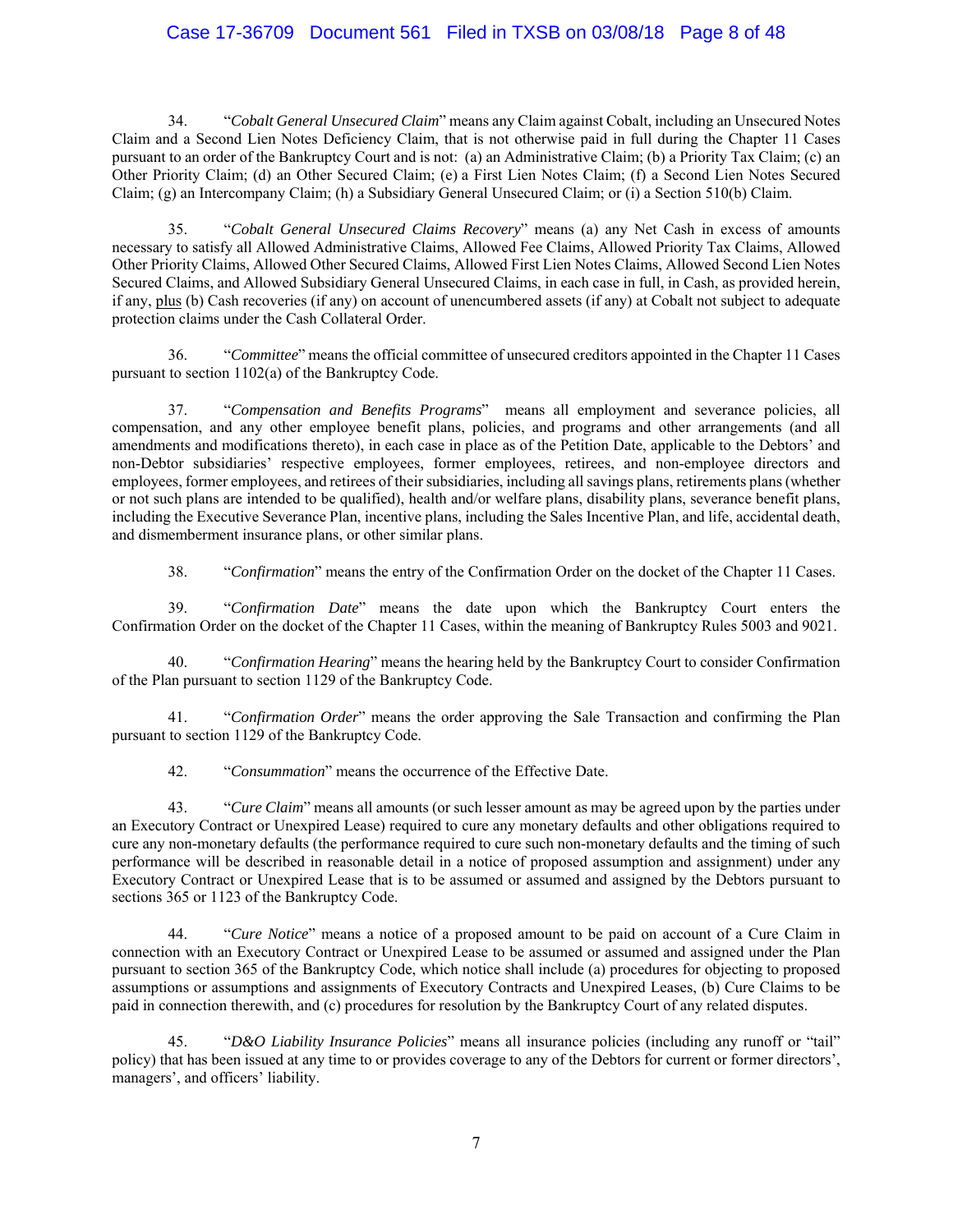34. "*Cobalt General Unsecured Claim*" means any Claim against Cobalt, including an Unsecured Notes Claim and a Second Lien Notes Deficiency Claim, that is not otherwise paid in full during the Chapter 11 Cases pursuant to an order of the Bankruptcy Court and is not: (a) an Administrative Claim; (b) a Priority Tax Claim; (c) an Other Priority Claim; (d) an Other Secured Claim; (e) a First Lien Notes Claim; (f) a Second Lien Notes Secured Claim; (g) an Intercompany Claim; (h) a Subsidiary General Unsecured Claim; or (i) a Section 510(b) Claim.

35. "*Cobalt General Unsecured Claims Recovery*" means (a) any Net Cash in excess of amounts necessary to satisfy all Allowed Administrative Claims, Allowed Fee Claims, Allowed Priority Tax Claims, Allowed Other Priority Claims, Allowed Other Secured Claims, Allowed First Lien Notes Claims, Allowed Second Lien Notes Secured Claims, and Allowed Subsidiary General Unsecured Claims, in each case in full, in Cash, as provided herein, if any, plus (b) Cash recoveries (if any) on account of unencumbered assets (if any) at Cobalt not subject to adequate protection claims under the Cash Collateral Order.

36. "*Committee*" means the official committee of unsecured creditors appointed in the Chapter 11 Cases pursuant to section 1102(a) of the Bankruptcy Code.

37. "*Compensation and Benefits Programs*" means all employment and severance policies, all compensation, and any other employee benefit plans, policies, and programs and other arrangements (and all amendments and modifications thereto), in each case in place as of the Petition Date, applicable to the Debtors' and non-Debtor subsidiaries' respective employees, former employees, retirees, and non-employee directors and employees, former employees, and retirees of their subsidiaries, including all savings plans, retirements plans (whether or not such plans are intended to be qualified), health and/or welfare plans, disability plans, severance benefit plans, including the Executive Severance Plan, incentive plans, including the Sales Incentive Plan, and life, accidental death, and dismemberment insurance plans, or other similar plans.

38. "*Confirmation*" means the entry of the Confirmation Order on the docket of the Chapter 11 Cases.

39. "*Confirmation Date*" means the date upon which the Bankruptcy Court enters the Confirmation Order on the docket of the Chapter 11 Cases, within the meaning of Bankruptcy Rules 5003 and 9021.

40. "*Confirmation Hearing*" means the hearing held by the Bankruptcy Court to consider Confirmation of the Plan pursuant to section 1129 of the Bankruptcy Code.

41. "*Confirmation Order*" means the order approving the Sale Transaction and confirming the Plan pursuant to section 1129 of the Bankruptcy Code.

42. "*Consummation*" means the occurrence of the Effective Date.

43. "*Cure Claim*" means all amounts (or such lesser amount as may be agreed upon by the parties under an Executory Contract or Unexpired Lease) required to cure any monetary defaults and other obligations required to cure any non-monetary defaults (the performance required to cure such non-monetary defaults and the timing of such performance will be described in reasonable detail in a notice of proposed assumption and assignment) under any Executory Contract or Unexpired Lease that is to be assumed or assumed and assigned by the Debtors pursuant to sections 365 or 1123 of the Bankruptcy Code.

44. "*Cure Notice*" means a notice of a proposed amount to be paid on account of a Cure Claim in connection with an Executory Contract or Unexpired Lease to be assumed or assumed and assigned under the Plan pursuant to section 365 of the Bankruptcy Code, which notice shall include (a) procedures for objecting to proposed assumptions or assumptions and assignments of Executory Contracts and Unexpired Leases, (b) Cure Claims to be paid in connection therewith, and (c) procedures for resolution by the Bankruptcy Court of any related disputes.

45. "*D&O Liability Insurance Policies*" means all insurance policies (including any runoff or "tail" policy) that has been issued at any time to or provides coverage to any of the Debtors for current or former directors', managers', and officers' liability.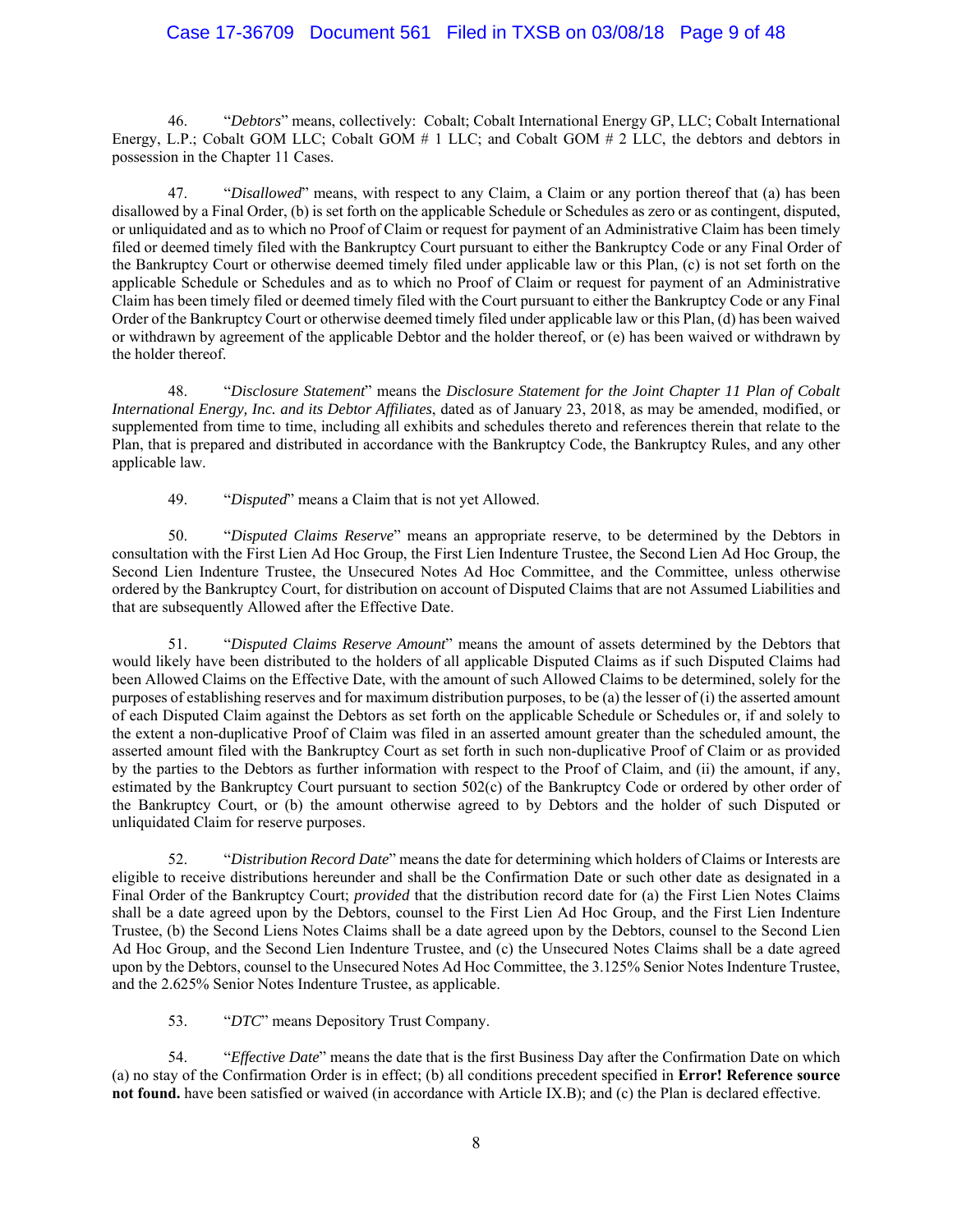46. "*Debtors*" means, collectively: Cobalt; Cobalt International Energy GP, LLC; Cobalt International Energy, L.P.; Cobalt GOM LLC; Cobalt GOM # 1 LLC; and Cobalt GOM # 2 LLC, the debtors and debtors in possession in the Chapter 11 Cases.

47. "*Disallowed*" means, with respect to any Claim, a Claim or any portion thereof that (a) has been disallowed by a Final Order, (b) is set forth on the applicable Schedule or Schedules as zero or as contingent, disputed, or unliquidated and as to which no Proof of Claim or request for payment of an Administrative Claim has been timely filed or deemed timely filed with the Bankruptcy Court pursuant to either the Bankruptcy Code or any Final Order of the Bankruptcy Court or otherwise deemed timely filed under applicable law or this Plan, (c) is not set forth on the applicable Schedule or Schedules and as to which no Proof of Claim or request for payment of an Administrative Claim has been timely filed or deemed timely filed with the Court pursuant to either the Bankruptcy Code or any Final Order of the Bankruptcy Court or otherwise deemed timely filed under applicable law or this Plan, (d) has been waived or withdrawn by agreement of the applicable Debtor and the holder thereof, or (e) has been waived or withdrawn by the holder thereof.

48. "*Disclosure Statement*" means the *Disclosure Statement for the Joint Chapter 11 Plan of Cobalt International Energy, Inc. and its Debtor Affiliates*, dated as of January 23, 2018, as may be amended, modified, or supplemented from time to time, including all exhibits and schedules thereto and references therein that relate to the Plan, that is prepared and distributed in accordance with the Bankruptcy Code, the Bankruptcy Rules, and any other applicable law.

49. "*Disputed*" means a Claim that is not yet Allowed.

50. "*Disputed Claims Reserve*" means an appropriate reserve, to be determined by the Debtors in consultation with the First Lien Ad Hoc Group, the First Lien Indenture Trustee, the Second Lien Ad Hoc Group, the Second Lien Indenture Trustee, the Unsecured Notes Ad Hoc Committee, and the Committee, unless otherwise ordered by the Bankruptcy Court, for distribution on account of Disputed Claims that are not Assumed Liabilities and that are subsequently Allowed after the Effective Date.

51. "*Disputed Claims Reserve Amount*" means the amount of assets determined by the Debtors that would likely have been distributed to the holders of all applicable Disputed Claims as if such Disputed Claims had been Allowed Claims on the Effective Date, with the amount of such Allowed Claims to be determined, solely for the purposes of establishing reserves and for maximum distribution purposes, to be (a) the lesser of (i) the asserted amount of each Disputed Claim against the Debtors as set forth on the applicable Schedule or Schedules or, if and solely to the extent a non-duplicative Proof of Claim was filed in an asserted amount greater than the scheduled amount, the asserted amount filed with the Bankruptcy Court as set forth in such non-duplicative Proof of Claim or as provided by the parties to the Debtors as further information with respect to the Proof of Claim, and (ii) the amount, if any, estimated by the Bankruptcy Court pursuant to section 502(c) of the Bankruptcy Code or ordered by other order of the Bankruptcy Court, or (b) the amount otherwise agreed to by Debtors and the holder of such Disputed or unliquidated Claim for reserve purposes.

52. "*Distribution Record Date*" means the date for determining which holders of Claims or Interests are eligible to receive distributions hereunder and shall be the Confirmation Date or such other date as designated in a Final Order of the Bankruptcy Court; *provided* that the distribution record date for (a) the First Lien Notes Claims shall be a date agreed upon by the Debtors, counsel to the First Lien Ad Hoc Group, and the First Lien Indenture Trustee, (b) the Second Liens Notes Claims shall be a date agreed upon by the Debtors, counsel to the Second Lien Ad Hoc Group, and the Second Lien Indenture Trustee, and (c) the Unsecured Notes Claims shall be a date agreed upon by the Debtors, counsel to the Unsecured Notes Ad Hoc Committee, the 3.125% Senior Notes Indenture Trustee, and the 2.625% Senior Notes Indenture Trustee, as applicable.

53. "*DTC*" means Depository Trust Company.

54. "*Effective Date*" means the date that is the first Business Day after the Confirmation Date on which (a) no stay of the Confirmation Order is in effect; (b) all conditions precedent specified in **Error! Reference source not found.** have been satisfied or waived (in accordance with Article IX.B); and (c) the Plan is declared effective.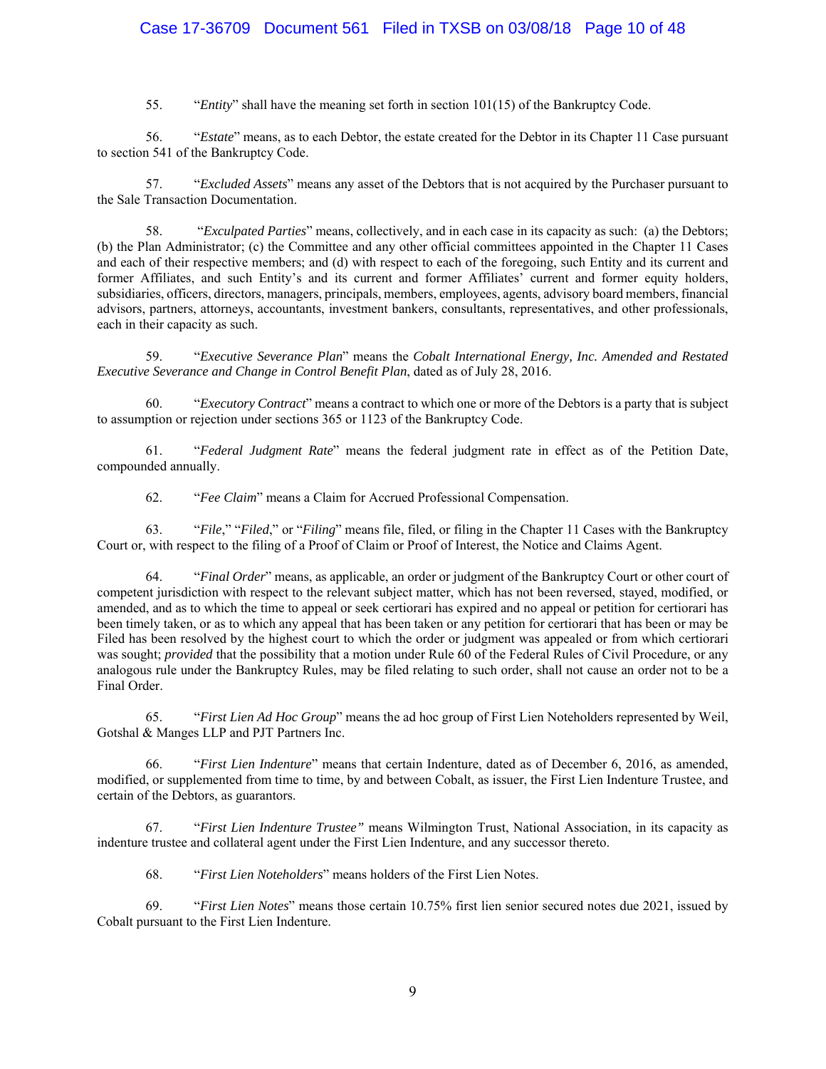55. "*Entity*" shall have the meaning set forth in section 101(15) of the Bankruptcy Code.

56. "*Estate*" means, as to each Debtor, the estate created for the Debtor in its Chapter 11 Case pursuant to section 541 of the Bankruptcy Code.

57. "*Excluded Assets*" means any asset of the Debtors that is not acquired by the Purchaser pursuant to the Sale Transaction Documentation.

58. "*Exculpated Parties*" means, collectively, and in each case in its capacity as such: (a) the Debtors; (b) the Plan Administrator; (c) the Committee and any other official committees appointed in the Chapter 11 Cases and each of their respective members; and (d) with respect to each of the foregoing, such Entity and its current and former Affiliates, and such Entity's and its current and former Affiliates' current and former equity holders, subsidiaries, officers, directors, managers, principals, members, employees, agents, advisory board members, financial advisors, partners, attorneys, accountants, investment bankers, consultants, representatives, and other professionals, each in their capacity as such.

59. "*Executive Severance Plan*" means the *Cobalt International Energy, Inc. Amended and Restated Executive Severance and Change in Control Benefit Plan*, dated as of July 28, 2016.

60. "*Executory Contract*" means a contract to which one or more of the Debtors is a party that is subject to assumption or rejection under sections 365 or 1123 of the Bankruptcy Code.

61. "*Federal Judgment Rate*" means the federal judgment rate in effect as of the Petition Date, compounded annually.

62. "*Fee Claim*" means a Claim for Accrued Professional Compensation.

63. "*File*," "*Filed*," or "*Filing*" means file, filed, or filing in the Chapter 11 Cases with the Bankruptcy Court or, with respect to the filing of a Proof of Claim or Proof of Interest, the Notice and Claims Agent.

64. "*Final Order*" means, as applicable, an order or judgment of the Bankruptcy Court or other court of competent jurisdiction with respect to the relevant subject matter, which has not been reversed, stayed, modified, or amended, and as to which the time to appeal or seek certiorari has expired and no appeal or petition for certiorari has been timely taken, or as to which any appeal that has been taken or any petition for certiorari that has been or may be Filed has been resolved by the highest court to which the order or judgment was appealed or from which certiorari was sought; *provided* that the possibility that a motion under Rule 60 of the Federal Rules of Civil Procedure, or any analogous rule under the Bankruptcy Rules, may be filed relating to such order, shall not cause an order not to be a Final Order.

65. "*First Lien Ad Hoc Group*" means the ad hoc group of First Lien Noteholders represented by Weil, Gotshal & Manges LLP and PJT Partners Inc.

66. "*First Lien Indenture*" means that certain Indenture, dated as of December 6, 2016, as amended, modified, or supplemented from time to time, by and between Cobalt, as issuer, the First Lien Indenture Trustee, and certain of the Debtors, as guarantors.

67. "*First Lien Indenture Trustee*" means Wilmington Trust, National Association, in its capacity as indenture trustee and collateral agent under the First Lien Indenture, and any successor thereto.

68. "*First Lien Noteholders*" means holders of the First Lien Notes.

69. "*First Lien Notes*" means those certain 10.75% first lien senior secured notes due 2021, issued by Cobalt pursuant to the First Lien Indenture.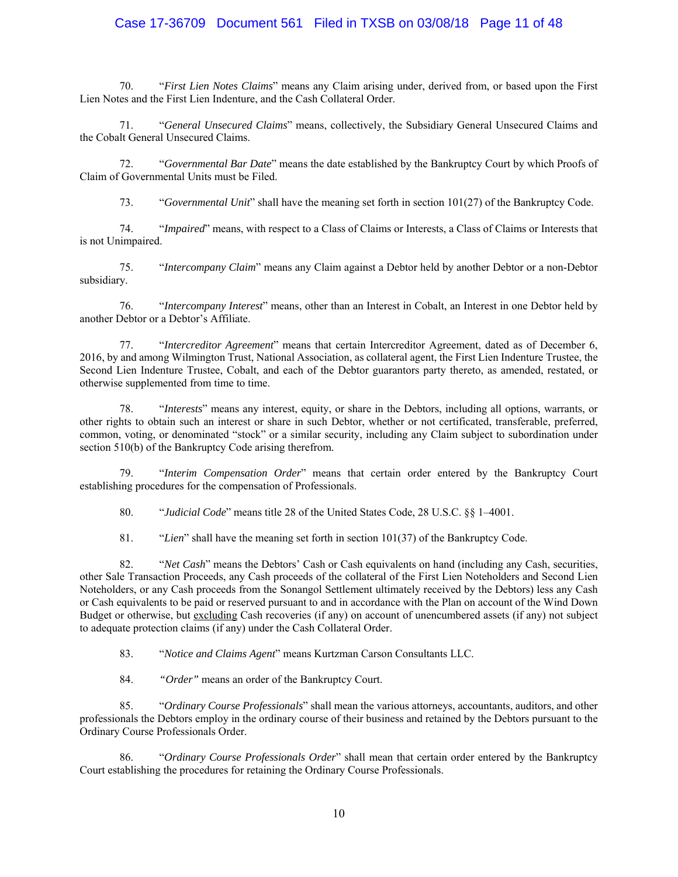70. "*First Lien Notes Claims*" means any Claim arising under, derived from, or based upon the First Lien Notes and the First Lien Indenture, and the Cash Collateral Order.

71. "*General Unsecured Claims*" means, collectively, the Subsidiary General Unsecured Claims and the Cobalt General Unsecured Claims.

72. "*Governmental Bar Date*" means the date established by the Bankruptcy Court by which Proofs of Claim of Governmental Units must be Filed.

73. "*Governmental Unit*" shall have the meaning set forth in section 101(27) of the Bankruptcy Code.

74. "*Impaired*" means, with respect to a Class of Claims or Interests, a Class of Claims or Interests that is not Unimpaired.

75. "*Intercompany Claim*" means any Claim against a Debtor held by another Debtor or a non-Debtor subsidiary.

76. "*Intercompany Interest*" means, other than an Interest in Cobalt, an Interest in one Debtor held by another Debtor or a Debtor's Affiliate.

77. "*Intercreditor Agreement*" means that certain Intercreditor Agreement, dated as of December 6, 2016, by and among Wilmington Trust, National Association, as collateral agent, the First Lien Indenture Trustee, the Second Lien Indenture Trustee, Cobalt, and each of the Debtor guarantors party thereto, as amended, restated, or otherwise supplemented from time to time.

78. "*Interests*" means any interest, equity, or share in the Debtors, including all options, warrants, or other rights to obtain such an interest or share in such Debtor, whether or not certificated, transferable, preferred, common, voting, or denominated "stock" or a similar security, including any Claim subject to subordination under section 510(b) of the Bankruptcy Code arising therefrom.

79. "*Interim Compensation Order*" means that certain order entered by the Bankruptcy Court establishing procedures for the compensation of Professionals.

80. "*Judicial Code*" means title 28 of the United States Code, 28 U.S.C. §§ 1–4001.

81. "*Lien*" shall have the meaning set forth in section 101(37) of the Bankruptcy Code.

82. "*Net Cash*" means the Debtors' Cash or Cash equivalents on hand (including any Cash, securities, other Sale Transaction Proceeds, any Cash proceeds of the collateral of the First Lien Noteholders and Second Lien Noteholders, or any Cash proceeds from the Sonangol Settlement ultimately received by the Debtors) less any Cash or Cash equivalents to be paid or reserved pursuant to and in accordance with the Plan on account of the Wind Down Budget or otherwise, but <u>excluding</u> Cash recoveries (if any) on account of unencumbered assets (if any) not subject to adequate protection claims (if any) under the Cash Collateral Order.

83. "*Notice and Claims Agent*" means Kurtzman Carson Consultants LLC.

84. *"Order"* means an order of the Bankruptcy Court.

85. "*Ordinary Course Professionals*" shall mean the various attorneys, accountants, auditors, and other professionals the Debtors employ in the ordinary course of their business and retained by the Debtors pursuant to the Ordinary Course Professionals Order.

86. "*Ordinary Course Professionals Order*" shall mean that certain order entered by the Bankruptcy Court establishing the procedures for retaining the Ordinary Course Professionals.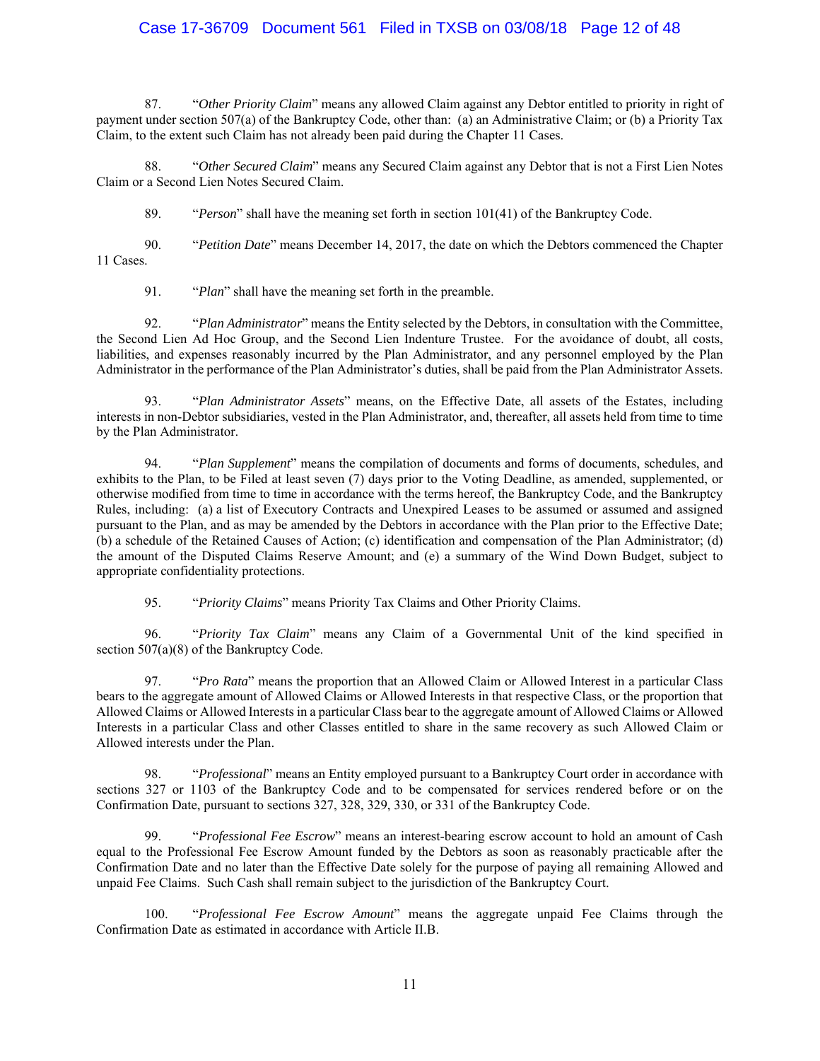87. "*Other Priority Claim*" means any allowed Claim against any Debtor entitled to priority in right of payment under section 507(a) of the Bankruptcy Code, other than: (a) an Administrative Claim; or (b) a Priority Tax Claim, to the extent such Claim has not already been paid during the Chapter 11 Cases.

88. "*Other Secured Claim*" means any Secured Claim against any Debtor that is not a First Lien Notes Claim or a Second Lien Notes Secured Claim.

89. "*Person*" shall have the meaning set forth in section 101(41) of the Bankruptcy Code.

90. "*Petition Date*" means December 14, 2017, the date on which the Debtors commenced the Chapter 11 Cases.

91. "*Plan*" shall have the meaning set forth in the preamble.

92. "*Plan Administrator*" means the Entity selected by the Debtors, in consultation with the Committee, the Second Lien Ad Hoc Group, and the Second Lien Indenture Trustee. For the avoidance of doubt, all costs, liabilities, and expenses reasonably incurred by the Plan Administrator, and any personnel employed by the Plan Administrator in the performance of the Plan Administrator's duties, shall be paid from the Plan Administrator Assets.

93. "*Plan Administrator Assets*" means, on the Effective Date, all assets of the Estates, including interests in non-Debtor subsidiaries, vested in the Plan Administrator, and, thereafter, all assets held from time to time by the Plan Administrator.

94. "*Plan Supplement*" means the compilation of documents and forms of documents, schedules, and exhibits to the Plan, to be Filed at least seven (7) days prior to the Voting Deadline, as amended, supplemented, or otherwise modified from time to time in accordance with the terms hereof, the Bankruptcy Code, and the Bankruptcy Rules, including: (a) a list of Executory Contracts and Unexpired Leases to be assumed or assumed and assigned pursuant to the Plan, and as may be amended by the Debtors in accordance with the Plan prior to the Effective Date; (b) a schedule of the Retained Causes of Action; (c) identification and compensation of the Plan Administrator; (d) the amount of the Disputed Claims Reserve Amount; and (e) a summary of the Wind Down Budget, subject to appropriate confidentiality protections.

95. "*Priority Claims*" means Priority Tax Claims and Other Priority Claims.

96. "*Priority Tax Claim*" means any Claim of a Governmental Unit of the kind specified in section 507(a)(8) of the Bankruptcy Code.

97. "*Pro Rata*" means the proportion that an Allowed Claim or Allowed Interest in a particular Class bears to the aggregate amount of Allowed Claims or Allowed Interests in that respective Class, or the proportion that Allowed Claims or Allowed Interests in a particular Class bear to the aggregate amount of Allowed Claims or Allowed Interests in a particular Class and other Classes entitled to share in the same recovery as such Allowed Claim or Allowed interests under the Plan.

98. "*Professional*" means an Entity employed pursuant to a Bankruptcy Court order in accordance with sections 327 or 1103 of the Bankruptcy Code and to be compensated for services rendered before or on the Confirmation Date, pursuant to sections 327, 328, 329, 330, or 331 of the Bankruptcy Code.

99. "*Professional Fee Escrow*" means an interest-bearing escrow account to hold an amount of Cash equal to the Professional Fee Escrow Amount funded by the Debtors as soon as reasonably practicable after the Confirmation Date and no later than the Effective Date solely for the purpose of paying all remaining Allowed and unpaid Fee Claims. Such Cash shall remain subject to the jurisdiction of the Bankruptcy Court.

100. "*Professional Fee Escrow Amount*" means the aggregate unpaid Fee Claims through the Confirmation Date as estimated in accordance with Article II.B.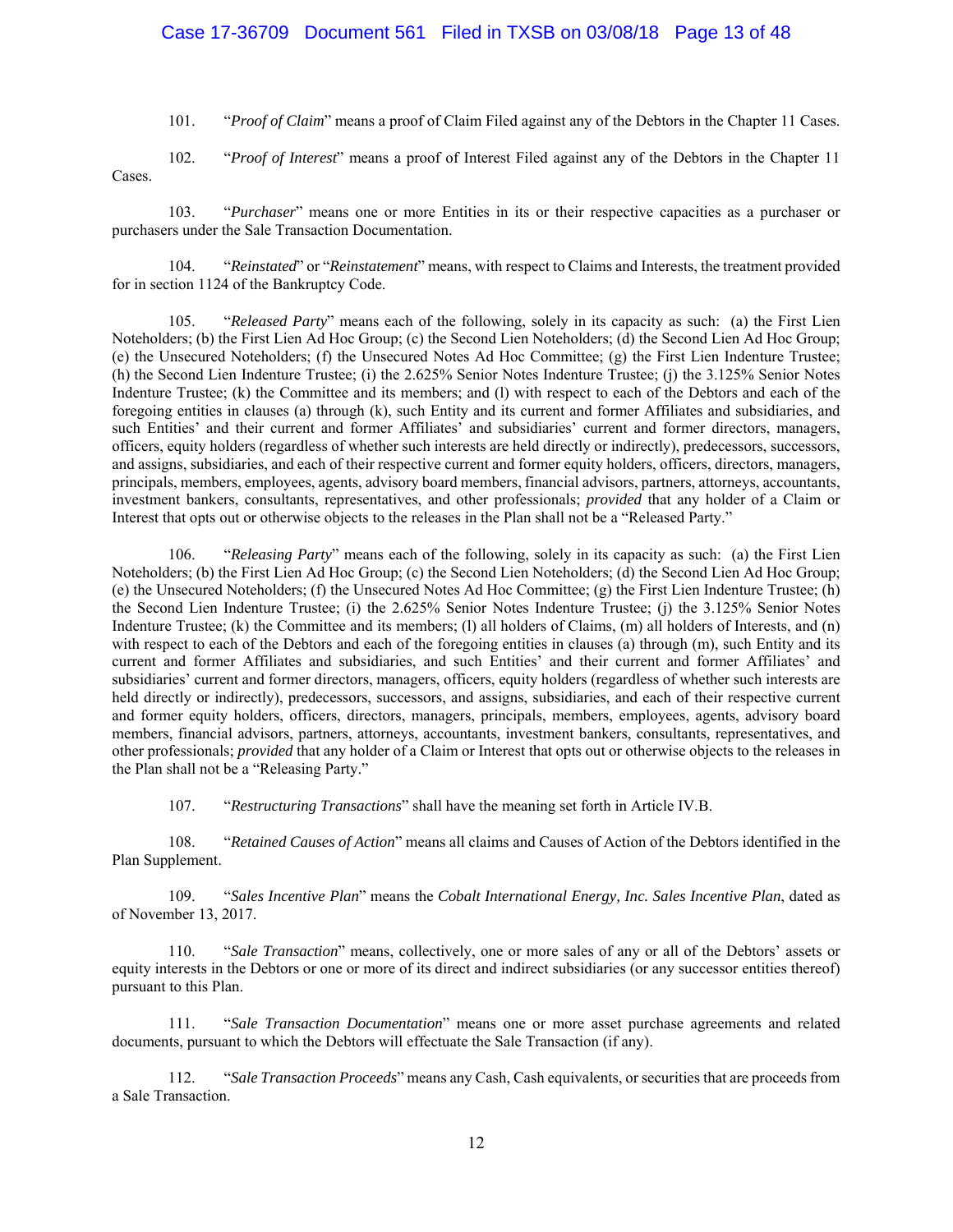101. "*Proof of Claim*" means a proof of Claim Filed against any of the Debtors in the Chapter 11 Cases.

102. "*Proof of Interest*" means a proof of Interest Filed against any of the Debtors in the Chapter 11 Cases.

103. "*Purchaser*" means one or more Entities in its or their respective capacities as a purchaser or purchasers under the Sale Transaction Documentation.

104. "*Reinstated*" or "*Reinstatement*" means, with respect to Claims and Interests, the treatment provided for in section 1124 of the Bankruptcy Code.

105. "*Released Party*" means each of the following, solely in its capacity as such: (a) the First Lien Noteholders; (b) the First Lien Ad Hoc Group; (c) the Second Lien Noteholders; (d) the Second Lien Ad Hoc Group; (e) the Unsecured Noteholders; (f) the Unsecured Notes Ad Hoc Committee; (g) the First Lien Indenture Trustee; (h) the Second Lien Indenture Trustee; (i) the 2.625% Senior Notes Indenture Trustee; (j) the 3.125% Senior Notes Indenture Trustee; (k) the Committee and its members; and (l) with respect to each of the Debtors and each of the foregoing entities in clauses (a) through (k), such Entity and its current and former Affiliates and subsidiaries, and such Entities' and their current and former Affiliates' and subsidiaries' current and former directors, managers, officers, equity holders (regardless of whether such interests are held directly or indirectly), predecessors, successors, and assigns, subsidiaries, and each of their respective current and former equity holders, officers, directors, managers, principals, members, employees, agents, advisory board members, financial advisors, partners, attorneys, accountants, investment bankers, consultants, representatives, and other professionals; *provided* that any holder of a Claim or Interest that opts out or otherwise objects to the releases in the Plan shall not be a "Released Party."

106. "*Releasing Party*" means each of the following, solely in its capacity as such: (a) the First Lien Noteholders; (b) the First Lien Ad Hoc Group; (c) the Second Lien Noteholders; (d) the Second Lien Ad Hoc Group; (e) the Unsecured Noteholders; (f) the Unsecured Notes Ad Hoc Committee; (g) the First Lien Indenture Trustee; (h) the Second Lien Indenture Trustee; (i) the 2.625% Senior Notes Indenture Trustee; (j) the 3.125% Senior Notes Indenture Trustee; (k) the Committee and its members; (l) all holders of Claims, (m) all holders of Interests, and (n) with respect to each of the Debtors and each of the foregoing entities in clauses (a) through (m), such Entity and its current and former Affiliates and subsidiaries, and such Entities' and their current and former Affiliates' and subsidiaries' current and former directors, managers, officers, equity holders (regardless of whether such interests are held directly or indirectly), predecessors, successors, and assigns, subsidiaries, and each of their respective current and former equity holders, officers, directors, managers, principals, members, employees, agents, advisory board members, financial advisors, partners, attorneys, accountants, investment bankers, consultants, representatives, and other professionals; *provided* that any holder of a Claim or Interest that opts out or otherwise objects to the releases in the Plan shall not be a "Releasing Party."

107. "*Restructuring Transactions*" shall have the meaning set forth in Article IV.B.

108. "*Retained Causes of Action*" means all claims and Causes of Action of the Debtors identified in the Plan Supplement.

109. "*Sales Incentive Plan*" means the *Cobalt International Energy, Inc. Sales Incentive Plan*, dated as of November 13, 2017.

110. "*Sale Transaction*" means, collectively, one or more sales of any or all of the Debtors' assets or equity interests in the Debtors or one or more of its direct and indirect subsidiaries (or any successor entities thereof) pursuant to this Plan.

111. "*Sale Transaction Documentation*" means one or more asset purchase agreements and related documents, pursuant to which the Debtors will effectuate the Sale Transaction (if any).

112. "*Sale Transaction Proceeds*" means any Cash, Cash equivalents, or securities that are proceeds from a Sale Transaction.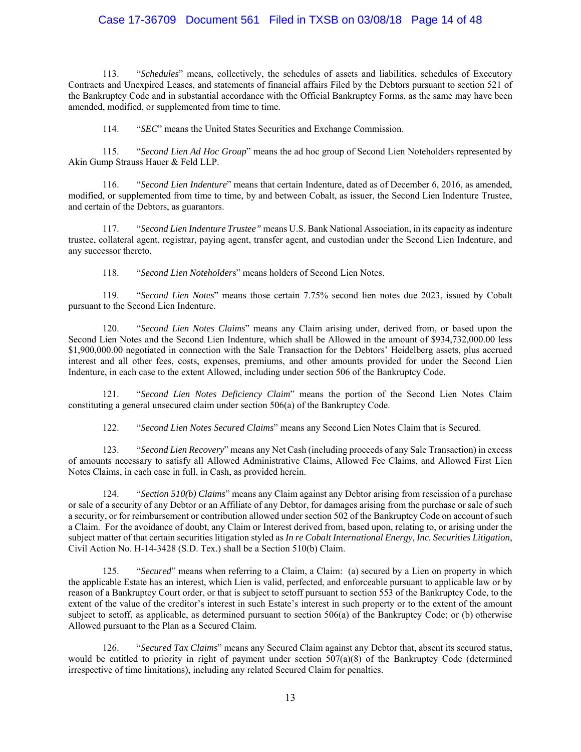113. "*Schedules*" means, collectively, the schedules of assets and liabilities, schedules of Executory Contracts and Unexpired Leases, and statements of financial affairs Filed by the Debtors pursuant to section 521 of the Bankruptcy Code and in substantial accordance with the Official Bankruptcy Forms, as the same may have been amended, modified, or supplemented from time to time.

114. "*SEC*" means the United States Securities and Exchange Commission.

115. "*Second Lien Ad Hoc Group*" means the ad hoc group of Second Lien Noteholders represented by Akin Gump Strauss Hauer & Feld LLP.

116. "*Second Lien Indenture*" means that certain Indenture, dated as of December 6, 2016, as amended, modified, or supplemented from time to time, by and between Cobalt, as issuer, the Second Lien Indenture Trustee, and certain of the Debtors, as guarantors.

117. "*Second Lien Indenture Trustee*" means U.S. Bank National Association, in its capacity as indenture trustee, collateral agent, registrar, paying agent, transfer agent, and custodian under the Second Lien Indenture, and any successor thereto.

118. "*Second Lien Noteholders*" means holders of Second Lien Notes.

119. "*Second Lien Notes*" means those certain 7.75% second lien notes due 2023, issued by Cobalt pursuant to the Second Lien Indenture.

120. "*Second Lien Notes Claims*" means any Claim arising under, derived from, or based upon the Second Lien Notes and the Second Lien Indenture, which shall be Allowed in the amount of $934,732,000.00 less $1,900,000.00 negotiated in connection with the Sale Transaction for the Debtors' Heidelberg assets, plus accrued interest and all other fees, costs, expenses, premiums, and other amounts provided for under the Second Lien Indenture, in each case to the extent Allowed, including under section 506 of the Bankruptcy Code.

121. "*Second Lien Notes Deficiency Claim*" means the portion of the Second Lien Notes Claim constituting a general unsecured claim under section 506(a) of the Bankruptcy Code.

122. "*Second Lien Notes Secured Claims*" means any Second Lien Notes Claim that is Secured.

123. "*Second Lien Recovery*" means any Net Cash (including proceeds of any Sale Transaction) in excess of amounts necessary to satisfy all Allowed Administrative Claims, Allowed Fee Claims, and Allowed First Lien Notes Claims, in each case in full, in Cash, as provided herein.

124. "*Section 510(b) Claims*" means any Claim against any Debtor arising from rescission of a purchase or sale of a security of any Debtor or an Affiliate of any Debtor, for damages arising from the purchase or sale of such a security, or for reimbursement or contribution allowed under section 502 of the Bankruptcy Code on account of such a Claim. For the avoidance of doubt, any Claim or Interest derived from, based upon, relating to, or arising under the subject matter of that certain securities litigation styled as *In re Cobalt International Energy, Inc. Securities Litigation*, Civil Action No. H-14-3428 (S.D. Tex.) shall be a Section 510(b) Claim.

125. "*Secured*" means when referring to a Claim, a Claim: (a) secured by a Lien on property in which the applicable Estate has an interest, which Lien is valid, perfected, and enforceable pursuant to applicable law or by reason of a Bankruptcy Court order, or that is subject to setoff pursuant to section 553 of the Bankruptcy Code, to the extent of the value of the creditor's interest in such Estate's interest in such property or to the extent of the amount subject to setoff, as applicable, as determined pursuant to section 506(a) of the Bankruptcy Code; or (b) otherwise Allowed pursuant to the Plan as a Secured Claim.

126. "*Secured Tax Claims*" means any Secured Claim against any Debtor that, absent its secured status, would be entitled to priority in right of payment under section 507(a)(8) of the Bankruptcy Code (determined irrespective of time limitations), including any related Secured Claim for penalties.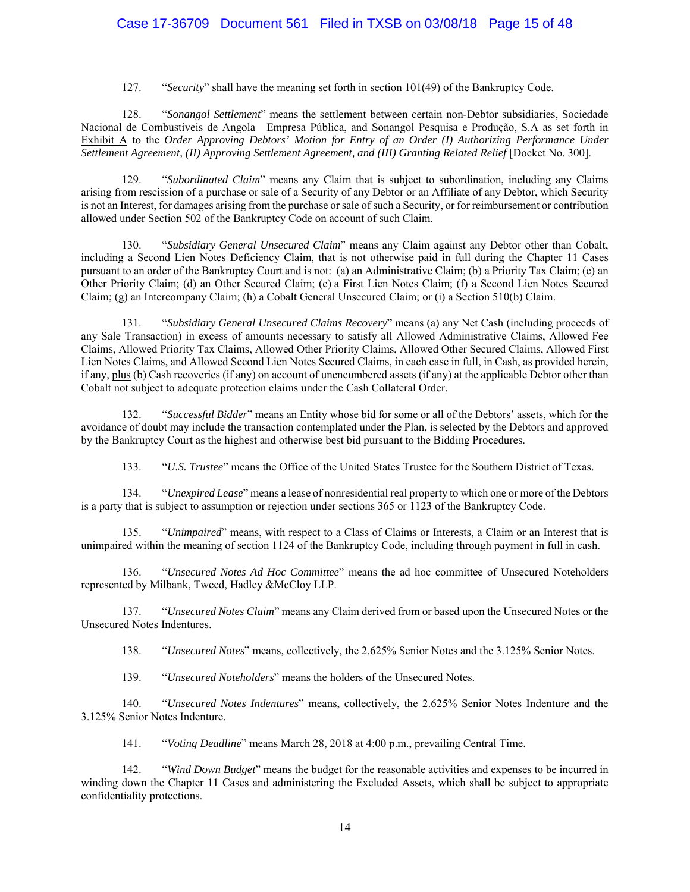127. "*Security*" shall have the meaning set forth in section 101(49) of the Bankruptcy Code.

128. "*Sonangol Settlement*" means the settlement between certain non-Debtor subsidiaries, Sociedade Nacional de Combustíveis de Angola—Empresa Pública, and Sonangol Pesquisa e Produção, S.A as set forth in Exhibit A to the *Order Approving Debtors' Motion for Entry of an Order (I) Authorizing Performance Under Settlement Agreement, (II) Approving Settlement Agreement, and (III) Granting Related Relief* [Docket No. 300].

129. "*Subordinated Claim*" means any Claim that is subject to subordination, including any Claims arising from rescission of a purchase or sale of a Security of any Debtor or an Affiliate of any Debtor, which Security is not an Interest, for damages arising from the purchase or sale of such a Security, or for reimbursement or contribution allowed under Section 502 of the Bankruptcy Code on account of such Claim.

130. "*Subsidiary General Unsecured Claim*" means any Claim against any Debtor other than Cobalt, including a Second Lien Notes Deficiency Claim, that is not otherwise paid in full during the Chapter 11 Cases pursuant to an order of the Bankruptcy Court and is not: (a) an Administrative Claim; (b) a Priority Tax Claim; (c) an Other Priority Claim; (d) an Other Secured Claim; (e) a First Lien Notes Claim; (f) a Second Lien Notes Secured Claim; (g) an Intercompany Claim; (h) a Cobalt General Unsecured Claim; or (i) a Section 510(b) Claim.

131. "*Subsidiary General Unsecured Claims Recovery*" means (a) any Net Cash (including proceeds of any Sale Transaction) in excess of amounts necessary to satisfy all Allowed Administrative Claims, Allowed Fee Claims, Allowed Priority Tax Claims, Allowed Other Priority Claims, Allowed Other Secured Claims, Allowed First Lien Notes Claims, and Allowed Second Lien Notes Secured Claims, in each case in full, in Cash, as provided herein, if any, plus (b) Cash recoveries (if any) on account of unencumbered assets (if any) at the applicable Debtor other than Cobalt not subject to adequate protection claims under the Cash Collateral Order.

132. "*Successful Bidder*" means an Entity whose bid for some or all of the Debtors' assets, which for the avoidance of doubt may include the transaction contemplated under the Plan, is selected by the Debtors and approved by the Bankruptcy Court as the highest and otherwise best bid pursuant to the Bidding Procedures.

133. "*U.S. Trustee*" means the Office of the United States Trustee for the Southern District of Texas.

134. "*Unexpired Lease*" means a lease of nonresidential real property to which one or more of the Debtors is a party that is subject to assumption or rejection under sections 365 or 1123 of the Bankruptcy Code.

135. "*Unimpaired*" means, with respect to a Class of Claims or Interests, a Claim or an Interest that is unimpaired within the meaning of section 1124 of the Bankruptcy Code, including through payment in full in cash.

136. "*Unsecured Notes Ad Hoc Committee*" means the ad hoc committee of Unsecured Noteholders represented by Milbank, Tweed, Hadley &McCloy LLP.

137. "*Unsecured Notes Claim*" means any Claim derived from or based upon the Unsecured Notes or the Unsecured Notes Indentures.

138. "*Unsecured Notes*" means, collectively, the 2.625% Senior Notes and the 3.125% Senior Notes.

139. "*Unsecured Noteholders*" means the holders of the Unsecured Notes.

140. "*Unsecured Notes Indentures*" means, collectively, the 2.625% Senior Notes Indenture and the 3.125% Senior Notes Indenture.

141. "*Voting Deadline*" means March 28, 2018 at 4:00 p.m., prevailing Central Time.

142. "*Wind Down Budget*" means the budget for the reasonable activities and expenses to be incurred in winding down the Chapter 11 Cases and administering the Excluded Assets, which shall be subject to appropriate confidentiality protections.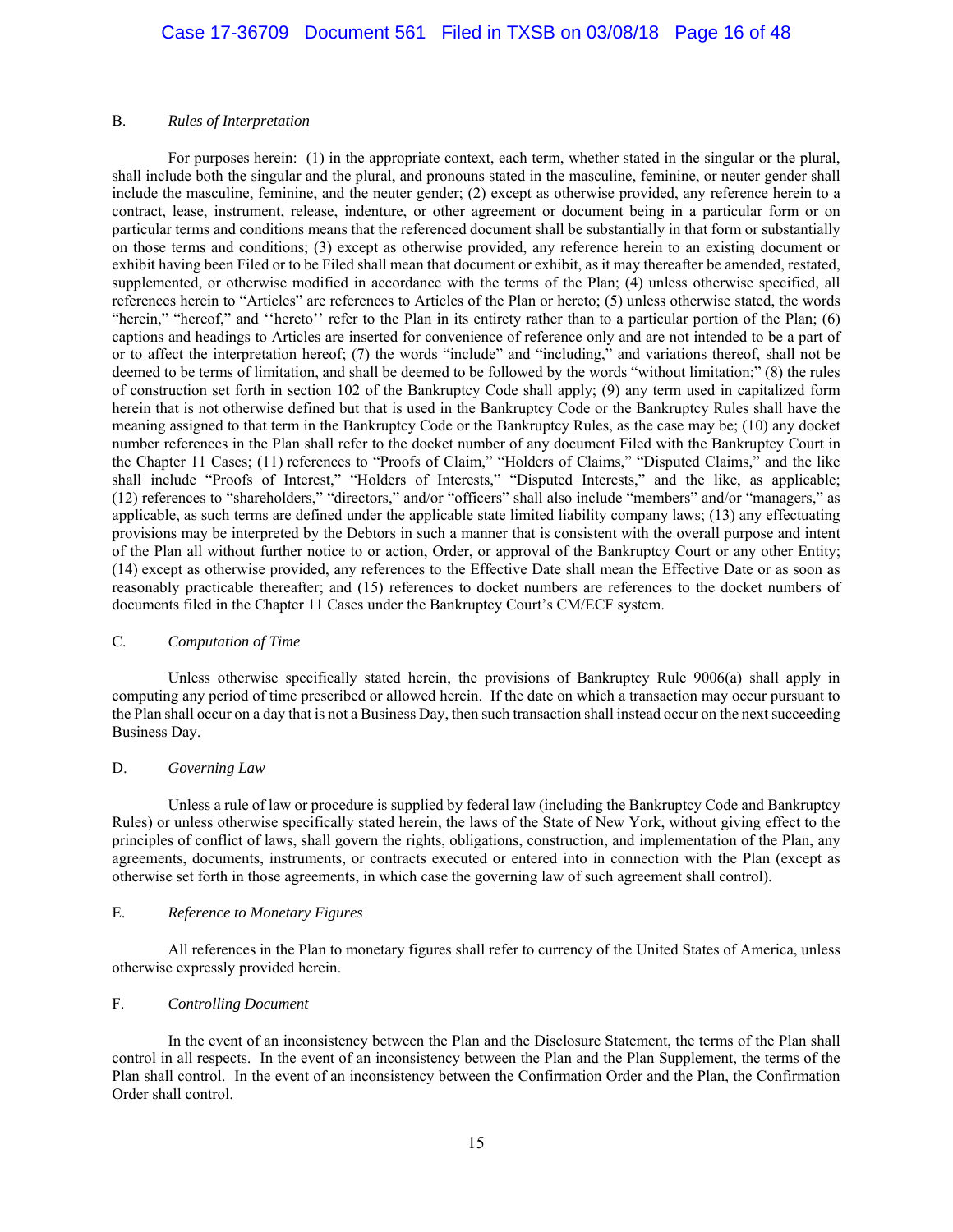### B. *Rules of Interpretation*

For purposes herein: (1) in the appropriate context, each term, whether stated in the singular or the plural, shall include both the singular and the plural, and pronouns stated in the masculine, feminine, or neuter gender shall include the masculine, feminine, and the neuter gender; (2) except as otherwise provided, any reference herein to a contract, lease, instrument, release, indenture, or other agreement or document being in a particular form or on particular terms and conditions means that the referenced document shall be substantially in that form or substantially on those terms and conditions; (3) except as otherwise provided, any reference herein to an existing document or exhibit having been Filed or to be Filed shall mean that document or exhibit, as it may thereafter be amended, restated, supplemented, or otherwise modified in accordance with the terms of the Plan; (4) unless otherwise specified, all references herein to "Articles" are references to Articles of the Plan or hereto; (5) unless otherwise stated, the words "herein," "hereof," and ''hereto'' refer to the Plan in its entirety rather than to a particular portion of the Plan; (6) captions and headings to Articles are inserted for convenience of reference only and are not intended to be a part of or to affect the interpretation hereof; (7) the words "include" and "including," and variations thereof, shall not be deemed to be terms of limitation, and shall be deemed to be followed by the words "without limitation;" (8) the rules of construction set forth in section 102 of the Bankruptcy Code shall apply; (9) any term used in capitalized form herein that is not otherwise defined but that is used in the Bankruptcy Code or the Bankruptcy Rules shall have the meaning assigned to that term in the Bankruptcy Code or the Bankruptcy Rules, as the case may be; (10) any docket number references in the Plan shall refer to the docket number of any document Filed with the Bankruptcy Court in the Chapter 11 Cases; (11) references to "Proofs of Claim," "Holders of Claims," "Disputed Claims," and the like shall include "Proofs of Interest," "Holders of Interests," "Disputed Interests," and the like, as applicable; (12) references to "shareholders," "directors," and/or "officers" shall also include "members" and/or "managers," as applicable, as such terms are defined under the applicable state limited liability company laws; (13) any effectuating provisions may be interpreted by the Debtors in such a manner that is consistent with the overall purpose and intent of the Plan all without further notice to or action, Order, or approval of the Bankruptcy Court or any other Entity; (14) except as otherwise provided, any references to the Effective Date shall mean the Effective Date or as soon as reasonably practicable thereafter; and (15) references to docket numbers are references to the docket numbers of documents filed in the Chapter 11 Cases under the Bankruptcy Court's CM/ECF system.

### C. *Computation of Time*

Unless otherwise specifically stated herein, the provisions of Bankruptcy Rule 9006(a) shall apply in computing any period of time prescribed or allowed herein. If the date on which a transaction may occur pursuant to the Plan shall occur on a day that is not a Business Day, then such transaction shall instead occur on the next succeeding Business Day.

### D. *Governing Law*

Unless a rule of law or procedure is supplied by federal law (including the Bankruptcy Code and Bankruptcy Rules) or unless otherwise specifically stated herein, the laws of the State of New York, without giving effect to the principles of conflict of laws, shall govern the rights, obligations, construction, and implementation of the Plan, any agreements, documents, instruments, or contracts executed or entered into in connection with the Plan (except as otherwise set forth in those agreements, in which case the governing law of such agreement shall control).

### E. *Reference to Monetary Figures*

All references in the Plan to monetary figures shall refer to currency of the United States of America, unless otherwise expressly provided herein.

### F. *Controlling Document*

In the event of an inconsistency between the Plan and the Disclosure Statement, the terms of the Plan shall control in all respects. In the event of an inconsistency between the Plan and the Plan Supplement, the terms of the Plan shall control. In the event of an inconsistency between the Confirmation Order and the Plan, the Confirmation Order shall control.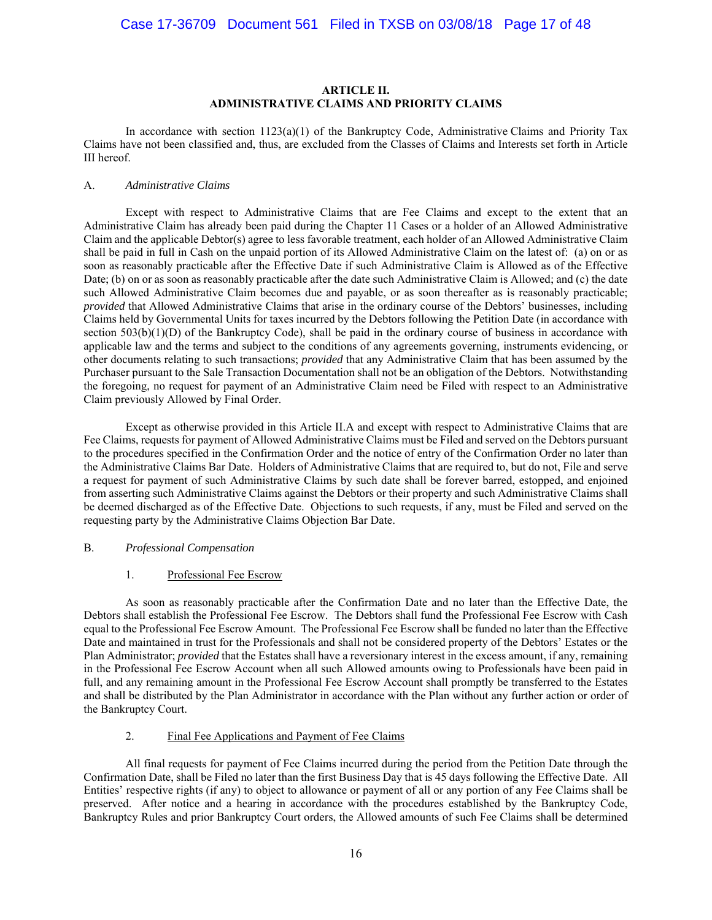# ARTICLE II.
# ADMINISTRATIVE CLAIMS AND PRIORITY CLAIMS

In accordance with section 1123(a)(1) of the Bankruptcy Code, Administrative Claims and Priority Tax Claims have not been classified and, thus, are excluded from the Classes of Claims and Interests set forth in Article III hereof.

## A. *Administrative Claims*

Except with respect to Administrative Claims that are Fee Claims and except to the extent that an Administrative Claim has already been paid during the Chapter 11 Cases or a holder of an Allowed Administrative Claim and the applicable Debtor(s) agree to less favorable treatment, each holder of an Allowed Administrative Claim shall be paid in full in Cash on the unpaid portion of its Allowed Administrative Claim on the latest of: (a) on or as soon as reasonably practicable after the Effective Date if such Administrative Claim is Allowed as of the Effective Date; (b) on or as soon as reasonably practicable after the date such Administrative Claim is Allowed; and (c) the date such Allowed Administrative Claim becomes due and payable, or as soon thereafter as is reasonably practicable; *provided* that Allowed Administrative Claims that arise in the ordinary course of the Debtors' businesses, including Claims held by Governmental Units for taxes incurred by the Debtors following the Petition Date (in accordance with section 503(b)(1)(D) of the Bankruptcy Code), shall be paid in the ordinary course of business in accordance with applicable law and the terms and subject to the conditions of any agreements governing, instruments evidencing, or other documents relating to such transactions; *provided* that any Administrative Claim that has been assumed by the Purchaser pursuant to the Sale Transaction Documentation shall not be an obligation of the Debtors. Notwithstanding the foregoing, no request for payment of an Administrative Claim need be Filed with respect to an Administrative Claim previously Allowed by Final Order.

Except as otherwise provided in this Article II.A and except with respect to Administrative Claims that are Fee Claims, requests for payment of Allowed Administrative Claims must be Filed and served on the Debtors pursuant to the procedures specified in the Confirmation Order and the notice of entry of the Confirmation Order no later than the Administrative Claims Bar Date. Holders of Administrative Claims that are required to, but do not, File and serve a request for payment of such Administrative Claims by such date shall be forever barred, estopped, and enjoined from asserting such Administrative Claims against the Debtors or their property and such Administrative Claims shall be deemed discharged as of the Effective Date. Objections to such requests, if any, must be Filed and served on the requesting party by the Administrative Claims Objection Bar Date.

## B. *Professional Compensation*

### 1. Professional Fee Escrow

As soon as reasonably practicable after the Confirmation Date and no later than the Effective Date, the Debtors shall establish the Professional Fee Escrow. The Debtors shall fund the Professional Fee Escrow with Cash equal to the Professional Fee Escrow Amount. The Professional Fee Escrow shall be funded no later than the Effective Date and maintained in trust for the Professionals and shall not be considered property of the Debtors' Estates or the Plan Administrator; *provided* that the Estates shall have a reversionary interest in the excess amount, if any, remaining in the Professional Fee Escrow Account when all such Allowed amounts owing to Professionals have been paid in full, and any remaining amount in the Professional Fee Escrow Account shall promptly be transferred to the Estates and shall be distributed by the Plan Administrator in accordance with the Plan without any further action or order of the Bankruptcy Court.

### 2. Final Fee Applications and Payment of Fee Claims

All final requests for payment of Fee Claims incurred during the period from the Petition Date through the Confirmation Date, shall be Filed no later than the first Business Day that is 45 days following the Effective Date. All Entities' respective rights (if any) to object to allowance or payment of all or any portion of any Fee Claims shall be preserved. After notice and a hearing in accordance with the procedures established by the Bankruptcy Code, Bankruptcy Rules and prior Bankruptcy Court orders, the Allowed amounts of such Fee Claims shall be determined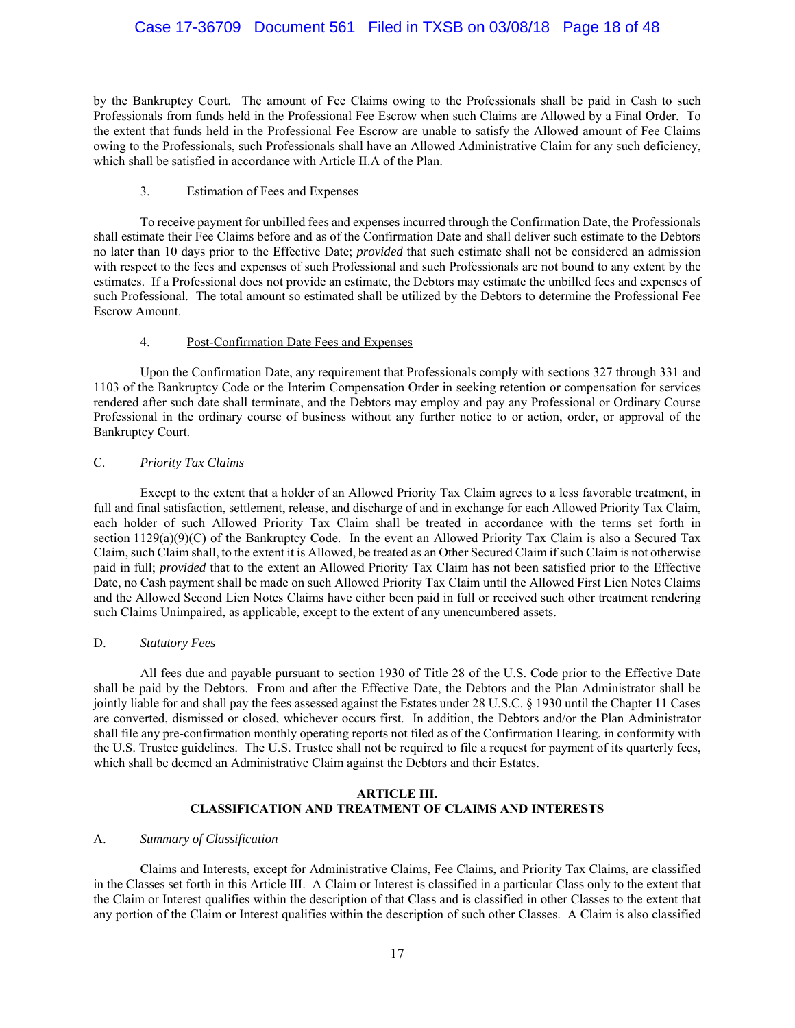by the Bankruptcy Court. The amount of Fee Claims owing to the Professionals shall be paid in Cash to such Professionals from funds held in the Professional Fee Escrow when such Claims are Allowed by a Final Order. To the extent that funds held in the Professional Fee Escrow are unable to satisfy the Allowed amount of Fee Claims owing to the Professionals, such Professionals shall have an Allowed Administrative Claim for any such deficiency, which shall be satisfied in accordance with Article II.A of the Plan.

### 3. Estimation of Fees and Expenses

To receive payment for unbilled fees and expenses incurred through the Confirmation Date, the Professionals shall estimate their Fee Claims before and as of the Confirmation Date and shall deliver such estimate to the Debtors no later than 10 days prior to the Effective Date; *provided* that such estimate shall not be considered an admission with respect to the fees and expenses of such Professional and such Professionals are not bound to any extent by the estimates. If a Professional does not provide an estimate, the Debtors may estimate the unbilled fees and expenses of such Professional. The total amount so estimated shall be utilized by the Debtors to determine the Professional Fee Escrow Amount.

### 4. Post-Confirmation Date Fees and Expenses

Upon the Confirmation Date, any requirement that Professionals comply with sections 327 through 331 and 1103 of the Bankruptcy Code or the Interim Compensation Order in seeking retention or compensation for services rendered after such date shall terminate, and the Debtors may employ and pay any Professional or Ordinary Course Professional in the ordinary course of business without any further notice to or action, order, or approval of the Bankruptcy Court.

## C. *Priority Tax Claims*

Except to the extent that a holder of an Allowed Priority Tax Claim agrees to a less favorable treatment, in full and final satisfaction, settlement, release, and discharge of and in exchange for each Allowed Priority Tax Claim, each holder of such Allowed Priority Tax Claim shall be treated in accordance with the terms set forth in section 1129(a)(9)(C) of the Bankruptcy Code. In the event an Allowed Priority Tax Claim is also a Secured Tax Claim, such Claim shall, to the extent it is Allowed, be treated as an Other Secured Claim if such Claim is not otherwise paid in full; *provided* that to the extent an Allowed Priority Tax Claim has not been satisfied prior to the Effective Date, no Cash payment shall be made on such Allowed Priority Tax Claim until the Allowed First Lien Notes Claims and the Allowed Second Lien Notes Claims have either been paid in full or received such other treatment rendering such Claims Unimpaired, as applicable, except to the extent of any unencumbered assets.

## D. *Statutory Fees*

All fees due and payable pursuant to section 1930 of Title 28 of the U.S. Code prior to the Effective Date shall be paid by the Debtors. From and after the Effective Date, the Debtors and the Plan Administrator shall be jointly liable for and shall pay the fees assessed against the Estates under 28 U.S.C. § 1930 until the Chapter 11 Cases are converted, dismissed or closed, whichever occurs first. In addition, the Debtors and/or the Plan Administrator shall file any pre-confirmation monthly operating reports not filed as of the Confirmation Hearing, in conformity with the U.S. Trustee guidelines. The U.S. Trustee shall not be required to file a request for payment of its quarterly fees, which shall be deemed an Administrative Claim against the Debtors and their Estates.

# ARTICLE III.
# CLASSIFICATION AND TREATMENT OF CLAIMS AND INTERESTS

## A. *Summary of Classification*

Claims and Interests, except for Administrative Claims, Fee Claims, and Priority Tax Claims, are classified in the Classes set forth in this Article III. A Claim or Interest is classified in a particular Class only to the extent that the Claim or Interest qualifies within the description of that Class and is classified in other Classes to the extent that any portion of the Claim or Interest qualifies within the description of such other Classes. A Claim is also classified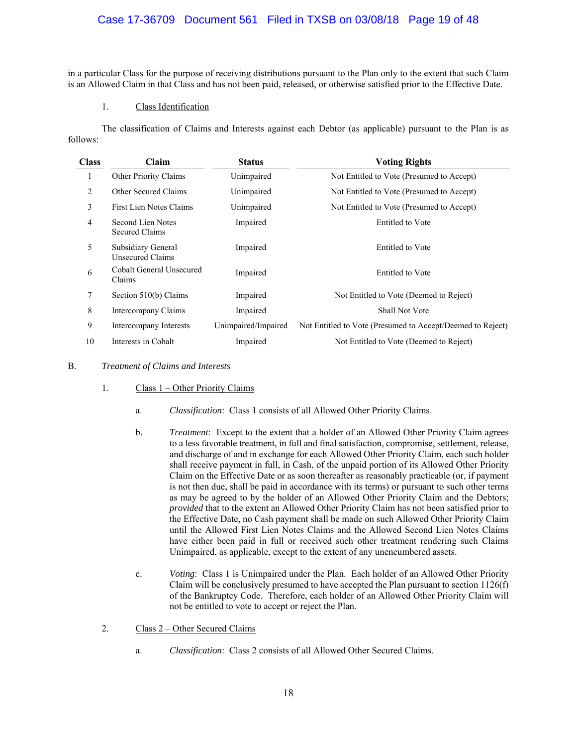in a particular Class for the purpose of receiving distributions pursuant to the Plan only to the extent that such Claim is an Allowed Claim in that Class and has not been paid, released, or otherwise satisfied prior to the Effective Date.

1. Class Identification

The classification of Claims and Interests against each Debtor (as applicable) pursuant to the Plan is as follows:

| Class | Claim | Status | Voting Rights |
|---|---|---|---|
| 1 | Other Priority Claims | Unimpaired | Not Entitled to Vote (Presumed to Accept) |
| 2 | Other Secured Claims | Unimpaired | Not Entitled to Vote (Presumed to Accept) |
| 3 | First Lien Notes Claims | Unimpaired | Not Entitled to Vote (Presumed to Accept) |
| 4 | Second Lien Notes Secured Claims | Impaired | Entitled to Vote |
| 5 | Subsidiary General Unsecured Claims | Impaired | Entitled to Vote |
| 6 | Cobalt General Unsecured Claims | Impaired | Entitled to Vote |
| 7 | Section 510(b) Claims | Impaired | Not Entitled to Vote (Deemed to Reject) |
| 8 | Intercompany Claims | Impaired | Shall Not Vote |
| 9 | Intercompany Interests | Unimpaired/Impaired | Not Entitled to Vote (Presumed to Accept/Deemed to Reject) |
| 10 | Interests in Cobalt | Impaired | Not Entitled to Vote (Deemed to Reject) |

B. *Treatment of Claims and Interests*

1. Class 1 – Other Priority Claims

a. *Classification*: Class 1 consists of all Allowed Other Priority Claims.

b. *Treatment*: Except to the extent that a holder of an Allowed Other Priority Claim agrees to a less favorable treatment, in full and final satisfaction, compromise, settlement, release, and discharge of and in exchange for each Allowed Other Priority Claim, each such holder shall receive payment in full, in Cash, of the unpaid portion of its Allowed Other Priority Claim on the Effective Date or as soon thereafter as reasonably practicable (or, if payment is not then due, shall be paid in accordance with its terms) or pursuant to such other terms as may be agreed to by the holder of an Allowed Other Priority Claim and the Debtors; *provided* that to the extent an Allowed Other Priority Claim has not been satisfied prior to the Effective Date, no Cash payment shall be made on such Allowed Other Priority Claim until the Allowed First Lien Notes Claims and the Allowed Second Lien Notes Claims have either been paid in full or received such other treatment rendering such Claims Unimpaired, as applicable, except to the extent of any unencumbered assets.

c. *Voting*: Class 1 is Unimpaired under the Plan. Each holder of an Allowed Other Priority Claim will be conclusively presumed to have accepted the Plan pursuant to section 1126(f) of the Bankruptcy Code. Therefore, each holder of an Allowed Other Priority Claim will not be entitled to vote to accept or reject the Plan.

2. Class 2 – Other Secured Claims

a. *Classification*: Class 2 consists of all Allowed Other Secured Claims.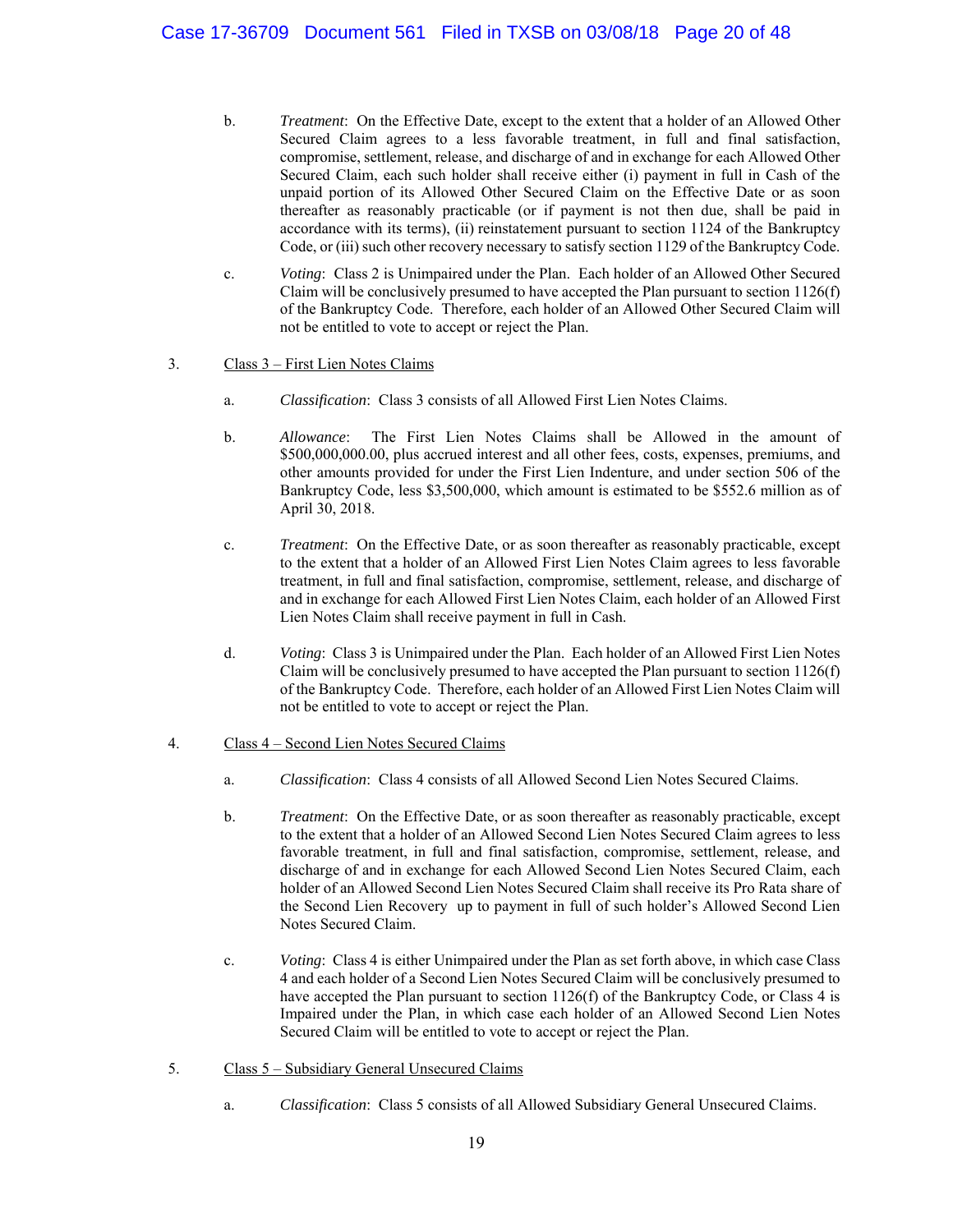b. *Treatment*: On the Effective Date, except to the extent that a holder of an Allowed Other Secured Claim agrees to a less favorable treatment, in full and final satisfaction, compromise, settlement, release, and discharge of and in exchange for each Allowed Other Secured Claim, each such holder shall receive either (i) payment in full in Cash of the unpaid portion of its Allowed Other Secured Claim on the Effective Date or as soon thereafter as reasonably practicable (or if payment is not then due, shall be paid in accordance with its terms), (ii) reinstatement pursuant to section 1124 of the Bankruptcy Code, or (iii) such other recovery necessary to satisfy section 1129 of the Bankruptcy Code.

c. *Voting*: Class 2 is Unimpaired under the Plan. Each holder of an Allowed Other Secured Claim will be conclusively presumed to have accepted the Plan pursuant to section 1126(f) of the Bankruptcy Code. Therefore, each holder of an Allowed Other Secured Claim will not be entitled to vote to accept or reject the Plan.

3. <u>Class 3 – First Lien Notes Claims</u>

a. *Classification*: Class 3 consists of all Allowed First Lien Notes Claims.

b. *Allowance*: The First Lien Notes Claims shall be Allowed in the amount of $500,000,000.00, plus accrued interest and all other fees, costs, expenses, premiums, and other amounts provided for under the First Lien Indenture, and under section 506 of the Bankruptcy Code, less $3,500,000, which amount is estimated to be $552.6 million as of April 30, 2018.

c. *Treatment*: On the Effective Date, or as soon thereafter as reasonably practicable, except to the extent that a holder of an Allowed First Lien Notes Claim agrees to less favorable treatment, in full and final satisfaction, compromise, settlement, release, and discharge of and in exchange for each Allowed First Lien Notes Claim, each holder of an Allowed First Lien Notes Claim shall receive payment in full in Cash.

d. *Voting*: Class 3 is Unimpaired under the Plan. Each holder of an Allowed First Lien Notes Claim will be conclusively presumed to have accepted the Plan pursuant to section 1126(f) of the Bankruptcy Code. Therefore, each holder of an Allowed First Lien Notes Claim will not be entitled to vote to accept or reject the Plan.

4. <u>Class 4 – Second Lien Notes Secured Claims</u>

a. *Classification*: Class 4 consists of all Allowed Second Lien Notes Secured Claims.

b. *Treatment*: On the Effective Date, or as soon thereafter as reasonably practicable, except to the extent that a holder of an Allowed Second Lien Notes Secured Claim agrees to less favorable treatment, in full and final satisfaction, compromise, settlement, release, and discharge of and in exchange for each Allowed Second Lien Notes Secured Claim, each holder of an Allowed Second Lien Notes Secured Claim shall receive its Pro Rata share of the Second Lien Recovery up to payment in full of such holder's Allowed Second Lien Notes Secured Claim.

c. *Voting*: Class 4 is either Unimpaired under the Plan as set forth above, in which case Class 4 and each holder of a Second Lien Notes Secured Claim will be conclusively presumed to have accepted the Plan pursuant to section 1126(f) of the Bankruptcy Code, or Class 4 is Impaired under the Plan, in which case each holder of an Allowed Second Lien Notes Secured Claim will be entitled to vote to accept or reject the Plan.

5. <u>Class 5 – Subsidiary General Unsecured Claims</u>

a. *Classification*: Class 5 consists of all Allowed Subsidiary General Unsecured Claims.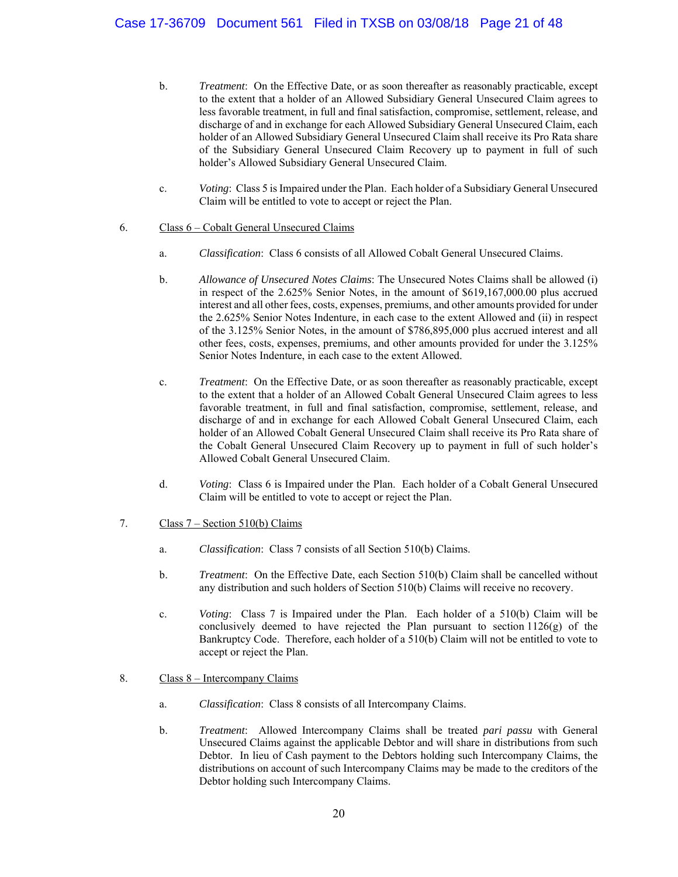b. *Treatment*: On the Effective Date, or as soon thereafter as reasonably practicable, except to the extent that a holder of an Allowed Subsidiary General Unsecured Claim agrees to less favorable treatment, in full and final satisfaction, compromise, settlement, release, and discharge of and in exchange for each Allowed Subsidiary General Unsecured Claim, each holder of an Allowed Subsidiary General Unsecured Claim shall receive its Pro Rata share of the Subsidiary General Unsecured Claim Recovery up to payment in full of such holder's Allowed Subsidiary General Unsecured Claim.

c. *Voting*: Class 5 is Impaired under the Plan. Each holder of a Subsidiary General Unsecured Claim will be entitled to vote to accept or reject the Plan.

6. Class 6 – Cobalt General Unsecured Claims

a. *Classification*: Class 6 consists of all Allowed Cobalt General Unsecured Claims.

b. *Allowance of Unsecured Notes Claims*: The Unsecured Notes Claims shall be allowed (i) in respect of the 2.625% Senior Notes, in the amount of $619,167,000.00 plus accrued interest and all other fees, costs, expenses, premiums, and other amounts provided for under the 2.625% Senior Notes Indenture, in each case to the extent Allowed and (ii) in respect of the 3.125% Senior Notes, in the amount of $786,895,000 plus accrued interest and all other fees, costs, expenses, premiums, and other amounts provided for under the 3.125% Senior Notes Indenture, in each case to the extent Allowed.

c. *Treatment*: On the Effective Date, or as soon thereafter as reasonably practicable, except to the extent that a holder of an Allowed Cobalt General Unsecured Claim agrees to less favorable treatment, in full and final satisfaction, compromise, settlement, release, and discharge of and in exchange for each Allowed Cobalt General Unsecured Claim, each holder of an Allowed Cobalt General Unsecured Claim shall receive its Pro Rata share of the Cobalt General Unsecured Claim Recovery up to payment in full of such holder's Allowed Cobalt General Unsecured Claim.

d. *Voting*: Class 6 is Impaired under the Plan. Each holder of a Cobalt General Unsecured Claim will be entitled to vote to accept or reject the Plan.

7. Class 7 – Section 510(b) Claims

a. *Classification*: Class 7 consists of all Section 510(b) Claims.

b. *Treatment*: On the Effective Date, each Section 510(b) Claim shall be cancelled without any distribution and such holders of Section 510(b) Claims will receive no recovery.

c. *Voting*: Class 7 is Impaired under the Plan. Each holder of a 510(b) Claim will be conclusively deemed to have rejected the Plan pursuant to section 1126(g) of the Bankruptcy Code. Therefore, each holder of a 510(b) Claim will not be entitled to vote to accept or reject the Plan.

8. Class 8 – Intercompany Claims

a. *Classification*: Class 8 consists of all Intercompany Claims.

b. *Treatment*: Allowed Intercompany Claims shall be treated *pari passu* with General Unsecured Claims against the applicable Debtor and will share in distributions from such Debtor. In lieu of Cash payment to the Debtors holding such Intercompany Claims, the distributions on account of such Intercompany Claims may be made to the creditors of the Debtor holding such Intercompany Claims.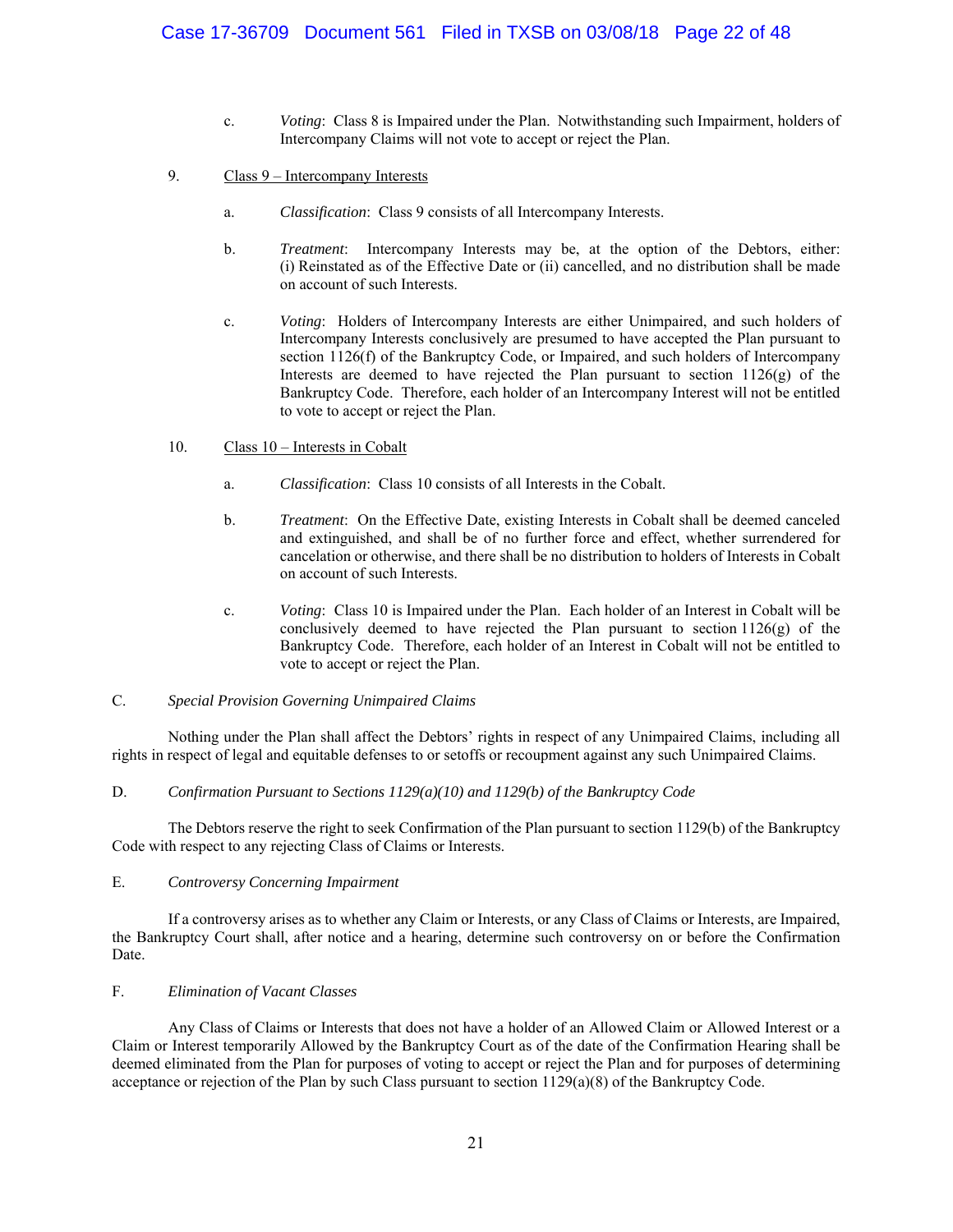c. *Voting*: Class 8 is Impaired under the Plan. Notwithstanding such Impairment, holders of Intercompany Claims will not vote to accept or reject the Plan.

9. <u>Class 9 – Intercompany Interests</u>

a. *Classification*: Class 9 consists of all Intercompany Interests.

b. *Treatment*: Intercompany Interests may be, at the option of the Debtors, either: (i) Reinstated as of the Effective Date or (ii) cancelled, and no distribution shall be made on account of such Interests.

c. *Voting*: Holders of Intercompany Interests are either Unimpaired, and such holders of Intercompany Interests conclusively are presumed to have accepted the Plan pursuant to section 1126(f) of the Bankruptcy Code, or Impaired, and such holders of Intercompany Interests are deemed to have rejected the Plan pursuant to section 1126(g) of the Bankruptcy Code. Therefore, each holder of an Intercompany Interest will not be entitled to vote to accept or reject the Plan.

10. <u>Class 10 – Interests in Cobalt</u>

a. *Classification*: Class 10 consists of all Interests in the Cobalt.

b. *Treatment*: On the Effective Date, existing Interests in Cobalt shall be deemed canceled and extinguished, and shall be of no further force and effect, whether surrendered for cancelation or otherwise, and there shall be no distribution to holders of Interests in Cobalt on account of such Interests.

c. *Voting*: Class 10 is Impaired under the Plan. Each holder of an Interest in Cobalt will be conclusively deemed to have rejected the Plan pursuant to section 1126(g) of the Bankruptcy Code. Therefore, each holder of an Interest in Cobalt will not be entitled to vote to accept or reject the Plan.

C. *Special Provision Governing Unimpaired Claims*

Nothing under the Plan shall affect the Debtors' rights in respect of any Unimpaired Claims, including all rights in respect of legal and equitable defenses to or setoffs or recoupment against any such Unimpaired Claims.

D. *Confirmation Pursuant to Sections 1129(a)(10) and 1129(b) of the Bankruptcy Code*

The Debtors reserve the right to seek Confirmation of the Plan pursuant to section 1129(b) of the Bankruptcy Code with respect to any rejecting Class of Claims or Interests.

E. *Controversy Concerning Impairment*

If a controversy arises as to whether any Claim or Interests, or any Class of Claims or Interests, are Impaired, the Bankruptcy Court shall, after notice and a hearing, determine such controversy on or before the Confirmation Date.

F. *Elimination of Vacant Classes*

Any Class of Claims or Interests that does not have a holder of an Allowed Claim or Allowed Interest or a Claim or Interest temporarily Allowed by the Bankruptcy Court as of the date of the Confirmation Hearing shall be deemed eliminated from the Plan for purposes of voting to accept or reject the Plan and for purposes of determining acceptance or rejection of the Plan by such Class pursuant to section 1129(a)(8) of the Bankruptcy Code.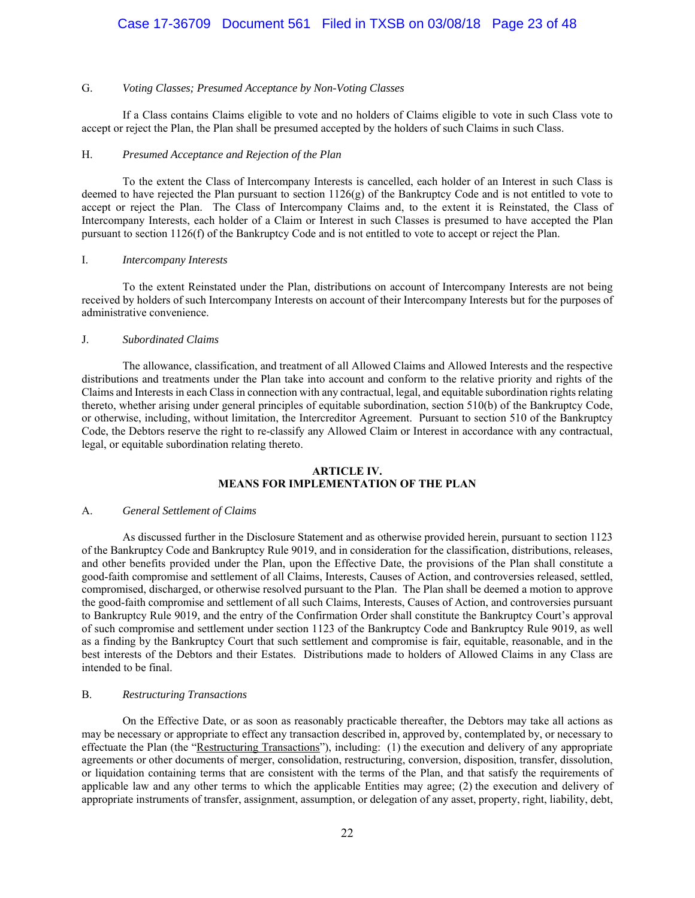G. *Voting Classes; Presumed Acceptance by Non-Voting Classes*

If a Class contains Claims eligible to vote and no holders of Claims eligible to vote in such Class vote to accept or reject the Plan, the Plan shall be presumed accepted by the holders of such Claims in such Class.

H. *Presumed Acceptance and Rejection of the Plan*

To the extent the Class of Intercompany Interests is cancelled, each holder of an Interest in such Class is deemed to have rejected the Plan pursuant to section 1126(g) of the Bankruptcy Code and is not entitled to vote to accept or reject the Plan. The Class of Intercompany Claims and, to the extent it is Reinstated, the Class of Intercompany Interests, each holder of a Claim or Interest in such Classes is presumed to have accepted the Plan pursuant to section 1126(f) of the Bankruptcy Code and is not entitled to vote to accept or reject the Plan.

I. *Intercompany Interests*

To the extent Reinstated under the Plan, distributions on account of Intercompany Interests are not being received by holders of such Intercompany Interests on account of their Intercompany Interests but for the purposes of administrative convenience.

J. *Subordinated Claims*

The allowance, classification, and treatment of all Allowed Claims and Allowed Interests and the respective distributions and treatments under the Plan take into account and conform to the relative priority and rights of the Claims and Interests in each Class in connection with any contractual, legal, and equitable subordination rights relating thereto, whether arising under general principles of equitable subordination, section 510(b) of the Bankruptcy Code, or otherwise, including, without limitation, the Intercreditor Agreement. Pursuant to section 510 of the Bankruptcy Code, the Debtors reserve the right to re-classify any Allowed Claim or Interest in accordance with any contractual, legal, or equitable subordination relating thereto.

## ARTICLE IV.
## MEANS FOR IMPLEMENTATION OF THE PLAN

A. *General Settlement of Claims*

As discussed further in the Disclosure Statement and as otherwise provided herein, pursuant to section 1123 of the Bankruptcy Code and Bankruptcy Rule 9019, and in consideration for the classification, distributions, releases, and other benefits provided under the Plan, upon the Effective Date, the provisions of the Plan shall constitute a good-faith compromise and settlement of all Claims, Interests, Causes of Action, and controversies released, settled, compromised, discharged, or otherwise resolved pursuant to the Plan. The Plan shall be deemed a motion to approve the good-faith compromise and settlement of all such Claims, Interests, Causes of Action, and controversies pursuant to Bankruptcy Rule 9019, and the entry of the Confirmation Order shall constitute the Bankruptcy Court's approval of such compromise and settlement under section 1123 of the Bankruptcy Code and Bankruptcy Rule 9019, as well as a finding by the Bankruptcy Court that such settlement and compromise is fair, equitable, reasonable, and in the best interests of the Debtors and their Estates. Distributions made to holders of Allowed Claims in any Class are intended to be final.

B. *Restructuring Transactions*

On the Effective Date, or as soon as reasonably practicable thereafter, the Debtors may take all actions as may be necessary or appropriate to effect any transaction described in, approved by, contemplated by, or necessary to effectuate the Plan (the "Restructuring Transactions"), including: (1) the execution and delivery of any appropriate agreements or other documents of merger, consolidation, restructuring, conversion, disposition, transfer, dissolution, or liquidation containing terms that are consistent with the terms of the Plan, and that satisfy the requirements of applicable law and any other terms to which the applicable Entities may agree; (2) the execution and delivery of appropriate instruments of transfer, assignment, assumption, or delegation of any asset, property, right, liability, debt,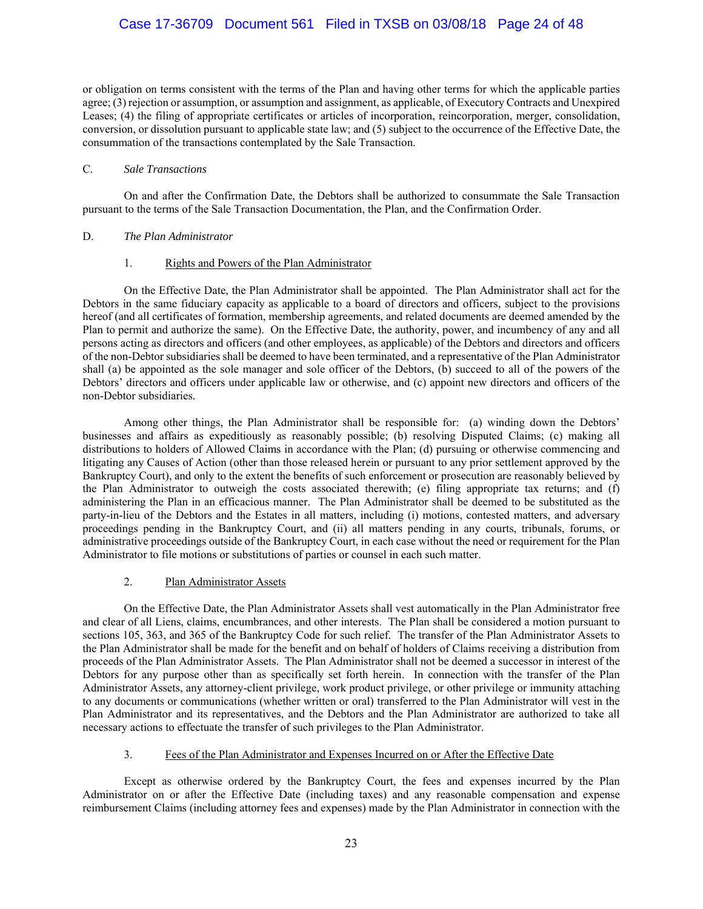or obligation on terms consistent with the terms of the Plan and having other terms for which the applicable parties agree; (3) rejection or assumption, or assumption and assignment, as applicable, of Executory Contracts and Unexpired Leases; (4) the filing of appropriate certificates or articles of incorporation, reincorporation, merger, consolidation, conversion, or dissolution pursuant to applicable state law; and (5) subject to the occurrence of the Effective Date, the consummation of the transactions contemplated by the Sale Transaction.

C. *Sale Transactions*

On and after the Confirmation Date, the Debtors shall be authorized to consummate the Sale Transaction pursuant to the terms of the Sale Transaction Documentation, the Plan, and the Confirmation Order.

D. *The Plan Administrator*

1. Rights and Powers of the Plan Administrator

On the Effective Date, the Plan Administrator shall be appointed. The Plan Administrator shall act for the Debtors in the same fiduciary capacity as applicable to a board of directors and officers, subject to the provisions hereof (and all certificates of formation, membership agreements, and related documents are deemed amended by the Plan to permit and authorize the same). On the Effective Date, the authority, power, and incumbency of any and all persons acting as directors and officers (and other employees, as applicable) of the Debtors and directors and officers of the non-Debtor subsidiaries shall be deemed to have been terminated, and a representative of the Plan Administrator shall (a) be appointed as the sole manager and sole officer of the Debtors, (b) succeed to all of the powers of the Debtors' directors and officers under applicable law or otherwise, and (c) appoint new directors and officers of the non-Debtor subsidiaries.

Among other things, the Plan Administrator shall be responsible for: (a) winding down the Debtors' businesses and affairs as expeditiously as reasonably possible; (b) resolving Disputed Claims; (c) making all distributions to holders of Allowed Claims in accordance with the Plan; (d) pursuing or otherwise commencing and litigating any Causes of Action (other than those released herein or pursuant to any prior settlement approved by the Bankruptcy Court), and only to the extent the benefits of such enforcement or prosecution are reasonably believed by the Plan Administrator to outweigh the costs associated therewith; (e) filing appropriate tax returns; and (f) administering the Plan in an efficacious manner. The Plan Administrator shall be deemed to be substituted as the party-in-lieu of the Debtors and the Estates in all matters, including (i) motions, contested matters, and adversary proceedings pending in the Bankruptcy Court, and (ii) all matters pending in any courts, tribunals, forums, or administrative proceedings outside of the Bankruptcy Court, in each case without the need or requirement for the Plan Administrator to file motions or substitutions of parties or counsel in each such matter.

2. Plan Administrator Assets

On the Effective Date, the Plan Administrator Assets shall vest automatically in the Plan Administrator free and clear of all Liens, claims, encumbrances, and other interests. The Plan shall be considered a motion pursuant to sections 105, 363, and 365 of the Bankruptcy Code for such relief. The transfer of the Plan Administrator Assets to the Plan Administrator shall be made for the benefit and on behalf of holders of Claims receiving a distribution from proceeds of the Plan Administrator Assets. The Plan Administrator shall not be deemed a successor in interest of the Debtors for any purpose other than as specifically set forth herein. In connection with the transfer of the Plan Administrator Assets, any attorney-client privilege, work product privilege, or other privilege or immunity attaching to any documents or communications (whether written or oral) transferred to the Plan Administrator will vest in the Plan Administrator and its representatives, and the Debtors and the Plan Administrator are authorized to take all necessary actions to effectuate the transfer of such privileges to the Plan Administrator.

3. Fees of the Plan Administrator and Expenses Incurred on or After the Effective Date

Except as otherwise ordered by the Bankruptcy Court, the fees and expenses incurred by the Plan Administrator on or after the Effective Date (including taxes) and any reasonable compensation and expense reimbursement Claims (including attorney fees and expenses) made by the Plan Administrator in connection with the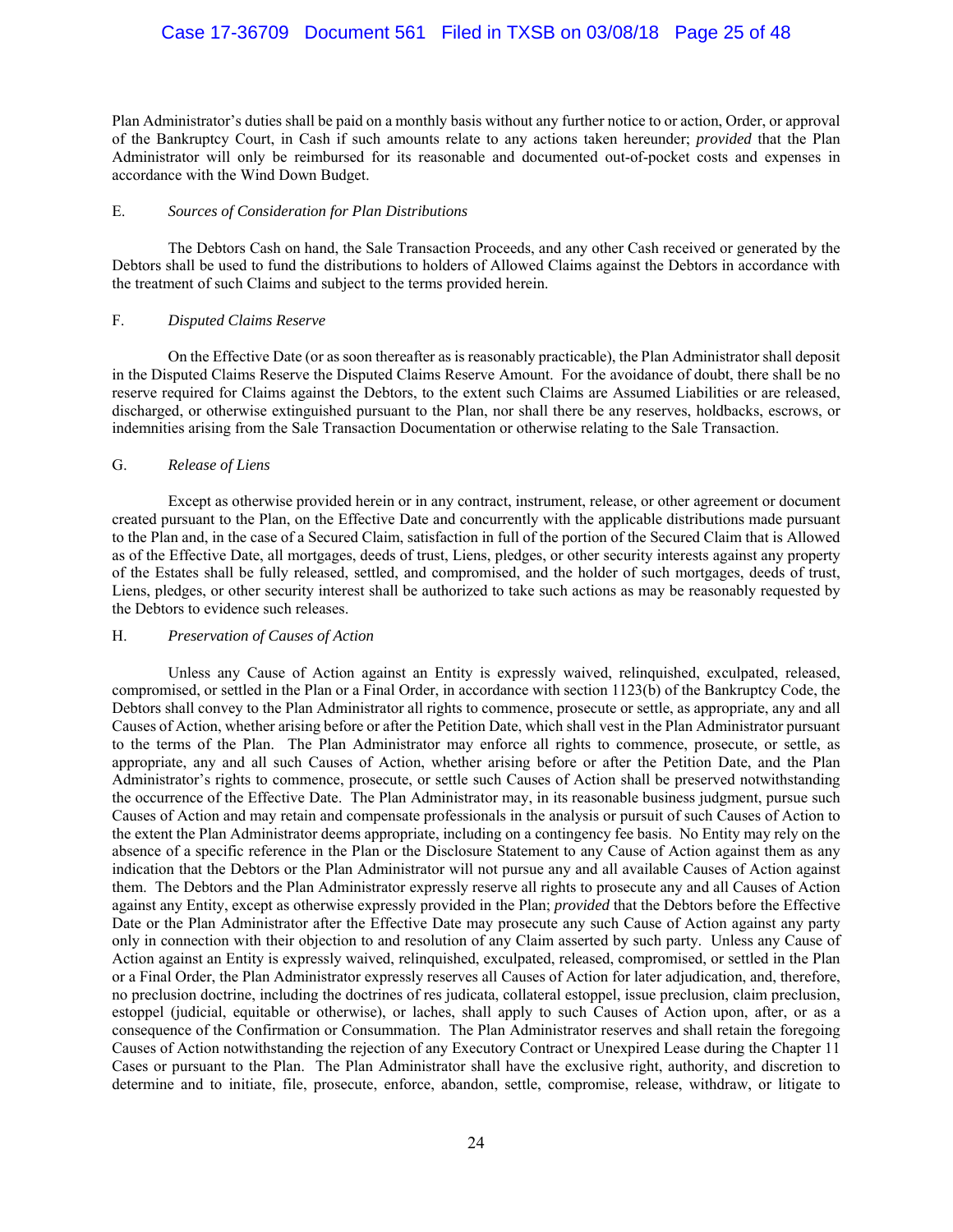Plan Administrator's duties shall be paid on a monthly basis without any further notice to or action, Order, or approval of the Bankruptcy Court, in Cash if such amounts relate to any actions taken hereunder; *provided* that the Plan Administrator will only be reimbursed for its reasonable and documented out-of-pocket costs and expenses in accordance with the Wind Down Budget.

E. *Sources of Consideration for Plan Distributions*

The Debtors Cash on hand, the Sale Transaction Proceeds, and any other Cash received or generated by the Debtors shall be used to fund the distributions to holders of Allowed Claims against the Debtors in accordance with the treatment of such Claims and subject to the terms provided herein.

F. *Disputed Claims Reserve*

On the Effective Date (or as soon thereafter as is reasonably practicable), the Plan Administrator shall deposit in the Disputed Claims Reserve the Disputed Claims Reserve Amount. For the avoidance of doubt, there shall be no reserve required for Claims against the Debtors, to the extent such Claims are Assumed Liabilities or are released, discharged, or otherwise extinguished pursuant to the Plan, nor shall there be any reserves, holdbacks, escrows, or indemnities arising from the Sale Transaction Documentation or otherwise relating to the Sale Transaction.

G. *Release of Liens*

Except as otherwise provided herein or in any contract, instrument, release, or other agreement or document created pursuant to the Plan, on the Effective Date and concurrently with the applicable distributions made pursuant to the Plan and, in the case of a Secured Claim, satisfaction in full of the portion of the Secured Claim that is Allowed as of the Effective Date, all mortgages, deeds of trust, Liens, pledges, or other security interests against any property of the Estates shall be fully released, settled, and compromised, and the holder of such mortgages, deeds of trust, Liens, pledges, or other security interest shall be authorized to take such actions as may be reasonably requested by the Debtors to evidence such releases.

H. *Preservation of Causes of Action*

Unless any Cause of Action against an Entity is expressly waived, relinquished, exculpated, released, compromised, or settled in the Plan or a Final Order, in accordance with section 1123(b) of the Bankruptcy Code, the Debtors shall convey to the Plan Administrator all rights to commence, prosecute or settle, as appropriate, any and all Causes of Action, whether arising before or after the Petition Date, which shall vest in the Plan Administrator pursuant to the terms of the Plan. The Plan Administrator may enforce all rights to commence, prosecute, or settle, as appropriate, any and all such Causes of Action, whether arising before or after the Petition Date, and the Plan Administrator's rights to commence, prosecute, or settle such Causes of Action shall be preserved notwithstanding the occurrence of the Effective Date. The Plan Administrator may, in its reasonable business judgment, pursue such Causes of Action and may retain and compensate professionals in the analysis or pursuit of such Causes of Action to the extent the Plan Administrator deems appropriate, including on a contingency fee basis. No Entity may rely on the absence of a specific reference in the Plan or the Disclosure Statement to any Cause of Action against them as any indication that the Debtors or the Plan Administrator will not pursue any and all available Causes of Action against them. The Debtors and the Plan Administrator expressly reserve all rights to prosecute any and all Causes of Action against any Entity, except as otherwise expressly provided in the Plan; *provided* that the Debtors before the Effective Date or the Plan Administrator after the Effective Date may prosecute any such Cause of Action against any party only in connection with their objection to and resolution of any Claim asserted by such party. Unless any Cause of Action against an Entity is expressly waived, relinquished, exculpated, released, compromised, or settled in the Plan or a Final Order, the Plan Administrator expressly reserves all Causes of Action for later adjudication, and, therefore, no preclusion doctrine, including the doctrines of res judicata, collateral estoppel, issue preclusion, claim preclusion, estoppel (judicial, equitable or otherwise), or laches, shall apply to such Causes of Action upon, after, or as a consequence of the Confirmation or Consummation. The Plan Administrator reserves and shall retain the foregoing Causes of Action notwithstanding the rejection of any Executory Contract or Unexpired Lease during the Chapter 11 Cases or pursuant to the Plan. The Plan Administrator shall have the exclusive right, authority, and discretion to determine and to initiate, file, prosecute, enforce, abandon, settle, compromise, release, withdraw, or litigate to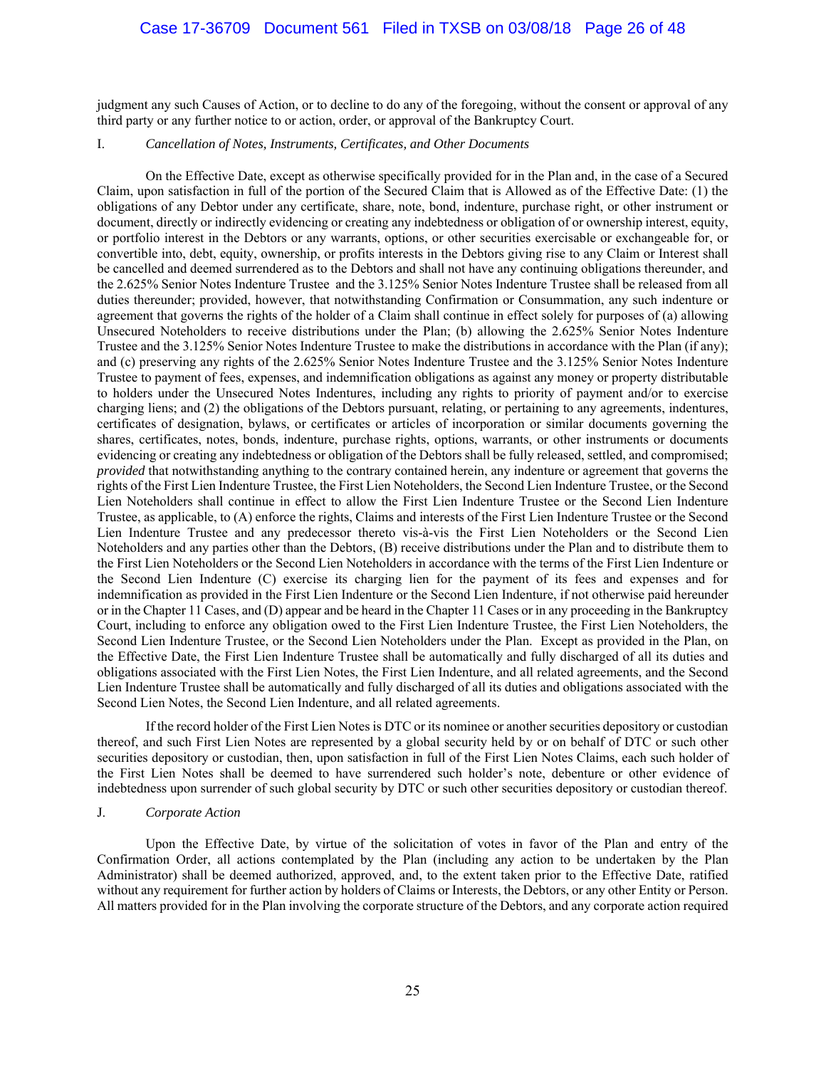judgment any such Causes of Action, or to decline to do any of the foregoing, without the consent or approval of any third party or any further notice to or action, order, or approval of the Bankruptcy Court.

I. *Cancellation of Notes, Instruments, Certificates, and Other Documents*

On the Effective Date, except as otherwise specifically provided for in the Plan and, in the case of a Secured Claim, upon satisfaction in full of the portion of the Secured Claim that is Allowed as of the Effective Date: (1) the obligations of any Debtor under any certificate, share, note, bond, indenture, purchase right, or other instrument or document, directly or indirectly evidencing or creating any indebtedness or obligation of or ownership interest, equity, or portfolio interest in the Debtors or any warrants, options, or other securities exercisable or exchangeable for, or convertible into, debt, equity, ownership, or profits interests in the Debtors giving rise to any Claim or Interest shall be cancelled and deemed surrendered as to the Debtors and shall not have any continuing obligations thereunder, and the 2.625% Senior Notes Indenture Trustee and the 3.125% Senior Notes Indenture Trustee shall be released from all duties thereunder; provided, however, that notwithstanding Confirmation or Consummation, any such indenture or agreement that governs the rights of the holder of a Claim shall continue in effect solely for purposes of (a) allowing Unsecured Noteholders to receive distributions under the Plan; (b) allowing the 2.625% Senior Notes Indenture Trustee and the 3.125% Senior Notes Indenture Trustee to make the distributions in accordance with the Plan (if any); and (c) preserving any rights of the 2.625% Senior Notes Indenture Trustee and the 3.125% Senior Notes Indenture Trustee to payment of fees, expenses, and indemnification obligations as against any money or property distributable to holders under the Unsecured Notes Indentures, including any rights to priority of payment and/or to exercise charging liens; and (2) the obligations of the Debtors pursuant, relating, or pertaining to any agreements, indentures, certificates of designation, bylaws, or certificates or articles of incorporation or similar documents governing the shares, certificates, notes, bonds, indenture, purchase rights, options, warrants, or other instruments or documents evidencing or creating any indebtedness or obligation of the Debtors shall be fully released, settled, and compromised; *provided* that notwithstanding anything to the contrary contained herein, any indenture or agreement that governs the rights of the First Lien Indenture Trustee, the First Lien Noteholders, the Second Lien Indenture Trustee, or the Second Lien Noteholders shall continue in effect to allow the First Lien Indenture Trustee or the Second Lien Indenture Trustee, as applicable, to (A) enforce the rights, Claims and interests of the First Lien Indenture Trustee or the Second Lien Indenture Trustee and any predecessor thereto vis-à-vis the First Lien Noteholders or the Second Lien Noteholders and any parties other than the Debtors, (B) receive distributions under the Plan and to distribute them to the First Lien Noteholders or the Second Lien Noteholders in accordance with the terms of the First Lien Indenture or the Second Lien Indenture (C) exercise its charging lien for the payment of its fees and expenses and for indemnification as provided in the First Lien Indenture or the Second Lien Indenture, if not otherwise paid hereunder or in the Chapter 11 Cases, and (D) appear and be heard in the Chapter 11 Cases or in any proceeding in the Bankruptcy Court, including to enforce any obligation owed to the First Lien Indenture Trustee, the First Lien Noteholders, the Second Lien Indenture Trustee, or the Second Lien Noteholders under the Plan. Except as provided in the Plan, on the Effective Date, the First Lien Indenture Trustee shall be automatically and fully discharged of all its duties and obligations associated with the First Lien Notes, the First Lien Indenture, and all related agreements, and the Second Lien Indenture Trustee shall be automatically and fully discharged of all its duties and obligations associated with the Second Lien Notes, the Second Lien Indenture, and all related agreements.

If the record holder of the First Lien Notes is DTC or its nominee or another securities depository or custodian thereof, and such First Lien Notes are represented by a global security held by or on behalf of DTC or such other securities depository or custodian, then, upon satisfaction in full of the First Lien Notes Claims, each such holder of the First Lien Notes shall be deemed to have surrendered such holder's note, debenture or other evidence of indebtedness upon surrender of such global security by DTC or such other securities depository or custodian thereof.

J. *Corporate Action*

Upon the Effective Date, by virtue of the solicitation of votes in favor of the Plan and entry of the Confirmation Order, all actions contemplated by the Plan (including any action to be undertaken by the Plan Administrator) shall be deemed authorized, approved, and, to the extent taken prior to the Effective Date, ratified without any requirement for further action by holders of Claims or Interests, the Debtors, or any other Entity or Person. All matters provided for in the Plan involving the corporate structure of the Debtors, and any corporate action required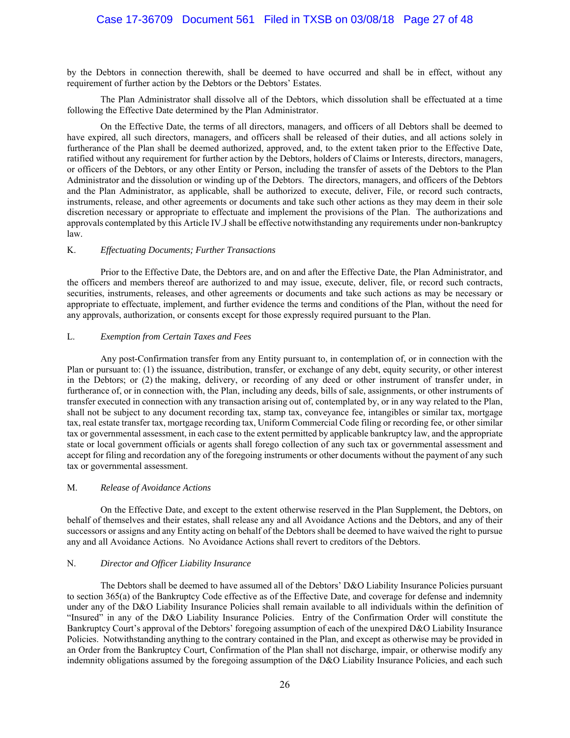by the Debtors in connection therewith, shall be deemed to have occurred and shall be in effect, without any requirement of further action by the Debtors or the Debtors' Estates.

The Plan Administrator shall dissolve all of the Debtors, which dissolution shall be effectuated at a time following the Effective Date determined by the Plan Administrator.

On the Effective Date, the terms of all directors, managers, and officers of all Debtors shall be deemed to have expired, all such directors, managers, and officers shall be released of their duties, and all actions solely in furtherance of the Plan shall be deemed authorized, approved, and, to the extent taken prior to the Effective Date, ratified without any requirement for further action by the Debtors, holders of Claims or Interests, directors, managers, or officers of the Debtors, or any other Entity or Person, including the transfer of assets of the Debtors to the Plan Administrator and the dissolution or winding up of the Debtors. The directors, managers, and officers of the Debtors and the Plan Administrator, as applicable, shall be authorized to execute, deliver, File, or record such contracts, instruments, release, and other agreements or documents and take such other actions as they may deem in their sole discretion necessary or appropriate to effectuate and implement the provisions of the Plan. The authorizations and approvals contemplated by this Article IV.J shall be effective notwithstanding any requirements under non-bankruptcy law.

K. *Effectuating Documents; Further Transactions*

Prior to the Effective Date, the Debtors are, and on and after the Effective Date, the Plan Administrator, and the officers and members thereof are authorized to and may issue, execute, deliver, file, or record such contracts, securities, instruments, releases, and other agreements or documents and take such actions as may be necessary or appropriate to effectuate, implement, and further evidence the terms and conditions of the Plan, without the need for any approvals, authorization, or consents except for those expressly required pursuant to the Plan.

L. *Exemption from Certain Taxes and Fees*

Any post-Confirmation transfer from any Entity pursuant to, in contemplation of, or in connection with the Plan or pursuant to: (1) the issuance, distribution, transfer, or exchange of any debt, equity security, or other interest in the Debtors; or (2) the making, delivery, or recording of any deed or other instrument of transfer under, in furtherance of, or in connection with, the Plan, including any deeds, bills of sale, assignments, or other instruments of transfer executed in connection with any transaction arising out of, contemplated by, or in any way related to the Plan, shall not be subject to any document recording tax, stamp tax, conveyance fee, intangibles or similar tax, mortgage tax, real estate transfer tax, mortgage recording tax, Uniform Commercial Code filing or recording fee, or other similar tax or governmental assessment, in each case to the extent permitted by applicable bankruptcy law, and the appropriate state or local government officials or agents shall forego collection of any such tax or governmental assessment and accept for filing and recordation any of the foregoing instruments or other documents without the payment of any such tax or governmental assessment.

M. *Release of Avoidance Actions*

On the Effective Date, and except to the extent otherwise reserved in the Plan Supplement, the Debtors, on behalf of themselves and their estates, shall release any and all Avoidance Actions and the Debtors, and any of their successors or assigns and any Entity acting on behalf of the Debtors shall be deemed to have waived the right to pursue any and all Avoidance Actions. No Avoidance Actions shall revert to creditors of the Debtors.

N. *Director and Officer Liability Insurance*

The Debtors shall be deemed to have assumed all of the Debtors' D&O Liability Insurance Policies pursuant to section 365(a) of the Bankruptcy Code effective as of the Effective Date, and coverage for defense and indemnity under any of the D&O Liability Insurance Policies shall remain available to all individuals within the definition of "Insured" in any of the D&O Liability Insurance Policies. Entry of the Confirmation Order will constitute the Bankruptcy Court's approval of the Debtors' foregoing assumption of each of the unexpired D&O Liability Insurance Policies. Notwithstanding anything to the contrary contained in the Plan, and except as otherwise may be provided in an Order from the Bankruptcy Court, Confirmation of the Plan shall not discharge, impair, or otherwise modify any indemnity obligations assumed by the foregoing assumption of the D&O Liability Insurance Policies, and each such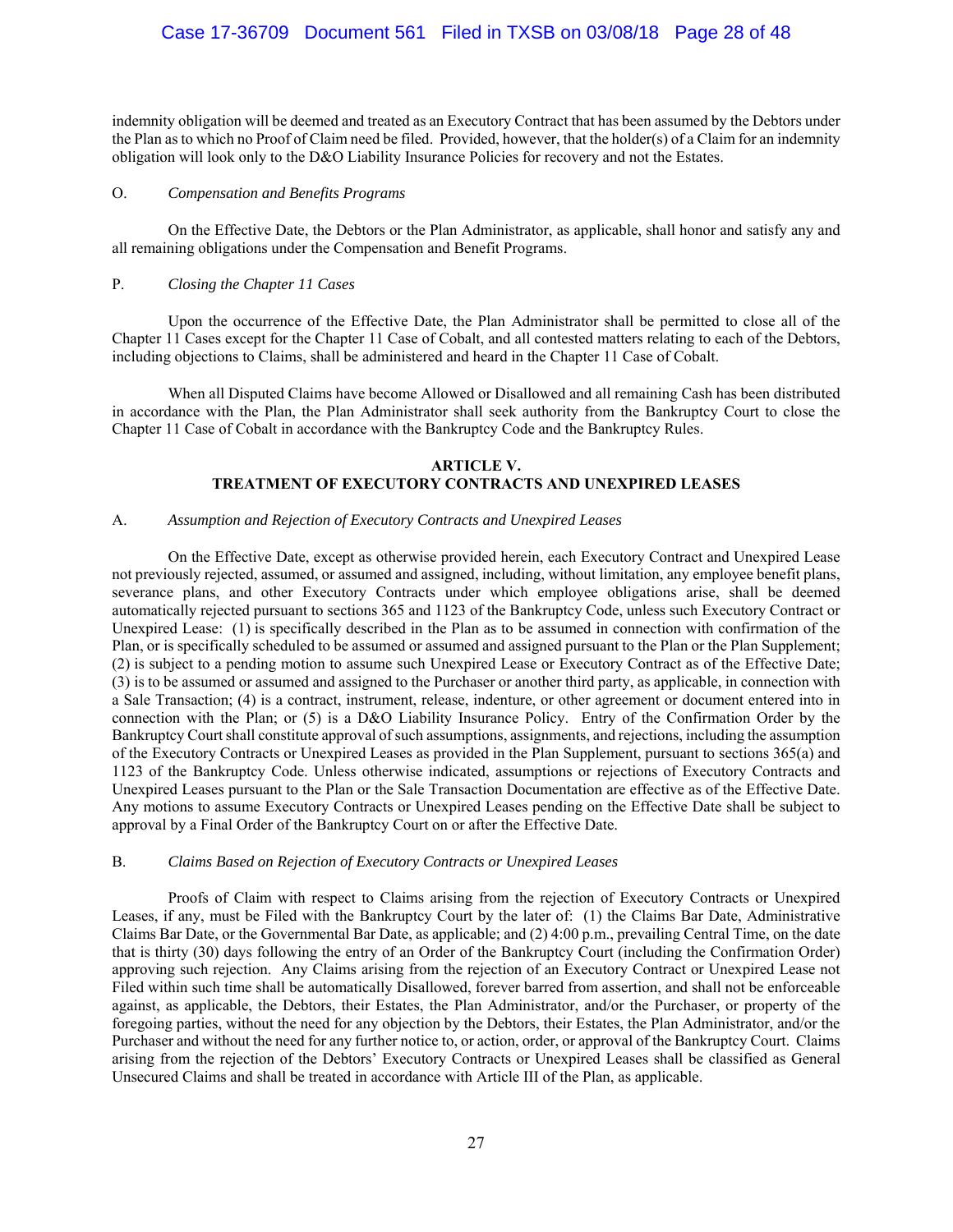indemnity obligation will be deemed and treated as an Executory Contract that has been assumed by the Debtors under the Plan as to which no Proof of Claim need be filed. Provided, however, that the holder(s) of a Claim for an indemnity obligation will look only to the D&O Liability Insurance Policies for recovery and not the Estates.

O. *Compensation and Benefits Programs*

On the Effective Date, the Debtors or the Plan Administrator, as applicable, shall honor and satisfy any and all remaining obligations under the Compensation and Benefit Programs.

P. *Closing the Chapter 11 Cases*

Upon the occurrence of the Effective Date, the Plan Administrator shall be permitted to close all of the Chapter 11 Cases except for the Chapter 11 Case of Cobalt, and all contested matters relating to each of the Debtors, including objections to Claims, shall be administered and heard in the Chapter 11 Case of Cobalt.

When all Disputed Claims have become Allowed or Disallowed and all remaining Cash has been distributed in accordance with the Plan, the Plan Administrator shall seek authority from the Bankruptcy Court to close the Chapter 11 Case of Cobalt in accordance with the Bankruptcy Code and the Bankruptcy Rules.

## ARTICLE V.
## TREATMENT OF EXECUTORY CONTRACTS AND UNEXPIRED LEASES

A. *Assumption and Rejection of Executory Contracts and Unexpired Leases*

On the Effective Date, except as otherwise provided herein, each Executory Contract and Unexpired Lease not previously rejected, assumed, or assumed and assigned, including, without limitation, any employee benefit plans, severance plans, and other Executory Contracts under which employee obligations arise, shall be deemed automatically rejected pursuant to sections 365 and 1123 of the Bankruptcy Code, unless such Executory Contract or Unexpired Lease: (1) is specifically described in the Plan as to be assumed in connection with confirmation of the Plan, or is specifically scheduled to be assumed or assumed and assigned pursuant to the Plan or the Plan Supplement; (2) is subject to a pending motion to assume such Unexpired Lease or Executory Contract as of the Effective Date; (3) is to be assumed or assumed and assigned to the Purchaser or another third party, as applicable, in connection with a Sale Transaction; (4) is a contract, instrument, release, indenture, or other agreement or document entered into in connection with the Plan; or (5) is a D&O Liability Insurance Policy. Entry of the Confirmation Order by the Bankruptcy Court shall constitute approval of such assumptions, assignments, and rejections, including the assumption of the Executory Contracts or Unexpired Leases as provided in the Plan Supplement, pursuant to sections 365(a) and 1123 of the Bankruptcy Code. Unless otherwise indicated, assumptions or rejections of Executory Contracts and Unexpired Leases pursuant to the Plan or the Sale Transaction Documentation are effective as of the Effective Date. Any motions to assume Executory Contracts or Unexpired Leases pending on the Effective Date shall be subject to approval by a Final Order of the Bankruptcy Court on or after the Effective Date.

B. *Claims Based on Rejection of Executory Contracts or Unexpired Leases*

Proofs of Claim with respect to Claims arising from the rejection of Executory Contracts or Unexpired Leases, if any, must be Filed with the Bankruptcy Court by the later of: (1) the Claims Bar Date, Administrative Claims Bar Date, or the Governmental Bar Date, as applicable; and (2) 4:00 p.m., prevailing Central Time, on the date that is thirty (30) days following the entry of an Order of the Bankruptcy Court (including the Confirmation Order) approving such rejection. Any Claims arising from the rejection of an Executory Contract or Unexpired Lease not Filed within such time shall be automatically Disallowed, forever barred from assertion, and shall not be enforceable against, as applicable, the Debtors, their Estates, the Plan Administrator, and/or the Purchaser, or property of the foregoing parties, without the need for any objection by the Debtors, their Estates, the Plan Administrator, and/or the Purchaser and without the need for any further notice to, or action, order, or approval of the Bankruptcy Court. Claims arising from the rejection of the Debtors' Executory Contracts or Unexpired Leases shall be classified as General Unsecured Claims and shall be treated in accordance with Article III of the Plan, as applicable.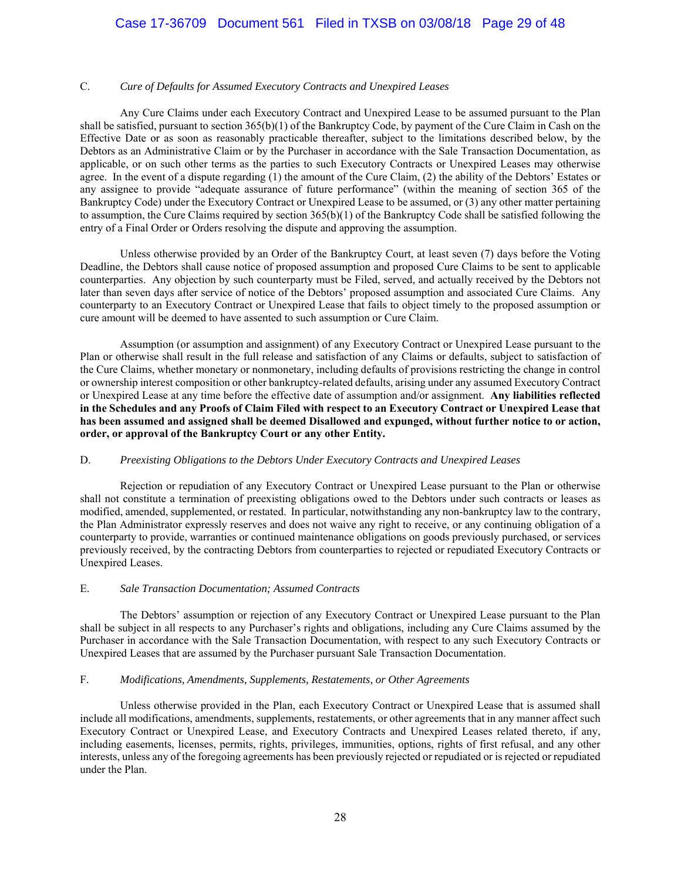### C. *Cure of Defaults for Assumed Executory Contracts and Unexpired Leases*

Any Cure Claims under each Executory Contract and Unexpired Lease to be assumed pursuant to the Plan shall be satisfied, pursuant to section 365(b)(1) of the Bankruptcy Code, by payment of the Cure Claim in Cash on the Effective Date or as soon as reasonably practicable thereafter, subject to the limitations described below, by the Debtors as an Administrative Claim or by the Purchaser in accordance with the Sale Transaction Documentation, as applicable, or on such other terms as the parties to such Executory Contracts or Unexpired Leases may otherwise agree. In the event of a dispute regarding (1) the amount of the Cure Claim, (2) the ability of the Debtors' Estates or any assignee to provide "adequate assurance of future performance" (within the meaning of section 365 of the Bankruptcy Code) under the Executory Contract or Unexpired Lease to be assumed, or (3) any other matter pertaining to assumption, the Cure Claims required by section 365(b)(1) of the Bankruptcy Code shall be satisfied following the entry of a Final Order or Orders resolving the dispute and approving the assumption.

Unless otherwise provided by an Order of the Bankruptcy Court, at least seven (7) days before the Voting Deadline, the Debtors shall cause notice of proposed assumption and proposed Cure Claims to be sent to applicable counterparties. Any objection by such counterparty must be Filed, served, and actually received by the Debtors not later than seven days after service of notice of the Debtors' proposed assumption and associated Cure Claims. Any counterparty to an Executory Contract or Unexpired Lease that fails to object timely to the proposed assumption or cure amount will be deemed to have assented to such assumption or Cure Claim.

Assumption (or assumption and assignment) of any Executory Contract or Unexpired Lease pursuant to the Plan or otherwise shall result in the full release and satisfaction of any Claims or defaults, subject to satisfaction of the Cure Claims, whether monetary or nonmonetary, including defaults of provisions restricting the change in control or ownership interest composition or other bankruptcy-related defaults, arising under any assumed Executory Contract or Unexpired Lease at any time before the effective date of assumption and/or assignment. **Any liabilities reflected in the Schedules and any Proofs of Claim Filed with respect to an Executory Contract or Unexpired Lease that has been assumed and assigned shall be deemed Disallowed and expunged, without further notice to or action, order, or approval of the Bankruptcy Court or any other Entity.**

### D. *Preexisting Obligations to the Debtors Under Executory Contracts and Unexpired Leases*

Rejection or repudiation of any Executory Contract or Unexpired Lease pursuant to the Plan or otherwise shall not constitute a termination of preexisting obligations owed to the Debtors under such contracts or leases as modified, amended, supplemented, or restated. In particular, notwithstanding any non-bankruptcy law to the contrary, the Plan Administrator expressly reserves and does not waive any right to receive, or any continuing obligation of a counterparty to provide, warranties or continued maintenance obligations on goods previously purchased, or services previously received, by the contracting Debtors from counterparties to rejected or repudiated Executory Contracts or Unexpired Leases.

### E. *Sale Transaction Documentation; Assumed Contracts*

The Debtors' assumption or rejection of any Executory Contract or Unexpired Lease pursuant to the Plan shall be subject in all respects to any Purchaser's rights and obligations, including any Cure Claims assumed by the Purchaser in accordance with the Sale Transaction Documentation, with respect to any such Executory Contracts or Unexpired Leases that are assumed by the Purchaser pursuant Sale Transaction Documentation.

### F. *Modifications, Amendments, Supplements, Restatements, or Other Agreements*

Unless otherwise provided in the Plan, each Executory Contract or Unexpired Lease that is assumed shall include all modifications, amendments, supplements, restatements, or other agreements that in any manner affect such Executory Contract or Unexpired Lease, and Executory Contracts and Unexpired Leases related thereto, if any, including easements, licenses, permits, rights, privileges, immunities, options, rights of first refusal, and any other interests, unless any of the foregoing agreements has been previously rejected or repudiated or is rejected or repudiated under the Plan.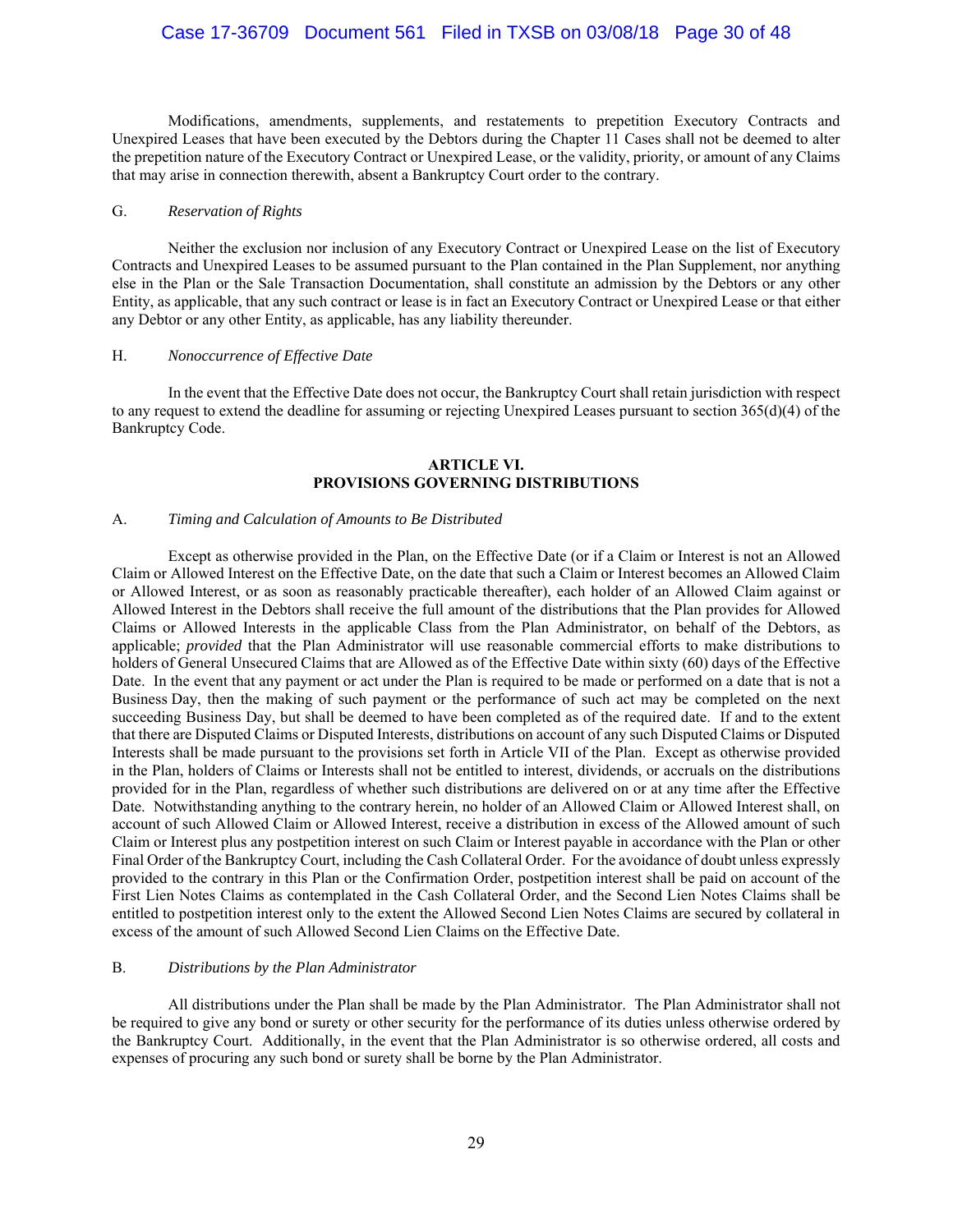Modifications, amendments, supplements, and restatements to prepetition Executory Contracts and Unexpired Leases that have been executed by the Debtors during the Chapter 11 Cases shall not be deemed to alter the prepetition nature of the Executory Contract or Unexpired Lease, or the validity, priority, or amount of any Claims that may arise in connection therewith, absent a Bankruptcy Court order to the contrary.

### G. *Reservation of Rights*

Neither the exclusion nor inclusion of any Executory Contract or Unexpired Lease on the list of Executory Contracts and Unexpired Leases to be assumed pursuant to the Plan contained in the Plan Supplement, nor anything else in the Plan or the Sale Transaction Documentation, shall constitute an admission by the Debtors or any other Entity, as applicable, that any such contract or lease is in fact an Executory Contract or Unexpired Lease or that either any Debtor or any other Entity, as applicable, has any liability thereunder.

### H. *Nonoccurrence of Effective Date*

In the event that the Effective Date does not occur, the Bankruptcy Court shall retain jurisdiction with respect to any request to extend the deadline for assuming or rejecting Unexpired Leases pursuant to section 365(d)(4) of the Bankruptcy Code.

## ARTICLE VI.
## PROVISIONS GOVERNING DISTRIBUTIONS

### A. *Timing and Calculation of Amounts to Be Distributed*

Except as otherwise provided in the Plan, on the Effective Date (or if a Claim or Interest is not an Allowed Claim or Allowed Interest on the Effective Date, on the date that such a Claim or Interest becomes an Allowed Claim or Allowed Interest, or as soon as reasonably practicable thereafter), each holder of an Allowed Claim against or Allowed Interest in the Debtors shall receive the full amount of the distributions that the Plan provides for Allowed Claims or Allowed Interests in the applicable Class from the Plan Administrator, on behalf of the Debtors, as applicable; *provided* that the Plan Administrator will use reasonable commercial efforts to make distributions to holders of General Unsecured Claims that are Allowed as of the Effective Date within sixty (60) days of the Effective Date. In the event that any payment or act under the Plan is required to be made or performed on a date that is not a Business Day, then the making of such payment or the performance of such act may be completed on the next succeeding Business Day, but shall be deemed to have been completed as of the required date. If and to the extent that there are Disputed Claims or Disputed Interests, distributions on account of any such Disputed Claims or Disputed Interests shall be made pursuant to the provisions set forth in Article VII of the Plan. Except as otherwise provided in the Plan, holders of Claims or Interests shall not be entitled to interest, dividends, or accruals on the distributions provided for in the Plan, regardless of whether such distributions are delivered on or at any time after the Effective Date. Notwithstanding anything to the contrary herein, no holder of an Allowed Claim or Allowed Interest shall, on account of such Allowed Claim or Allowed Interest, receive a distribution in excess of the Allowed amount of such Claim or Interest plus any postpetition interest on such Claim or Interest payable in accordance with the Plan or other Final Order of the Bankruptcy Court, including the Cash Collateral Order. For the avoidance of doubt unless expressly provided to the contrary in this Plan or the Confirmation Order, postpetition interest shall be paid on account of the First Lien Notes Claims as contemplated in the Cash Collateral Order, and the Second Lien Notes Claims shall be entitled to postpetition interest only to the extent the Allowed Second Lien Notes Claims are secured by collateral in excess of the amount of such Allowed Second Lien Claims on the Effective Date.

### B. *Distributions by the Plan Administrator*

All distributions under the Plan shall be made by the Plan Administrator. The Plan Administrator shall not be required to give any bond or surety or other security for the performance of its duties unless otherwise ordered by the Bankruptcy Court. Additionally, in the event that the Plan Administrator is so otherwise ordered, all costs and expenses of procuring any such bond or surety shall be borne by the Plan Administrator.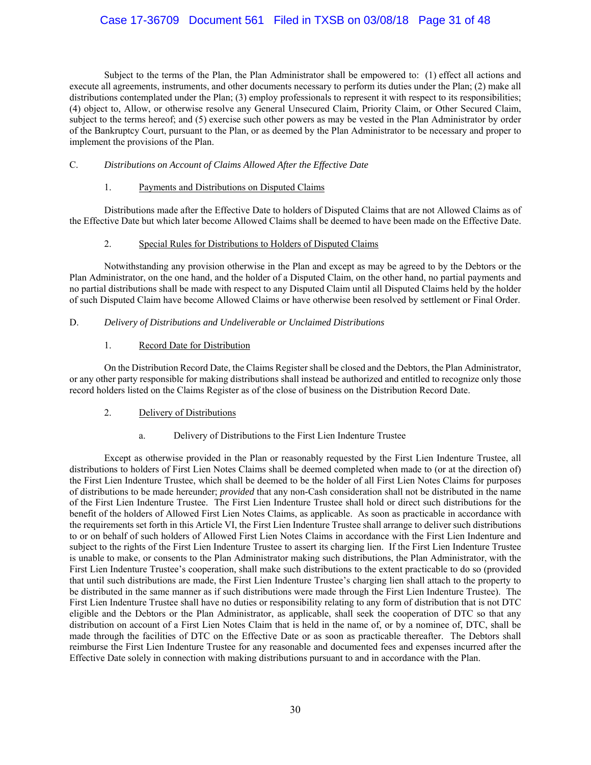Subject to the terms of the Plan, the Plan Administrator shall be empowered to: (1) effect all actions and execute all agreements, instruments, and other documents necessary to perform its duties under the Plan; (2) make all distributions contemplated under the Plan; (3) employ professionals to represent it with respect to its responsibilities; (4) object to, Allow, or otherwise resolve any General Unsecured Claim, Priority Claim, or Other Secured Claim, subject to the terms hereof; and (5) exercise such other powers as may be vested in the Plan Administrator by order of the Bankruptcy Court, pursuant to the Plan, or as deemed by the Plan Administrator to be necessary and proper to implement the provisions of the Plan.

## C. *Distributions on Account of Claims Allowed After the Effective Date*

### 1. Payments and Distributions on Disputed Claims

Distributions made after the Effective Date to holders of Disputed Claims that are not Allowed Claims as of the Effective Date but which later become Allowed Claims shall be deemed to have been made on the Effective Date.

### 2. Special Rules for Distributions to Holders of Disputed Claims

Notwithstanding any provision otherwise in the Plan and except as may be agreed to by the Debtors or the Plan Administrator, on the one hand, and the holder of a Disputed Claim, on the other hand, no partial payments and no partial distributions shall be made with respect to any Disputed Claim until all Disputed Claims held by the holder of such Disputed Claim have become Allowed Claims or have otherwise been resolved by settlement or Final Order.

## D. *Delivery of Distributions and Undeliverable or Unclaimed Distributions*

### 1. Record Date for Distribution

On the Distribution Record Date, the Claims Register shall be closed and the Debtors, the Plan Administrator, or any other party responsible for making distributions shall instead be authorized and entitled to recognize only those record holders listed on the Claims Register as of the close of business on the Distribution Record Date.

### 2. Delivery of Distributions

#### a. Delivery of Distributions to the First Lien Indenture Trustee

Except as otherwise provided in the Plan or reasonably requested by the First Lien Indenture Trustee, all distributions to holders of First Lien Notes Claims shall be deemed completed when made to (or at the direction of) the First Lien Indenture Trustee, which shall be deemed to be the holder of all First Lien Notes Claims for purposes of distributions to be made hereunder; *provided* that any non-Cash consideration shall not be distributed in the name of the First Lien Indenture Trustee. The First Lien Indenture Trustee shall hold or direct such distributions for the benefit of the holders of Allowed First Lien Notes Claims, as applicable. As soon as practicable in accordance with the requirements set forth in this Article VI, the First Lien Indenture Trustee shall arrange to deliver such distributions to or on behalf of such holders of Allowed First Lien Notes Claims in accordance with the First Lien Indenture and subject to the rights of the First Lien Indenture Trustee to assert its charging lien. If the First Lien Indenture Trustee is unable to make, or consents to the Plan Administrator making such distributions, the Plan Administrator, with the First Lien Indenture Trustee's cooperation, shall make such distributions to the extent practicable to do so (provided that until such distributions are made, the First Lien Indenture Trustee's charging lien shall attach to the property to be distributed in the same manner as if such distributions were made through the First Lien Indenture Trustee). The First Lien Indenture Trustee shall have no duties or responsibility relating to any form of distribution that is not DTC eligible and the Debtors or the Plan Administrator, as applicable, shall seek the cooperation of DTC so that any distribution on account of a First Lien Notes Claim that is held in the name of, or by a nominee of, DTC, shall be made through the facilities of DTC on the Effective Date or as soon as practicable thereafter. The Debtors shall reimburse the First Lien Indenture Trustee for any reasonable and documented fees and expenses incurred after the Effective Date solely in connection with making distributions pursuant to and in accordance with the Plan.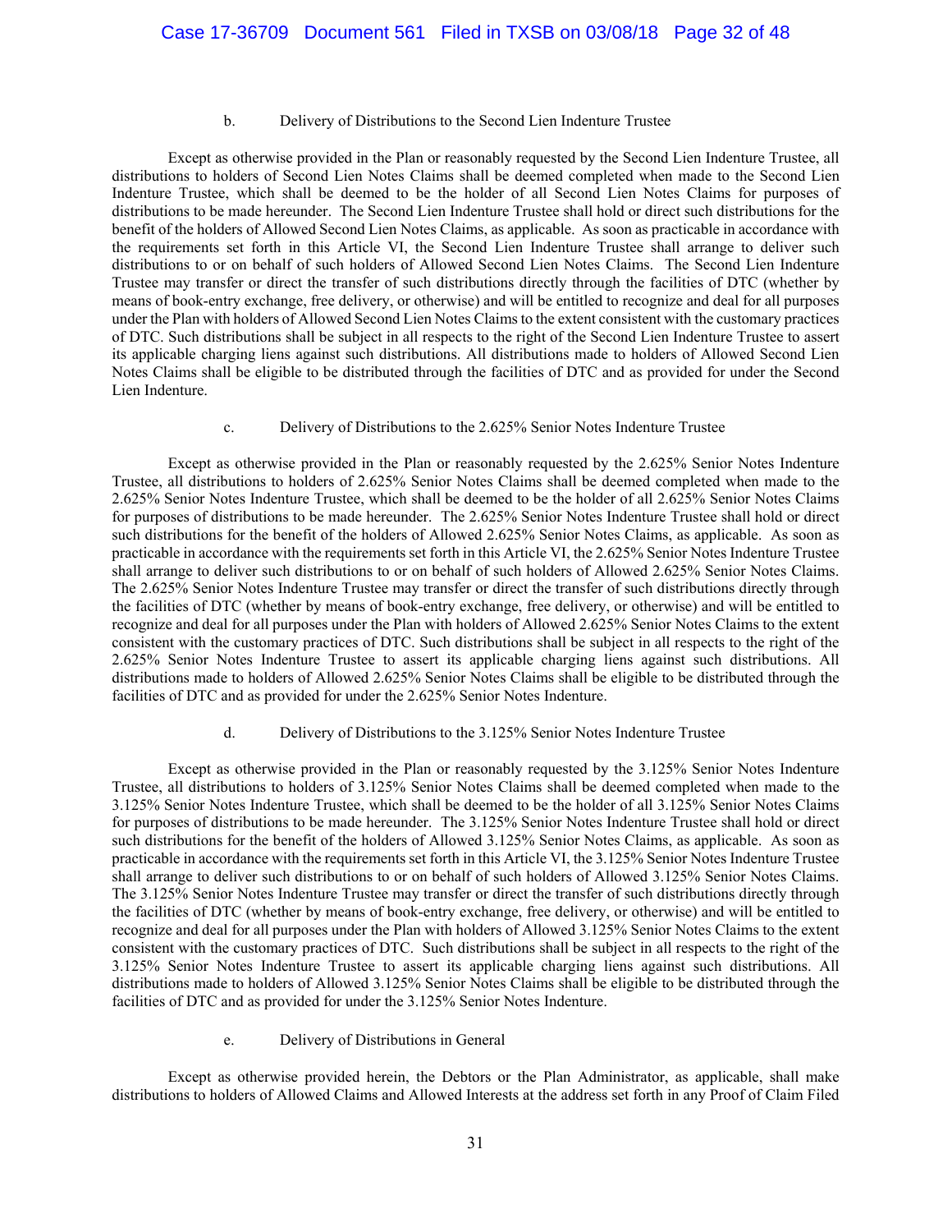b. Delivery of Distributions to the Second Lien Indenture Trustee

Except as otherwise provided in the Plan or reasonably requested by the Second Lien Indenture Trustee, all distributions to holders of Second Lien Notes Claims shall be deemed completed when made to the Second Lien Indenture Trustee, which shall be deemed to be the holder of all Second Lien Notes Claims for purposes of distributions to be made hereunder. The Second Lien Indenture Trustee shall hold or direct such distributions for the benefit of the holders of Allowed Second Lien Notes Claims, as applicable. As soon as practicable in accordance with the requirements set forth in this Article VI, the Second Lien Indenture Trustee shall arrange to deliver such distributions to or on behalf of such holders of Allowed Second Lien Notes Claims. The Second Lien Indenture Trustee may transfer or direct the transfer of such distributions directly through the facilities of DTC (whether by means of book-entry exchange, free delivery, or otherwise) and will be entitled to recognize and deal for all purposes under the Plan with holders of Allowed Second Lien Notes Claims to the extent consistent with the customary practices of DTC. Such distributions shall be subject in all respects to the right of the Second Lien Indenture Trustee to assert its applicable charging liens against such distributions. All distributions made to holders of Allowed Second Lien Notes Claims shall be eligible to be distributed through the facilities of DTC and as provided for under the Second Lien Indenture.

c. Delivery of Distributions to the 2.625% Senior Notes Indenture Trustee

Except as otherwise provided in the Plan or reasonably requested by the 2.625% Senior Notes Indenture Trustee, all distributions to holders of 2.625% Senior Notes Claims shall be deemed completed when made to the 2.625% Senior Notes Indenture Trustee, which shall be deemed to be the holder of all 2.625% Senior Notes Claims for purposes of distributions to be made hereunder. The 2.625% Senior Notes Indenture Trustee shall hold or direct such distributions for the benefit of the holders of Allowed 2.625% Senior Notes Claims, as applicable. As soon as practicable in accordance with the requirements set forth in this Article VI, the 2.625% Senior Notes Indenture Trustee shall arrange to deliver such distributions to or on behalf of such holders of Allowed 2.625% Senior Notes Claims. The 2.625% Senior Notes Indenture Trustee may transfer or direct the transfer of such distributions directly through the facilities of DTC (whether by means of book-entry exchange, free delivery, or otherwise) and will be entitled to recognize and deal for all purposes under the Plan with holders of Allowed 2.625% Senior Notes Claims to the extent consistent with the customary practices of DTC. Such distributions shall be subject in all respects to the right of the 2.625% Senior Notes Indenture Trustee to assert its applicable charging liens against such distributions. All distributions made to holders of Allowed 2.625% Senior Notes Claims shall be eligible to be distributed through the facilities of DTC and as provided for under the 2.625% Senior Notes Indenture.

d. Delivery of Distributions to the 3.125% Senior Notes Indenture Trustee

Except as otherwise provided in the Plan or reasonably requested by the 3.125% Senior Notes Indenture Trustee, all distributions to holders of 3.125% Senior Notes Claims shall be deemed completed when made to the 3.125% Senior Notes Indenture Trustee, which shall be deemed to be the holder of all 3.125% Senior Notes Claims for purposes of distributions to be made hereunder. The 3.125% Senior Notes Indenture Trustee shall hold or direct such distributions for the benefit of the holders of Allowed 3.125% Senior Notes Claims, as applicable. As soon as practicable in accordance with the requirements set forth in this Article VI, the 3.125% Senior Notes Indenture Trustee shall arrange to deliver such distributions to or on behalf of such holders of Allowed 3.125% Senior Notes Claims. The 3.125% Senior Notes Indenture Trustee may transfer or direct the transfer of such distributions directly through the facilities of DTC (whether by means of book-entry exchange, free delivery, or otherwise) and will be entitled to recognize and deal for all purposes under the Plan with holders of Allowed 3.125% Senior Notes Claims to the extent consistent with the customary practices of DTC. Such distributions shall be subject in all respects to the right of the 3.125% Senior Notes Indenture Trustee to assert its applicable charging liens against such distributions. All distributions made to holders of Allowed 3.125% Senior Notes Claims shall be eligible to be distributed through the facilities of DTC and as provided for under the 3.125% Senior Notes Indenture.

e. Delivery of Distributions in General

Except as otherwise provided herein, the Debtors or the Plan Administrator, as applicable, shall make distributions to holders of Allowed Claims and Allowed Interests at the address set forth in any Proof of Claim Filed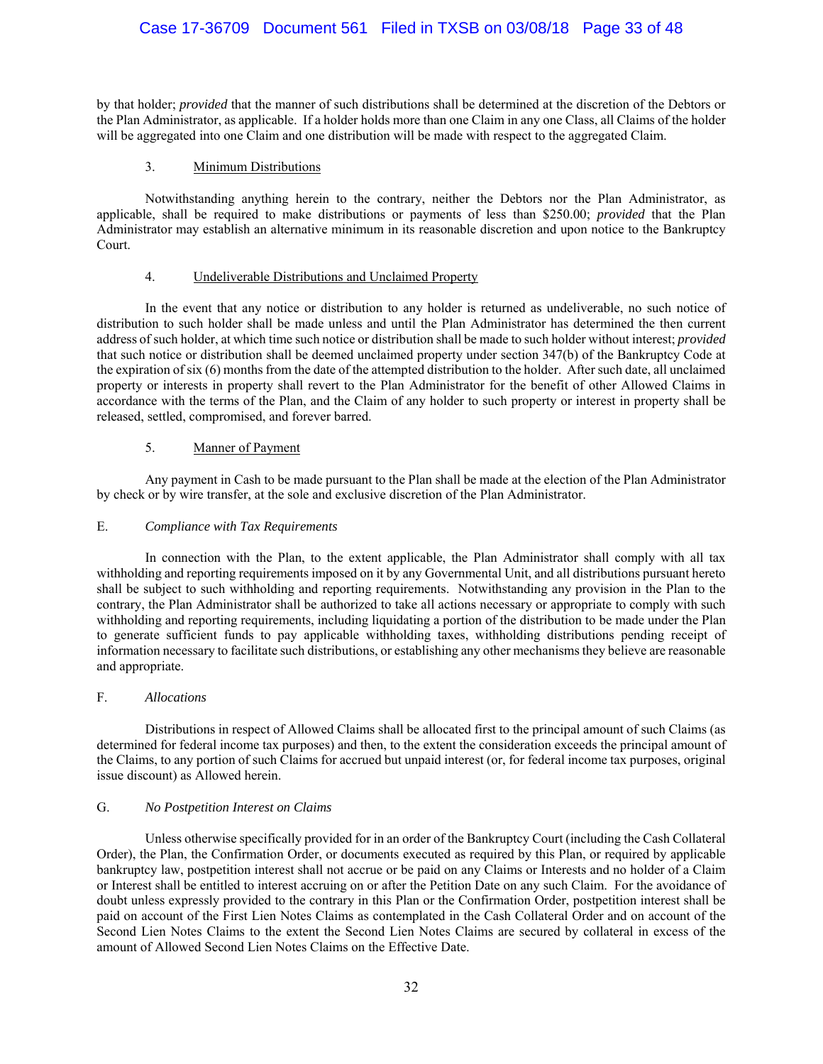by that holder; *provided* that the manner of such distributions shall be determined at the discretion of the Debtors or the Plan Administrator, as applicable. If a holder holds more than one Claim in any one Class, all Claims of the holder will be aggregated into one Claim and one distribution will be made with respect to the aggregated Claim.

#### 3. Minimum Distributions

Notwithstanding anything herein to the contrary, neither the Debtors nor the Plan Administrator, as applicable, shall be required to make distributions or payments of less than $250.00; *provided* that the Plan Administrator may establish an alternative minimum in its reasonable discretion and upon notice to the Bankruptcy Court.

#### 4. Undeliverable Distributions and Unclaimed Property

In the event that any notice or distribution to any holder is returned as undeliverable, no such notice of distribution to such holder shall be made unless and until the Plan Administrator has determined the then current address of such holder, at which time such notice or distribution shall be made to such holder without interest; *provided* that such notice or distribution shall be deemed unclaimed property under section 347(b) of the Bankruptcy Code at the expiration of six (6) months from the date of the attempted distribution to the holder. After such date, all unclaimed property or interests in property shall revert to the Plan Administrator for the benefit of other Allowed Claims in accordance with the terms of the Plan, and the Claim of any holder to such property or interest in property shall be released, settled, compromised, and forever barred.

#### 5. Manner of Payment

Any payment in Cash to be made pursuant to the Plan shall be made at the election of the Plan Administrator by check or by wire transfer, at the sole and exclusive discretion of the Plan Administrator.

### E. *Compliance with Tax Requirements*

In connection with the Plan, to the extent applicable, the Plan Administrator shall comply with all tax withholding and reporting requirements imposed on it by any Governmental Unit, and all distributions pursuant hereto shall be subject to such withholding and reporting requirements. Notwithstanding any provision in the Plan to the contrary, the Plan Administrator shall be authorized to take all actions necessary or appropriate to comply with such withholding and reporting requirements, including liquidating a portion of the distribution to be made under the Plan to generate sufficient funds to pay applicable withholding taxes, withholding distributions pending receipt of information necessary to facilitate such distributions, or establishing any other mechanisms they believe are reasonable and appropriate.

### F. *Allocations*

Distributions in respect of Allowed Claims shall be allocated first to the principal amount of such Claims (as determined for federal income tax purposes) and then, to the extent the consideration exceeds the principal amount of the Claims, to any portion of such Claims for accrued but unpaid interest (or, for federal income tax purposes, original issue discount) as Allowed herein.

### G. *No Postpetition Interest on Claims*

Unless otherwise specifically provided for in an order of the Bankruptcy Court (including the Cash Collateral Order), the Plan, the Confirmation Order, or documents executed as required by this Plan, or required by applicable bankruptcy law, postpetition interest shall not accrue or be paid on any Claims or Interests and no holder of a Claim or Interest shall be entitled to interest accruing on or after the Petition Date on any such Claim. For the avoidance of doubt unless expressly provided to the contrary in this Plan or the Confirmation Order, postpetition interest shall be paid on account of the First Lien Notes Claims as contemplated in the Cash Collateral Order and on account of the Second Lien Notes Claims to the extent the Second Lien Notes Claims are secured by collateral in excess of the amount of Allowed Second Lien Notes Claims on the Effective Date.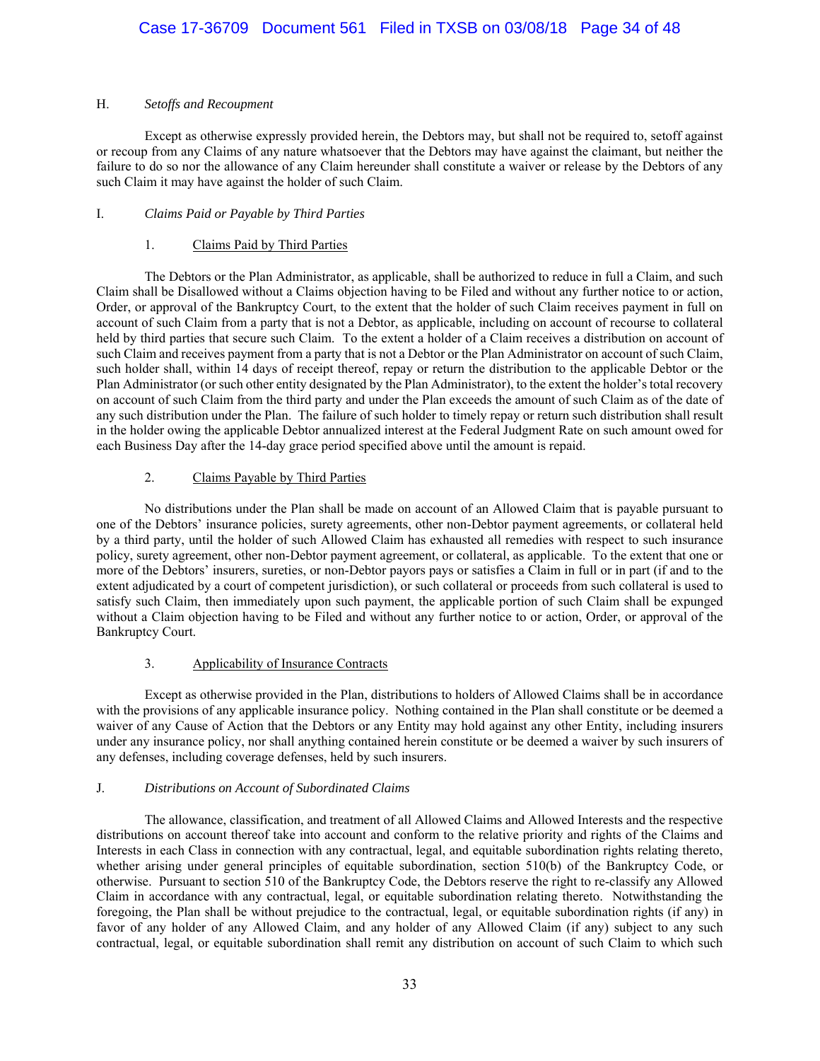### H. *Setoffs and Recoupment*

Except as otherwise expressly provided herein, the Debtors may, but shall not be required to, setoff against or recoup from any Claims of any nature whatsoever that the Debtors may have against the claimant, but neither the failure to do so nor the allowance of any Claim hereunder shall constitute a waiver or release by the Debtors of any such Claim it may have against the holder of such Claim.

### I. *Claims Paid or Payable by Third Parties*

#### 1. Claims Paid by Third Parties

The Debtors or the Plan Administrator, as applicable, shall be authorized to reduce in full a Claim, and such Claim shall be Disallowed without a Claims objection having to be Filed and without any further notice to or action, Order, or approval of the Bankruptcy Court, to the extent that the holder of such Claim receives payment in full on account of such Claim from a party that is not a Debtor, as applicable, including on account of recourse to collateral held by third parties that secure such Claim. To the extent a holder of a Claim receives a distribution on account of such Claim and receives payment from a party that is not a Debtor or the Plan Administrator on account of such Claim, such holder shall, within 14 days of receipt thereof, repay or return the distribution to the applicable Debtor or the Plan Administrator (or such other entity designated by the Plan Administrator), to the extent the holder's total recovery on account of such Claim from the third party and under the Plan exceeds the amount of such Claim as of the date of any such distribution under the Plan. The failure of such holder to timely repay or return such distribution shall result in the holder owing the applicable Debtor annualized interest at the Federal Judgment Rate on such amount owed for each Business Day after the 14-day grace period specified above until the amount is repaid.

#### 2. Claims Payable by Third Parties

No distributions under the Plan shall be made on account of an Allowed Claim that is payable pursuant to one of the Debtors' insurance policies, surety agreements, other non-Debtor payment agreements, or collateral held by a third party, until the holder of such Allowed Claim has exhausted all remedies with respect to such insurance policy, surety agreement, other non-Debtor payment agreement, or collateral, as applicable. To the extent that one or more of the Debtors' insurers, sureties, or non-Debtor payors pays or satisfies a Claim in full or in part (if and to the extent adjudicated by a court of competent jurisdiction), or such collateral or proceeds from such collateral is used to satisfy such Claim, then immediately upon such payment, the applicable portion of such Claim shall be expunged without a Claim objection having to be Filed and without any further notice to or action, Order, or approval of the Bankruptcy Court.

#### 3. Applicability of Insurance Contracts

Except as otherwise provided in the Plan, distributions to holders of Allowed Claims shall be in accordance with the provisions of any applicable insurance policy. Nothing contained in the Plan shall constitute or be deemed a waiver of any Cause of Action that the Debtors or any Entity may hold against any other Entity, including insurers under any insurance policy, nor shall anything contained herein constitute or be deemed a waiver by such insurers of any defenses, including coverage defenses, held by such insurers.

### J. *Distributions on Account of Subordinated Claims*

The allowance, classification, and treatment of all Allowed Claims and Allowed Interests and the respective distributions on account thereof take into account and conform to the relative priority and rights of the Claims and Interests in each Class in connection with any contractual, legal, and equitable subordination rights relating thereto, whether arising under general principles of equitable subordination, section 510(b) of the Bankruptcy Code, or otherwise. Pursuant to section 510 of the Bankruptcy Code, the Debtors reserve the right to re-classify any Allowed Claim in accordance with any contractual, legal, or equitable subordination relating thereto. Notwithstanding the foregoing, the Plan shall be without prejudice to the contractual, legal, or equitable subordination rights (if any) in favor of any holder of any Allowed Claim, and any holder of any Allowed Claim (if any) subject to any such contractual, legal, or equitable subordination shall remit any distribution on account of such Claim to which such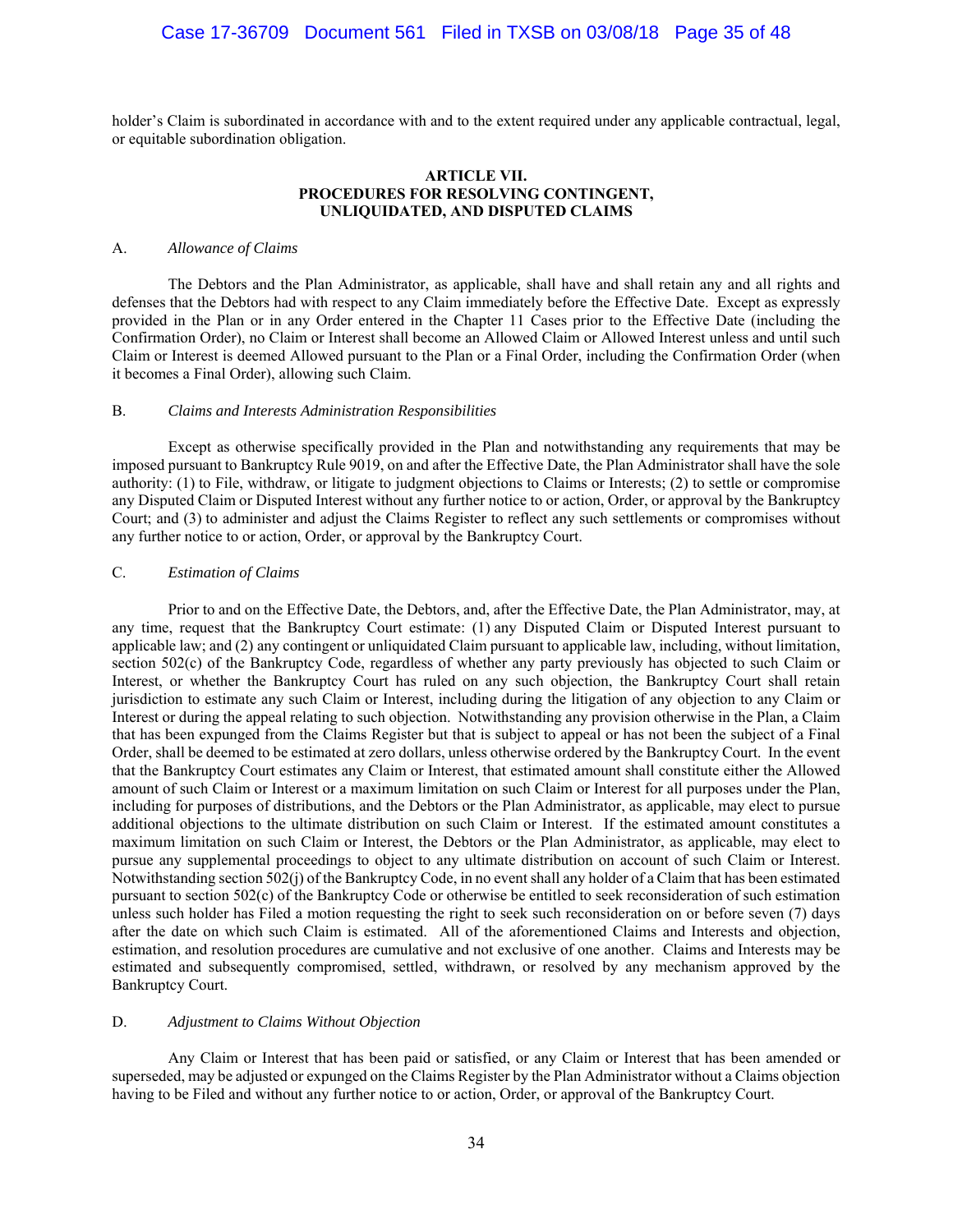holder's Claim is subordinated in accordance with and to the extent required under any applicable contractual, legal, or equitable subordination obligation.

## ARTICLE VII.
## PROCEDURES FOR RESOLVING CONTINGENT, UNLIQUIDATED, AND DISPUTED CLAIMS

### A. *Allowance of Claims*

The Debtors and the Plan Administrator, as applicable, shall have and shall retain any and all rights and defenses that the Debtors had with respect to any Claim immediately before the Effective Date. Except as expressly provided in the Plan or in any Order entered in the Chapter 11 Cases prior to the Effective Date (including the Confirmation Order), no Claim or Interest shall become an Allowed Claim or Allowed Interest unless and until such Claim or Interest is deemed Allowed pursuant to the Plan or a Final Order, including the Confirmation Order (when it becomes a Final Order), allowing such Claim.

### B. *Claims and Interests Administration Responsibilities*

Except as otherwise specifically provided in the Plan and notwithstanding any requirements that may be imposed pursuant to Bankruptcy Rule 9019, on and after the Effective Date, the Plan Administrator shall have the sole authority: (1) to File, withdraw, or litigate to judgment objections to Claims or Interests; (2) to settle or compromise any Disputed Claim or Disputed Interest without any further notice to or action, Order, or approval by the Bankruptcy Court; and (3) to administer and adjust the Claims Register to reflect any such settlements or compromises without any further notice to or action, Order, or approval by the Bankruptcy Court.

### C. *Estimation of Claims*

Prior to and on the Effective Date, the Debtors, and, after the Effective Date, the Plan Administrator, may, at any time, request that the Bankruptcy Court estimate: (1) any Disputed Claim or Disputed Interest pursuant to applicable law; and (2) any contingent or unliquidated Claim pursuant to applicable law, including, without limitation, section 502(c) of the Bankruptcy Code, regardless of whether any party previously has objected to such Claim or Interest, or whether the Bankruptcy Court has ruled on any such objection, the Bankruptcy Court shall retain jurisdiction to estimate any such Claim or Interest, including during the litigation of any objection to any Claim or Interest or during the appeal relating to such objection. Notwithstanding any provision otherwise in the Plan, a Claim that has been expunged from the Claims Register but that is subject to appeal or has not been the subject of a Final Order, shall be deemed to be estimated at zero dollars, unless otherwise ordered by the Bankruptcy Court. In the event that the Bankruptcy Court estimates any Claim or Interest, that estimated amount shall constitute either the Allowed amount of such Claim or Interest or a maximum limitation on such Claim or Interest for all purposes under the Plan, including for purposes of distributions, and the Debtors or the Plan Administrator, as applicable, may elect to pursue additional objections to the ultimate distribution on such Claim or Interest. If the estimated amount constitutes a maximum limitation on such Claim or Interest, the Debtors or the Plan Administrator, as applicable, may elect to pursue any supplemental proceedings to object to any ultimate distribution on account of such Claim or Interest. Notwithstanding section 502(j) of the Bankruptcy Code, in no event shall any holder of a Claim that has been estimated pursuant to section 502(c) of the Bankruptcy Code or otherwise be entitled to seek reconsideration of such estimation unless such holder has Filed a motion requesting the right to seek such reconsideration on or before seven (7) days after the date on which such Claim is estimated. All of the aforementioned Claims and Interests and objection, estimation, and resolution procedures are cumulative and not exclusive of one another. Claims and Interests may be estimated and subsequently compromised, settled, withdrawn, or resolved by any mechanism approved by the Bankruptcy Court.

### D. *Adjustment to Claims Without Objection*

Any Claim or Interest that has been paid or satisfied, or any Claim or Interest that has been amended or superseded, may be adjusted or expunged on the Claims Register by the Plan Administrator without a Claims objection having to be Filed and without any further notice to or action, Order, or approval of the Bankruptcy Court.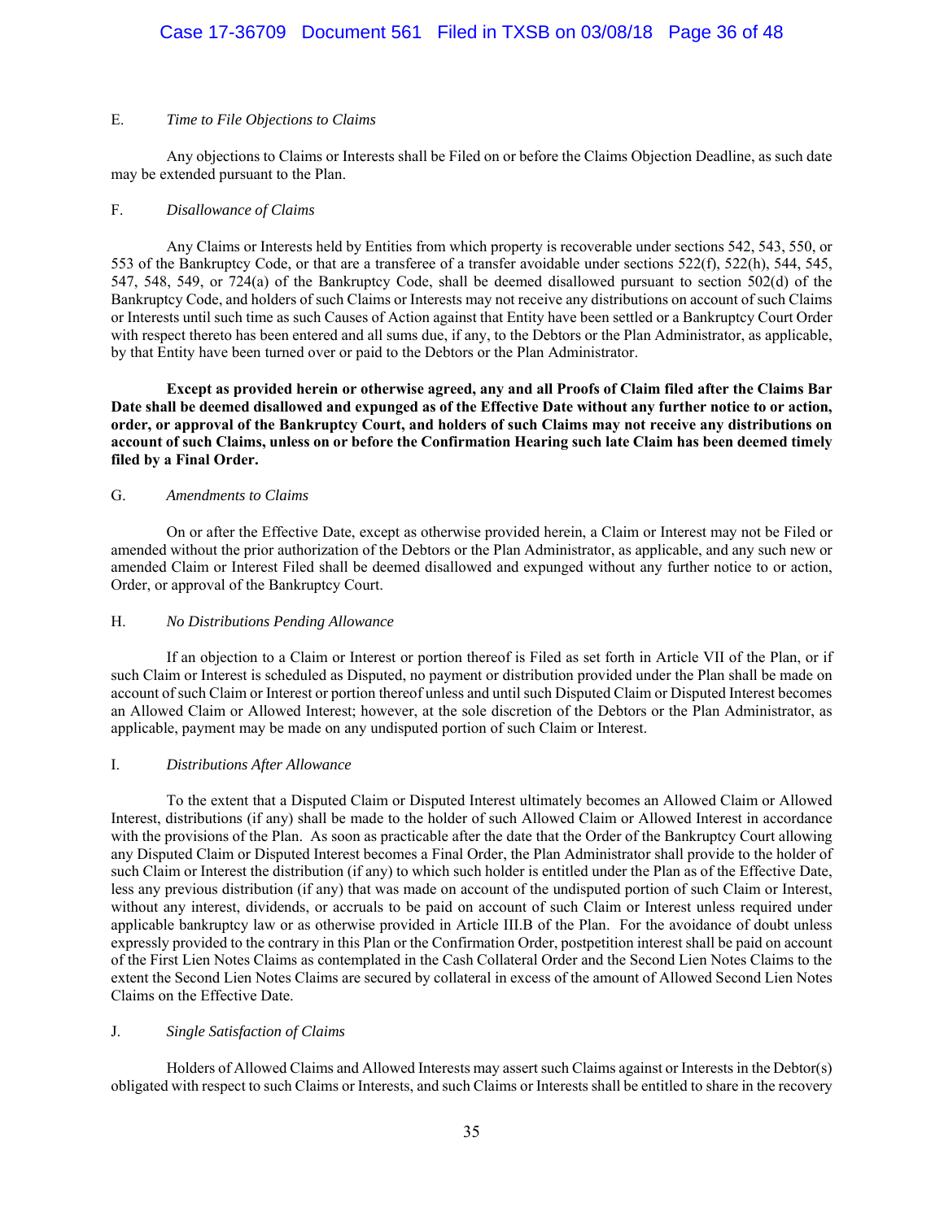### E. *Time to File Objections to Claims*

Any objections to Claims or Interests shall be Filed on or before the Claims Objection Deadline, as such date may be extended pursuant to the Plan.

### F. *Disallowance of Claims*

Any Claims or Interests held by Entities from which property is recoverable under sections 542, 543, 550, or 553 of the Bankruptcy Code, or that are a transferee of a transfer avoidable under sections 522(f), 522(h), 544, 545, 547, 548, 549, or 724(a) of the Bankruptcy Code, shall be deemed disallowed pursuant to section 502(d) of the Bankruptcy Code, and holders of such Claims or Interests may not receive any distributions on account of such Claims or Interests until such time as such Causes of Action against that Entity have been settled or a Bankruptcy Court Order with respect thereto has been entered and all sums due, if any, to the Debtors or the Plan Administrator, as applicable, by that Entity have been turned over or paid to the Debtors or the Plan Administrator.

**Except as provided herein or otherwise agreed, any and all Proofs of Claim filed after the Claims Bar Date shall be deemed disallowed and expunged as of the Effective Date without any further notice to or action, order, or approval of the Bankruptcy Court, and holders of such Claims may not receive any distributions on account of such Claims, unless on or before the Confirmation Hearing such late Claim has been deemed timely filed by a Final Order.**

### G. *Amendments to Claims*

On or after the Effective Date, except as otherwise provided herein, a Claim or Interest may not be Filed or amended without the prior authorization of the Debtors or the Plan Administrator, as applicable, and any such new or amended Claim or Interest Filed shall be deemed disallowed and expunged without any further notice to or action, Order, or approval of the Bankruptcy Court.

### H. *No Distributions Pending Allowance*

If an objection to a Claim or Interest or portion thereof is Filed as set forth in Article VII of the Plan, or if such Claim or Interest is scheduled as Disputed, no payment or distribution provided under the Plan shall be made on account of such Claim or Interest or portion thereof unless and until such Disputed Claim or Disputed Interest becomes an Allowed Claim or Allowed Interest; however, at the sole discretion of the Debtors or the Plan Administrator, as applicable, payment may be made on any undisputed portion of such Claim or Interest.

### I. *Distributions After Allowance*

To the extent that a Disputed Claim or Disputed Interest ultimately becomes an Allowed Claim or Allowed Interest, distributions (if any) shall be made to the holder of such Allowed Claim or Allowed Interest in accordance with the provisions of the Plan. As soon as practicable after the date that the Order of the Bankruptcy Court allowing any Disputed Claim or Disputed Interest becomes a Final Order, the Plan Administrator shall provide to the holder of such Claim or Interest the distribution (if any) to which such holder is entitled under the Plan as of the Effective Date, less any previous distribution (if any) that was made on account of the undisputed portion of such Claim or Interest, without any interest, dividends, or accruals to be paid on account of such Claim or Interest unless required under applicable bankruptcy law or as otherwise provided in Article III.B of the Plan. For the avoidance of doubt unless expressly provided to the contrary in this Plan or the Confirmation Order, postpetition interest shall be paid on account of the First Lien Notes Claims as contemplated in the Cash Collateral Order and the Second Lien Notes Claims to the extent the Second Lien Notes Claims are secured by collateral in excess of the amount of Allowed Second Lien Notes Claims on the Effective Date.

### J. *Single Satisfaction of Claims*

Holders of Allowed Claims and Allowed Interests may assert such Claims against or Interests in the Debtor(s) obligated with respect to such Claims or Interests, and such Claims or Interests shall be entitled to share in the recovery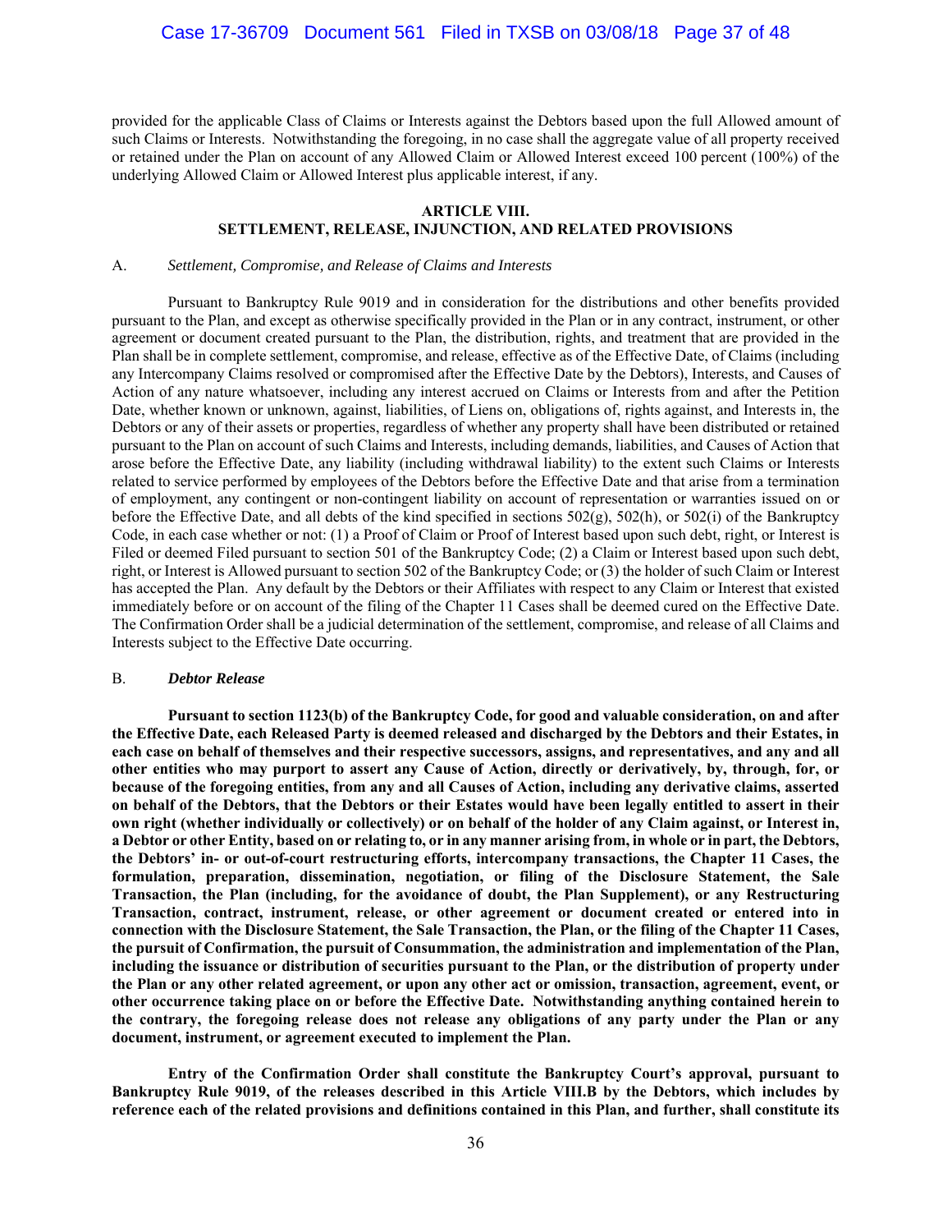provided for the applicable Class of Claims or Interests against the Debtors based upon the full Allowed amount of such Claims or Interests. Notwithstanding the foregoing, in no case shall the aggregate value of all property received or retained under the Plan on account of any Allowed Claim or Allowed Interest exceed 100 percent (100%) of the underlying Allowed Claim or Allowed Interest plus applicable interest, if any.

## ARTICLE VIII. SETTLEMENT, RELEASE, INJUNCTION, AND RELATED PROVISIONS

### A. *Settlement, Compromise, and Release of Claims and Interests*

Pursuant to Bankruptcy Rule 9019 and in consideration for the distributions and other benefits provided pursuant to the Plan, and except as otherwise specifically provided in the Plan or in any contract, instrument, or other agreement or document created pursuant to the Plan, the distribution, rights, and treatment that are provided in the Plan shall be in complete settlement, compromise, and release, effective as of the Effective Date, of Claims (including any Intercompany Claims resolved or compromised after the Effective Date by the Debtors), Interests, and Causes of Action of any nature whatsoever, including any interest accrued on Claims or Interests from and after the Petition Date, whether known or unknown, against, liabilities, of Liens on, obligations of, rights against, and Interests in, the Debtors or any of their assets or properties, regardless of whether any property shall have been distributed or retained pursuant to the Plan on account of such Claims and Interests, including demands, liabilities, and Causes of Action that arose before the Effective Date, any liability (including withdrawal liability) to the extent such Claims or Interests related to service performed by employees of the Debtors before the Effective Date and that arise from a termination of employment, any contingent or non-contingent liability on account of representation or warranties issued on or before the Effective Date, and all debts of the kind specified in sections 502(g), 502(h), or 502(i) of the Bankruptcy Code, in each case whether or not: (1) a Proof of Claim or Proof of Interest based upon such debt, right, or Interest is Filed or deemed Filed pursuant to section 501 of the Bankruptcy Code; (2) a Claim or Interest based upon such debt, right, or Interest is Allowed pursuant to section 502 of the Bankruptcy Code; or (3) the holder of such Claim or Interest has accepted the Plan. Any default by the Debtors or their Affiliates with respect to any Claim or Interest that existed immediately before or on account of the filing of the Chapter 11 Cases shall be deemed cured on the Effective Date. The Confirmation Order shall be a judicial determination of the settlement, compromise, and release of all Claims and Interests subject to the Effective Date occurring.

### B. ***Debtor Release***

**Pursuant to section 1123(b) of the Bankruptcy Code, for good and valuable consideration, on and after the Effective Date, each Released Party is deemed released and discharged by the Debtors and their Estates, in each case on behalf of themselves and their respective successors, assigns, and representatives, and any and all other entities who may purport to assert any Cause of Action, directly or derivatively, by, through, for, or because of the foregoing entities, from any and all Causes of Action, including any derivative claims, asserted on behalf of the Debtors, that the Debtors or their Estates would have been legally entitled to assert in their own right (whether individually or collectively) or on behalf of the holder of any Claim against, or Interest in, a Debtor or other Entity, based on or relating to, or in any manner arising from, in whole or in part, the Debtors, the Debtors' in- or out-of-court restructuring efforts, intercompany transactions, the Chapter 11 Cases, the formulation, preparation, dissemination, negotiation, or filing of the Disclosure Statement, the Sale Transaction, the Plan (including, for the avoidance of doubt, the Plan Supplement), or any Restructuring Transaction, contract, instrument, release, or other agreement or document created or entered into in connection with the Disclosure Statement, the Sale Transaction, the Plan, or the filing of the Chapter 11 Cases, the pursuit of Confirmation, the pursuit of Consummation, the administration and implementation of the Plan, including the issuance or distribution of securities pursuant to the Plan, or the distribution of property under the Plan or any other related agreement, or upon any other act or omission, transaction, agreement, event, or other occurrence taking place on or before the Effective Date. Notwithstanding anything contained herein to the contrary, the foregoing release does not release any obligations of any party under the Plan or any document, instrument, or agreement executed to implement the Plan.**

**Entry of the Confirmation Order shall constitute the Bankruptcy Court's approval, pursuant to Bankruptcy Rule 9019, of the releases described in this Article VIII.B by the Debtors, which includes by reference each of the related provisions and definitions contained in this Plan, and further, shall constitute its**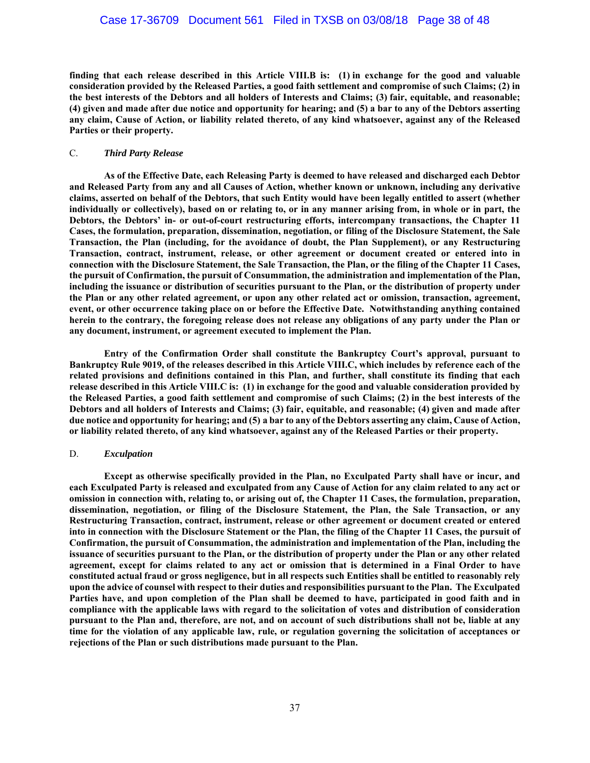**finding that each release described in this Article VIII.B is: (1) in exchange for the good and valuable consideration provided by the Released Parties, a good faith settlement and compromise of such Claims; (2) in the best interests of the Debtors and all holders of Interests and Claims; (3) fair, equitable, and reasonable; (4) given and made after due notice and opportunity for hearing; and (5) a bar to any of the Debtors asserting any claim, Cause of Action, or liability related thereto, of any kind whatsoever, against any of the Released Parties or their property.**

C. ***Third Party Release***

**As of the Effective Date, each Releasing Party is deemed to have released and discharged each Debtor and Released Party from any and all Causes of Action, whether known or unknown, including any derivative claims, asserted on behalf of the Debtors, that such Entity would have been legally entitled to assert (whether individually or collectively), based on or relating to, or in any manner arising from, in whole or in part, the Debtors, the Debtors' in- or out-of-court restructuring efforts, intercompany transactions, the Chapter 11 Cases, the formulation, preparation, dissemination, negotiation, or filing of the Disclosure Statement, the Sale Transaction, the Plan (including, for the avoidance of doubt, the Plan Supplement), or any Restructuring Transaction, contract, instrument, release, or other agreement or document created or entered into in connection with the Disclosure Statement, the Sale Transaction, the Plan, or the filing of the Chapter 11 Cases, the pursuit of Confirmation, the pursuit of Consummation, the administration and implementation of the Plan, including the issuance or distribution of securities pursuant to the Plan, or the distribution of property under the Plan or any other related agreement, or upon any other related act or omission, transaction, agreement, event, or other occurrence taking place on or before the Effective Date. Notwithstanding anything contained herein to the contrary, the foregoing release does not release any obligations of any party under the Plan or any document, instrument, or agreement executed to implement the Plan.**

**Entry of the Confirmation Order shall constitute the Bankruptcy Court's approval, pursuant to Bankruptcy Rule 9019, of the releases described in this Article VIII.C, which includes by reference each of the related provisions and definitions contained in this Plan, and further, shall constitute its finding that each release described in this Article VIII.C is: (1) in exchange for the good and valuable consideration provided by the Released Parties, a good faith settlement and compromise of such Claims; (2) in the best interests of the Debtors and all holders of Interests and Claims; (3) fair, equitable, and reasonable; (4) given and made after due notice and opportunity for hearing; and (5) a bar to any of the Debtors asserting any claim, Cause of Action, or liability related thereto, of any kind whatsoever, against any of the Released Parties or their property.**

D. ***Exculpation***

**Except as otherwise specifically provided in the Plan, no Exculpated Party shall have or incur, and each Exculpated Party is released and exculpated from any Cause of Action for any claim related to any act or omission in connection with, relating to, or arising out of, the Chapter 11 Cases, the formulation, preparation, dissemination, negotiation, or filing of the Disclosure Statement, the Plan, the Sale Transaction, or any Restructuring Transaction, contract, instrument, release or other agreement or document created or entered into in connection with the Disclosure Statement or the Plan, the filing of the Chapter 11 Cases, the pursuit of Confirmation, the pursuit of Consummation, the administration and implementation of the Plan, including the issuance of securities pursuant to the Plan, or the distribution of property under the Plan or any other related agreement, except for claims related to any act or omission that is determined in a Final Order to have constituted actual fraud or gross negligence, but in all respects such Entities shall be entitled to reasonably rely upon the advice of counsel with respect to their duties and responsibilities pursuant to the Plan. The Exculpated Parties have, and upon completion of the Plan shall be deemed to have, participated in good faith and in compliance with the applicable laws with regard to the solicitation of votes and distribution of consideration pursuant to the Plan and, therefore, are not, and on account of such distributions shall not be, liable at any time for the violation of any applicable law, rule, or regulation governing the solicitation of acceptances or rejections of the Plan or such distributions made pursuant to the Plan.**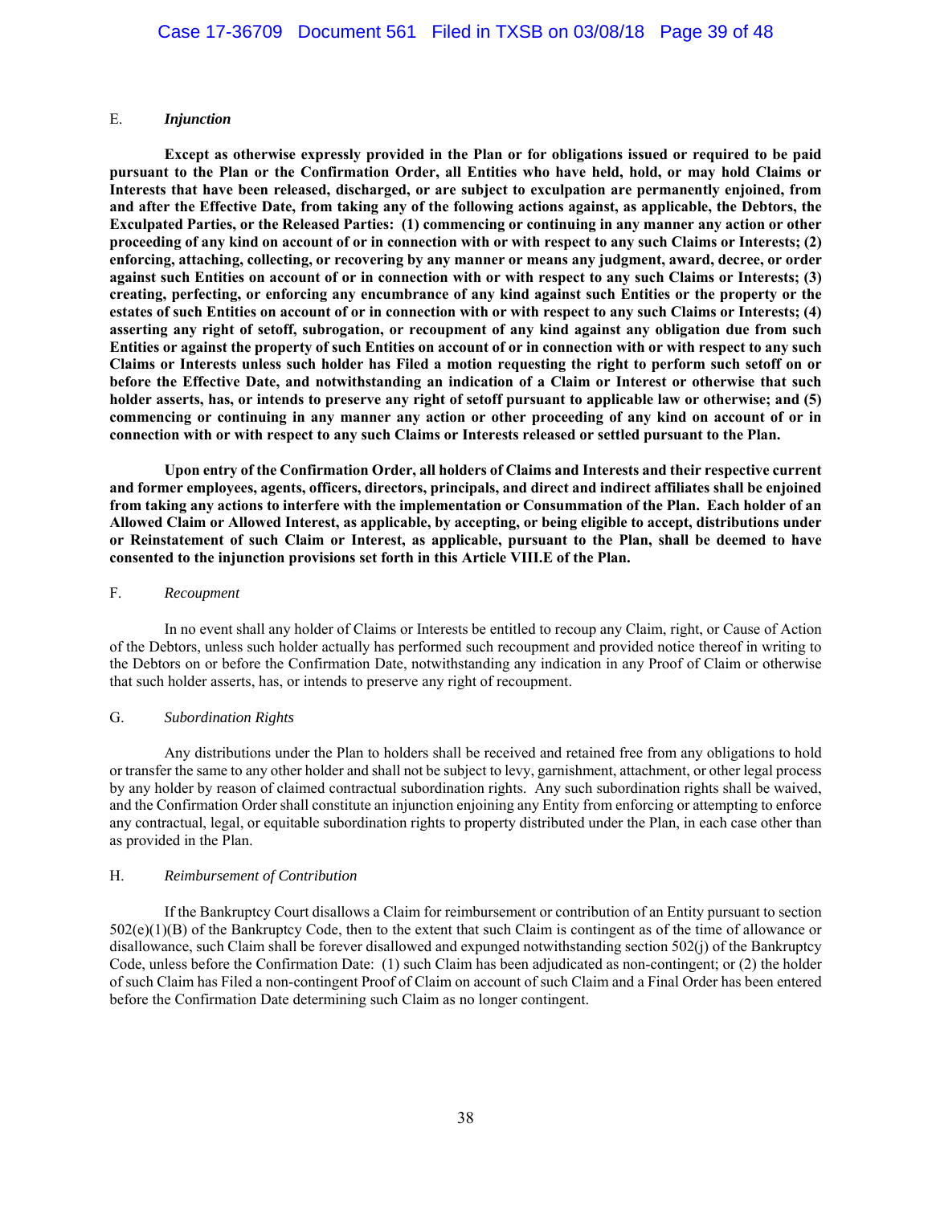### E. *Injunction*

**Except as otherwise expressly provided in the Plan or for obligations issued or required to be paid pursuant to the Plan or the Confirmation Order, all Entities who have held, hold, or may hold Claims or Interests that have been released, discharged, or are subject to exculpation are permanently enjoined, from and after the Effective Date, from taking any of the following actions against, as applicable, the Debtors, the Exculpated Parties, or the Released Parties: (1) commencing or continuing in any manner any action or other proceeding of any kind on account of or in connection with or with respect to any such Claims or Interests; (2) enforcing, attaching, collecting, or recovering by any manner or means any judgment, award, decree, or order against such Entities on account of or in connection with or with respect to any such Claims or Interests; (3) creating, perfecting, or enforcing any encumbrance of any kind against such Entities or the property or the estates of such Entities on account of or in connection with or with respect to any such Claims or Interests; (4) asserting any right of setoff, subrogation, or recoupment of any kind against any obligation due from such Entities or against the property of such Entities on account of or in connection with or with respect to any such Claims or Interests unless such holder has Filed a motion requesting the right to perform such setoff on or before the Effective Date, and notwithstanding an indication of a Claim or Interest or otherwise that such holder asserts, has, or intends to preserve any right of setoff pursuant to applicable law or otherwise; and (5) commencing or continuing in any manner any action or other proceeding of any kind on account of or in connection with or with respect to any such Claims or Interests released or settled pursuant to the Plan.**

**Upon entry of the Confirmation Order, all holders of Claims and Interests and their respective current and former employees, agents, officers, directors, principals, and direct and indirect affiliates shall be enjoined from taking any actions to interfere with the implementation or Consummation of the Plan. Each holder of an Allowed Claim or Allowed Interest, as applicable, by accepting, or being eligible to accept, distributions under or Reinstatement of such Claim or Interest, as applicable, pursuant to the Plan, shall be deemed to have consented to the injunction provisions set forth in this Article VIII.E of the Plan.**

### F. *Recoupment*

In no event shall any holder of Claims or Interests be entitled to recoup any Claim, right, or Cause of Action of the Debtors, unless such holder actually has performed such recoupment and provided notice thereof in writing to the Debtors on or before the Confirmation Date, notwithstanding any indication in any Proof of Claim or otherwise that such holder asserts, has, or intends to preserve any right of recoupment.

### G. *Subordination Rights*

Any distributions under the Plan to holders shall be received and retained free from any obligations to hold or transfer the same to any other holder and shall not be subject to levy, garnishment, attachment, or other legal process by any holder by reason of claimed contractual subordination rights. Any such subordination rights shall be waived, and the Confirmation Order shall constitute an injunction enjoining any Entity from enforcing or attempting to enforce any contractual, legal, or equitable subordination rights to property distributed under the Plan, in each case other than as provided in the Plan.

### H. *Reimbursement of Contribution*

If the Bankruptcy Court disallows a Claim for reimbursement or contribution of an Entity pursuant to section 502(e)(1)(B) of the Bankruptcy Code, then to the extent that such Claim is contingent as of the time of allowance or disallowance, such Claim shall be forever disallowed and expunged notwithstanding section 502(j) of the Bankruptcy Code, unless before the Confirmation Date: (1) such Claim has been adjudicated as non-contingent; or (2) the holder of such Claim has Filed a non-contingent Proof of Claim on account of such Claim and a Final Order has been entered before the Confirmation Date determining such Claim as no longer contingent.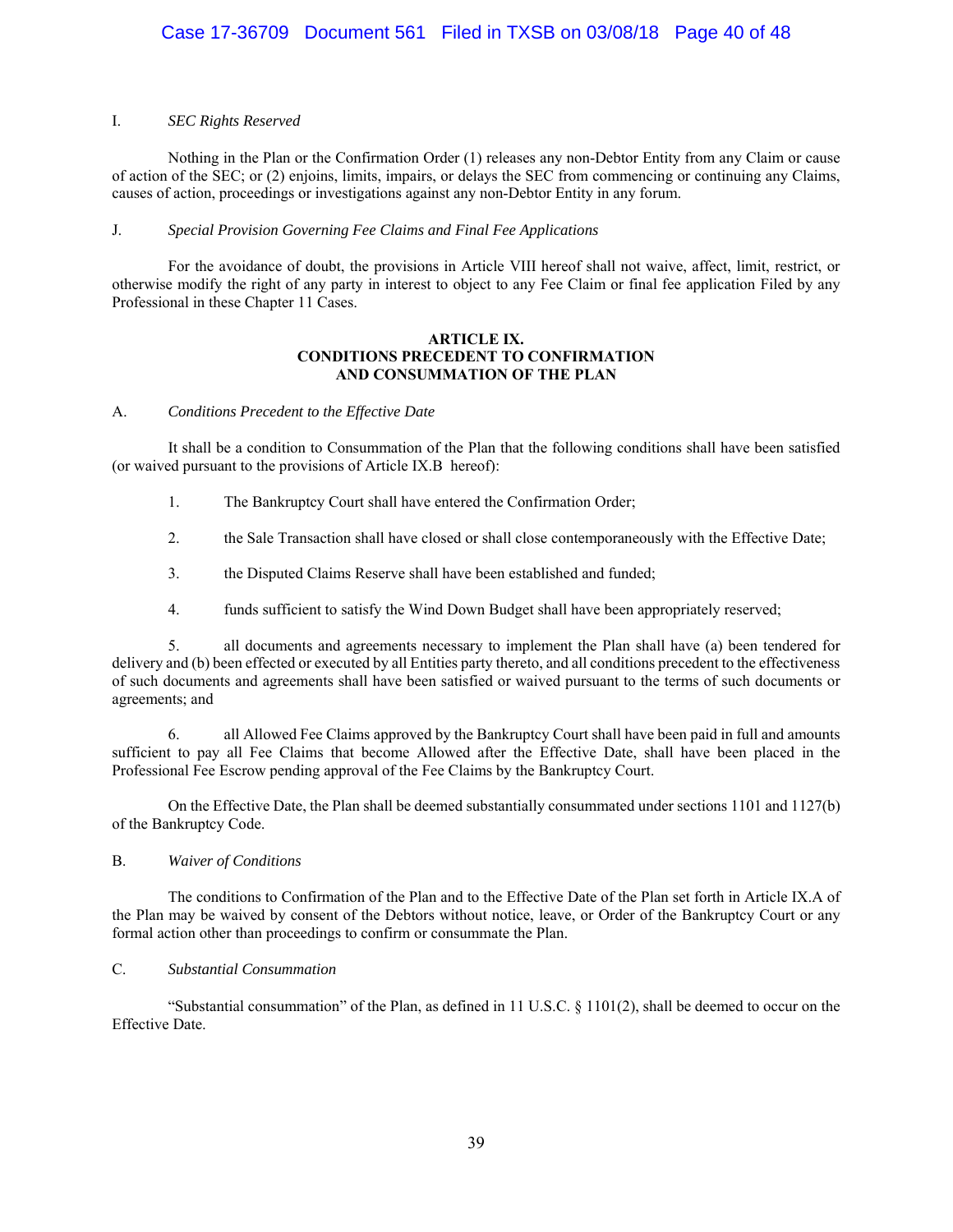### I. *SEC Rights Reserved*

Nothing in the Plan or the Confirmation Order (1) releases any non-Debtor Entity from any Claim or cause of action of the SEC; or (2) enjoins, limits, impairs, or delays the SEC from commencing or continuing any Claims, causes of action, proceedings or investigations against any non-Debtor Entity in any forum.

### J. *Special Provision Governing Fee Claims and Final Fee Applications*

For the avoidance of doubt, the provisions in Article VIII hereof shall not waive, affect, limit, restrict, or otherwise modify the right of any party in interest to object to any Fee Claim or final fee application Filed by any Professional in these Chapter 11 Cases.

## ARTICLE IX.
## CONDITIONS PRECEDENT TO CONFIRMATION AND CONSUMMATION OF THE PLAN

### A. *Conditions Precedent to the Effective Date*

It shall be a condition to Consummation of the Plan that the following conditions shall have been satisfied (or waived pursuant to the provisions of Article IX.B hereof):

1. The Bankruptcy Court shall have entered the Confirmation Order;

2. the Sale Transaction shall have closed or shall close contemporaneously with the Effective Date;

3. the Disputed Claims Reserve shall have been established and funded;

4. funds sufficient to satisfy the Wind Down Budget shall have been appropriately reserved;

5. all documents and agreements necessary to implement the Plan shall have (a) been tendered for delivery and (b) been effected or executed by all Entities party thereto, and all conditions precedent to the effectiveness of such documents and agreements shall have been satisfied or waived pursuant to the terms of such documents or agreements; and

6. all Allowed Fee Claims approved by the Bankruptcy Court shall have been paid in full and amounts sufficient to pay all Fee Claims that become Allowed after the Effective Date, shall have been placed in the Professional Fee Escrow pending approval of the Fee Claims by the Bankruptcy Court.

On the Effective Date, the Plan shall be deemed substantially consummated under sections 1101 and 1127(b) of the Bankruptcy Code.

### B. *Waiver of Conditions*

The conditions to Confirmation of the Plan and to the Effective Date of the Plan set forth in Article IX.A of the Plan may be waived by consent of the Debtors without notice, leave, or Order of the Bankruptcy Court or any formal action other than proceedings to confirm or consummate the Plan.

### C. *Substantial Consummation*

"Substantial consummation" of the Plan, as defined in 11 U.S.C. § 1101(2), shall be deemed to occur on the Effective Date.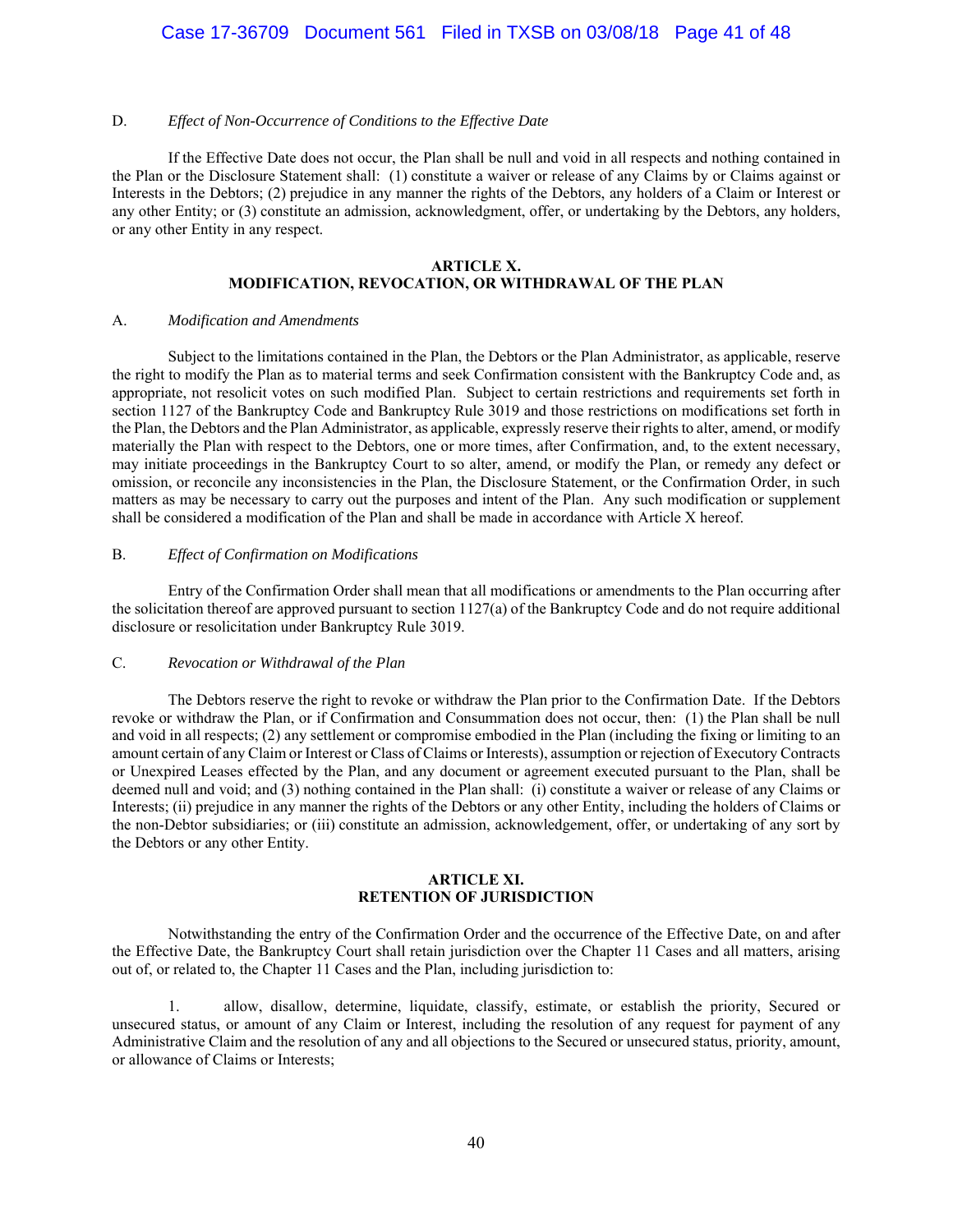D. *Effect of Non-Occurrence of Conditions to the Effective Date*

If the Effective Date does not occur, the Plan shall be null and void in all respects and nothing contained in the Plan or the Disclosure Statement shall: (1) constitute a waiver or release of any Claims by or Claims against or Interests in the Debtors; (2) prejudice in any manner the rights of the Debtors, any holders of a Claim or Interest or any other Entity; or (3) constitute an admission, acknowledgment, offer, or undertaking by the Debtors, any holders, or any other Entity in any respect.

## ARTICLE X.
## MODIFICATION, REVOCATION, OR WITHDRAWAL OF THE PLAN

A. *Modification and Amendments*

Subject to the limitations contained in the Plan, the Debtors or the Plan Administrator, as applicable, reserve the right to modify the Plan as to material terms and seek Confirmation consistent with the Bankruptcy Code and, as appropriate, not resolicit votes on such modified Plan. Subject to certain restrictions and requirements set forth in section 1127 of the Bankruptcy Code and Bankruptcy Rule 3019 and those restrictions on modifications set forth in the Plan, the Debtors and the Plan Administrator, as applicable, expressly reserve their rights to alter, amend, or modify materially the Plan with respect to the Debtors, one or more times, after Confirmation, and, to the extent necessary, may initiate proceedings in the Bankruptcy Court to so alter, amend, or modify the Plan, or remedy any defect or omission, or reconcile any inconsistencies in the Plan, the Disclosure Statement, or the Confirmation Order, in such matters as may be necessary to carry out the purposes and intent of the Plan. Any such modification or supplement shall be considered a modification of the Plan and shall be made in accordance with Article X hereof.

B. *Effect of Confirmation on Modifications*

Entry of the Confirmation Order shall mean that all modifications or amendments to the Plan occurring after the solicitation thereof are approved pursuant to section 1127(a) of the Bankruptcy Code and do not require additional disclosure or resolicitation under Bankruptcy Rule 3019.

C. *Revocation or Withdrawal of the Plan*

The Debtors reserve the right to revoke or withdraw the Plan prior to the Confirmation Date. If the Debtors revoke or withdraw the Plan, or if Confirmation and Consummation does not occur, then: (1) the Plan shall be null and void in all respects; (2) any settlement or compromise embodied in the Plan (including the fixing or limiting to an amount certain of any Claim or Interest or Class of Claims or Interests), assumption or rejection of Executory Contracts or Unexpired Leases effected by the Plan, and any document or agreement executed pursuant to the Plan, shall be deemed null and void; and (3) nothing contained in the Plan shall: (i) constitute a waiver or release of any Claims or Interests; (ii) prejudice in any manner the rights of the Debtors or any other Entity, including the holders of Claims or the non-Debtor subsidiaries; or (iii) constitute an admission, acknowledgement, offer, or undertaking of any sort by the Debtors or any other Entity.

## ARTICLE XI.
## RETENTION OF JURISDICTION

Notwithstanding the entry of the Confirmation Order and the occurrence of the Effective Date, on and after the Effective Date, the Bankruptcy Court shall retain jurisdiction over the Chapter 11 Cases and all matters, arising out of, or related to, the Chapter 11 Cases and the Plan, including jurisdiction to:

1. allow, disallow, determine, liquidate, classify, estimate, or establish the priority, Secured or unsecured status, or amount of any Claim or Interest, including the resolution of any request for payment of any Administrative Claim and the resolution of any and all objections to the Secured or unsecured status, priority, amount, or allowance of Claims or Interests;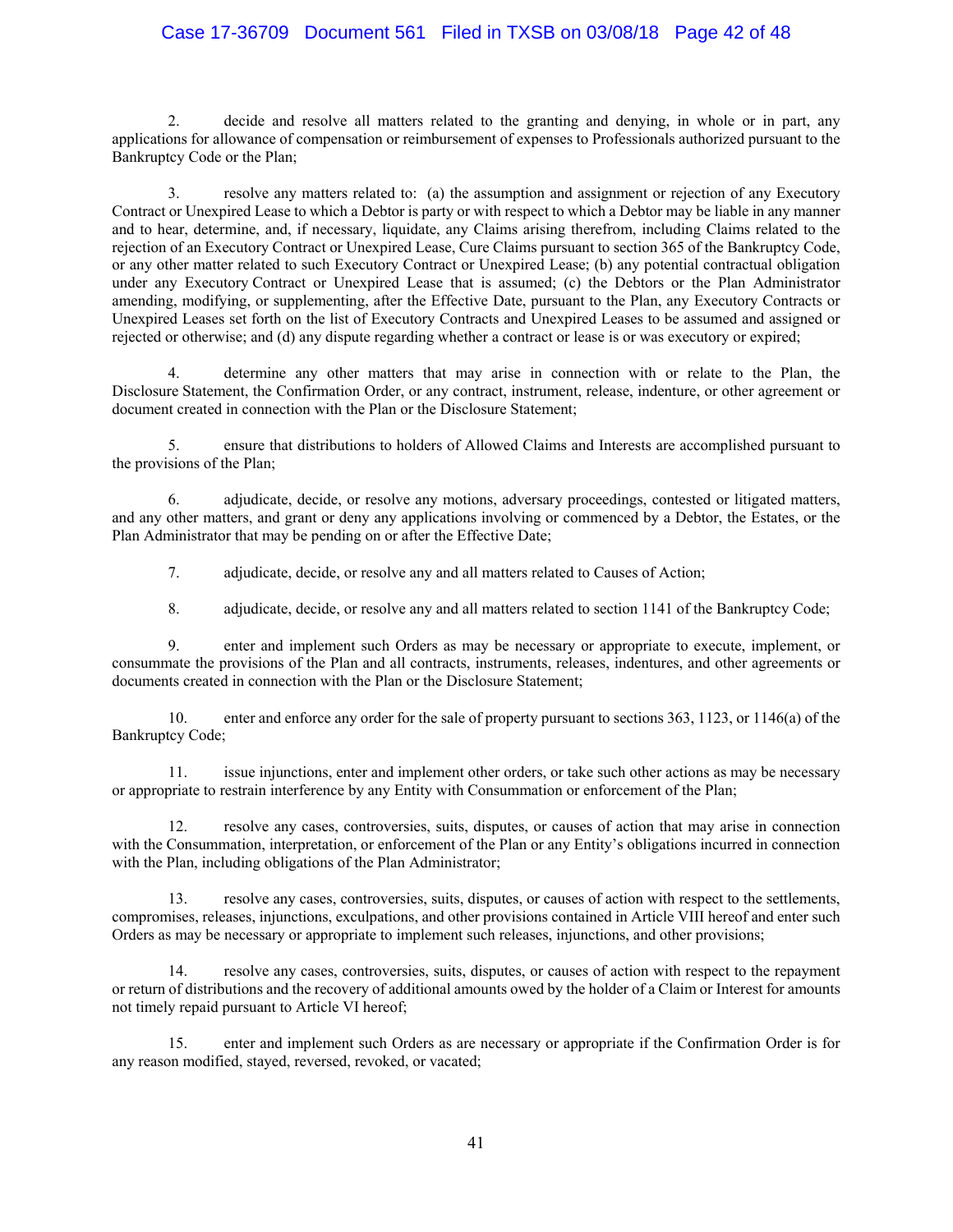2. decide and resolve all matters related to the granting and denying, in whole or in part, any applications for allowance of compensation or reimbursement of expenses to Professionals authorized pursuant to the Bankruptcy Code or the Plan;

3. resolve any matters related to: (a) the assumption and assignment or rejection of any Executory Contract or Unexpired Lease to which a Debtor is party or with respect to which a Debtor may be liable in any manner and to hear, determine, and, if necessary, liquidate, any Claims arising therefrom, including Claims related to the rejection of an Executory Contract or Unexpired Lease, Cure Claims pursuant to section 365 of the Bankruptcy Code, or any other matter related to such Executory Contract or Unexpired Lease; (b) any potential contractual obligation under any Executory Contract or Unexpired Lease that is assumed; (c) the Debtors or the Plan Administrator amending, modifying, or supplementing, after the Effective Date, pursuant to the Plan, any Executory Contracts or Unexpired Leases set forth on the list of Executory Contracts and Unexpired Leases to be assumed and assigned or rejected or otherwise; and (d) any dispute regarding whether a contract or lease is or was executory or expired;

4. determine any other matters that may arise in connection with or relate to the Plan, the Disclosure Statement, the Confirmation Order, or any contract, instrument, release, indenture, or other agreement or document created in connection with the Plan or the Disclosure Statement;

5. ensure that distributions to holders of Allowed Claims and Interests are accomplished pursuant to the provisions of the Plan;

6. adjudicate, decide, or resolve any motions, adversary proceedings, contested or litigated matters, and any other matters, and grant or deny any applications involving or commenced by a Debtor, the Estates, or the Plan Administrator that may be pending on or after the Effective Date;

7. adjudicate, decide, or resolve any and all matters related to Causes of Action;

8. adjudicate, decide, or resolve any and all matters related to section 1141 of the Bankruptcy Code;

9. enter and implement such Orders as may be necessary or appropriate to execute, implement, or consummate the provisions of the Plan and all contracts, instruments, releases, indentures, and other agreements or documents created in connection with the Plan or the Disclosure Statement;

10. enter and enforce any order for the sale of property pursuant to sections 363, 1123, or 1146(a) of the Bankruptcy Code;

11. issue injunctions, enter and implement other orders, or take such other actions as may be necessary or appropriate to restrain interference by any Entity with Consummation or enforcement of the Plan;

12. resolve any cases, controversies, suits, disputes, or causes of action that may arise in connection with the Consummation, interpretation, or enforcement of the Plan or any Entity's obligations incurred in connection with the Plan, including obligations of the Plan Administrator;

13. resolve any cases, controversies, suits, disputes, or causes of action with respect to the settlements, compromises, releases, injunctions, exculpations, and other provisions contained in Article VIII hereof and enter such Orders as may be necessary or appropriate to implement such releases, injunctions, and other provisions;

14. resolve any cases, controversies, suits, disputes, or causes of action with respect to the repayment or return of distributions and the recovery of additional amounts owed by the holder of a Claim or Interest for amounts not timely repaid pursuant to Article VI hereof;

15. enter and implement such Orders as are necessary or appropriate if the Confirmation Order is for any reason modified, stayed, reversed, revoked, or vacated;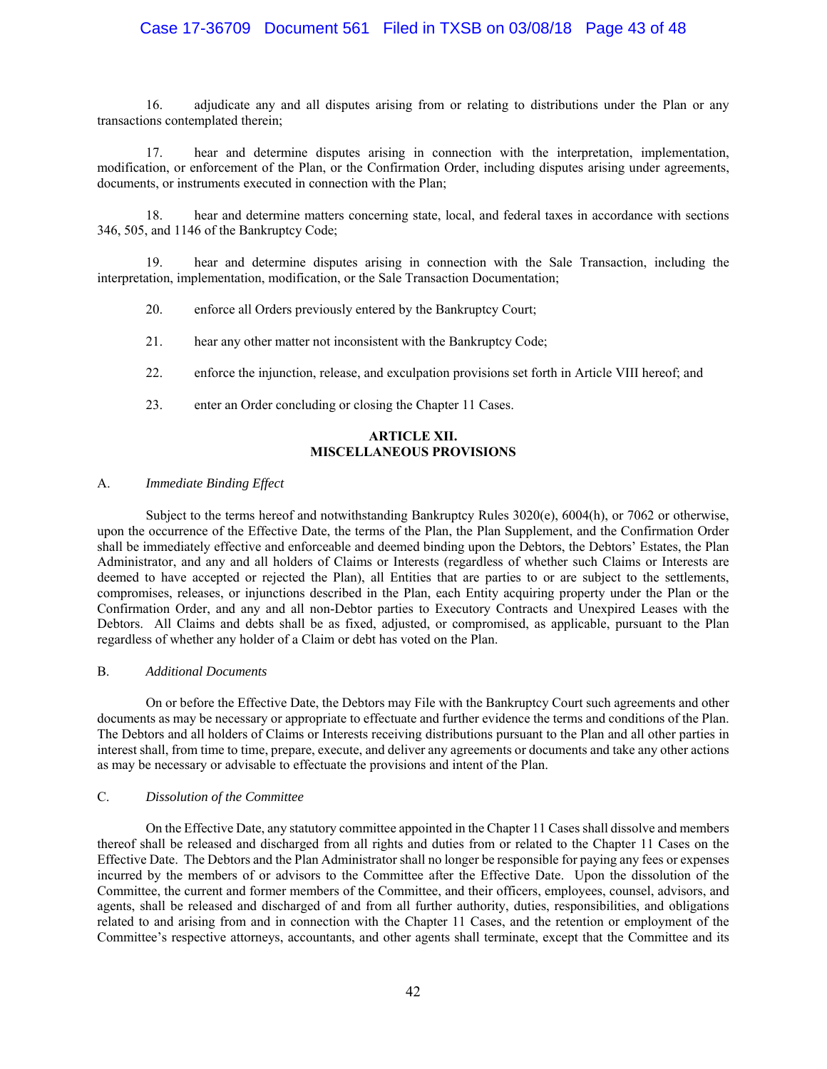16. adjudicate any and all disputes arising from or relating to distributions under the Plan or any transactions contemplated therein;

17. hear and determine disputes arising in connection with the interpretation, implementation, modification, or enforcement of the Plan, or the Confirmation Order, including disputes arising under agreements, documents, or instruments executed in connection with the Plan;

18. hear and determine matters concerning state, local, and federal taxes in accordance with sections 346, 505, and 1146 of the Bankruptcy Code;

19. hear and determine disputes arising in connection with the Sale Transaction, including the interpretation, implementation, modification, or the Sale Transaction Documentation;

20. enforce all Orders previously entered by the Bankruptcy Court;

21. hear any other matter not inconsistent with the Bankruptcy Code;

22. enforce the injunction, release, and exculpation provisions set forth in Article VIII hereof; and

23. enter an Order concluding or closing the Chapter 11 Cases.

## ARTICLE XII. MISCELLANEOUS PROVISIONS

### A. *Immediate Binding Effect*

Subject to the terms hereof and notwithstanding Bankruptcy Rules 3020(e), 6004(h), or 7062 or otherwise, upon the occurrence of the Effective Date, the terms of the Plan, the Plan Supplement, and the Confirmation Order shall be immediately effective and enforceable and deemed binding upon the Debtors, the Debtors' Estates, the Plan Administrator, and any and all holders of Claims or Interests (regardless of whether such Claims or Interests are deemed to have accepted or rejected the Plan), all Entities that are parties to or are subject to the settlements, compromises, releases, or injunctions described in the Plan, each Entity acquiring property under the Plan or the Confirmation Order, and any and all non-Debtor parties to Executory Contracts and Unexpired Leases with the Debtors. All Claims and debts shall be as fixed, adjusted, or compromised, as applicable, pursuant to the Plan regardless of whether any holder of a Claim or debt has voted on the Plan.

### B. *Additional Documents*

On or before the Effective Date, the Debtors may File with the Bankruptcy Court such agreements and other documents as may be necessary or appropriate to effectuate and further evidence the terms and conditions of the Plan. The Debtors and all holders of Claims or Interests receiving distributions pursuant to the Plan and all other parties in interest shall, from time to time, prepare, execute, and deliver any agreements or documents and take any other actions as may be necessary or advisable to effectuate the provisions and intent of the Plan.

### C. *Dissolution of the Committee*

On the Effective Date, any statutory committee appointed in the Chapter 11 Cases shall dissolve and members thereof shall be released and discharged from all rights and duties from or related to the Chapter 11 Cases on the Effective Date. The Debtors and the Plan Administrator shall no longer be responsible for paying any fees or expenses incurred by the members of or advisors to the Committee after the Effective Date. Upon the dissolution of the Committee, the current and former members of the Committee, and their officers, employees, counsel, advisors, and agents, shall be released and discharged of and from all further authority, duties, responsibilities, and obligations related to and arising from and in connection with the Chapter 11 Cases, and the retention or employment of the Committee's respective attorneys, accountants, and other agents shall terminate, except that the Committee and its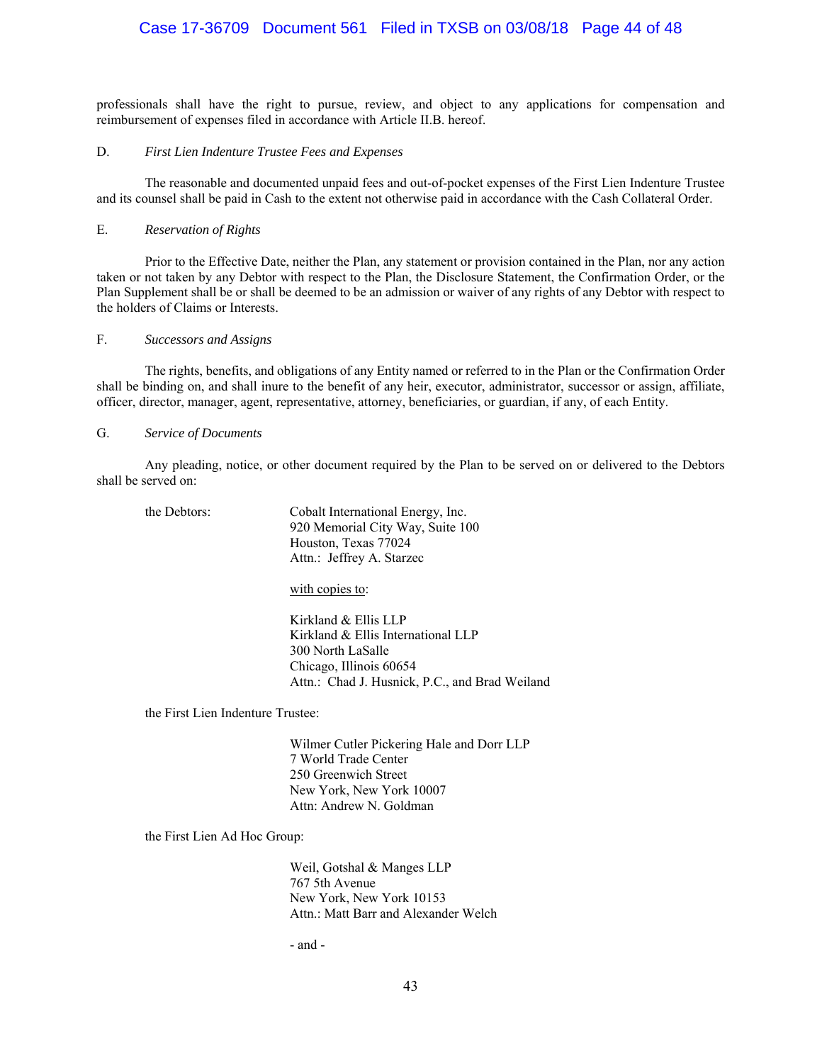professionals shall have the right to pursue, review, and object to any applications for compensation and reimbursement of expenses filed in accordance with Article II.B. hereof.

D. *First Lien Indenture Trustee Fees and Expenses*

The reasonable and documented unpaid fees and out-of-pocket expenses of the First Lien Indenture Trustee and its counsel shall be paid in Cash to the extent not otherwise paid in accordance with the Cash Collateral Order.

E. *Reservation of Rights*

Prior to the Effective Date, neither the Plan, any statement or provision contained in the Plan, nor any action taken or not taken by any Debtor with respect to the Plan, the Disclosure Statement, the Confirmation Order, or the Plan Supplement shall be or shall be deemed to be an admission or waiver of any rights of any Debtor with respect to the holders of Claims or Interests.

F. *Successors and Assigns*

The rights, benefits, and obligations of any Entity named or referred to in the Plan or the Confirmation Order shall be binding on, and shall inure to the benefit of any heir, executor, administrator, successor or assign, affiliate, officer, director, manager, agent, representative, attorney, beneficiaries, or guardian, if any, of each Entity.

G. *Service of Documents*

Any pleading, notice, or other document required by the Plan to be served on or delivered to the Debtors shall be served on:

the Debtors:

Cobalt International Energy, Inc.
920 Memorial City Way, Suite 100
Houston, Texas 77024
Attn.: Jeffrey A. Starzec

with copies to:

Kirkland & Ellis LLP
Kirkland & Ellis International LLP
300 North LaSalle
Chicago, Illinois 60654
Attn.: Chad J. Husnick, P.C., and Brad Weiland

the First Lien Indenture Trustee:

Wilmer Cutler Pickering Hale and Dorr LLP
7 World Trade Center
250 Greenwich Street
New York, New York 10007
Attn: Andrew N. Goldman

the First Lien Ad Hoc Group:

Weil, Gotshal & Manges LLP
767 5th Avenue
New York, New York 10153
Attn.: Matt Barr and Alexander Welch

\- and -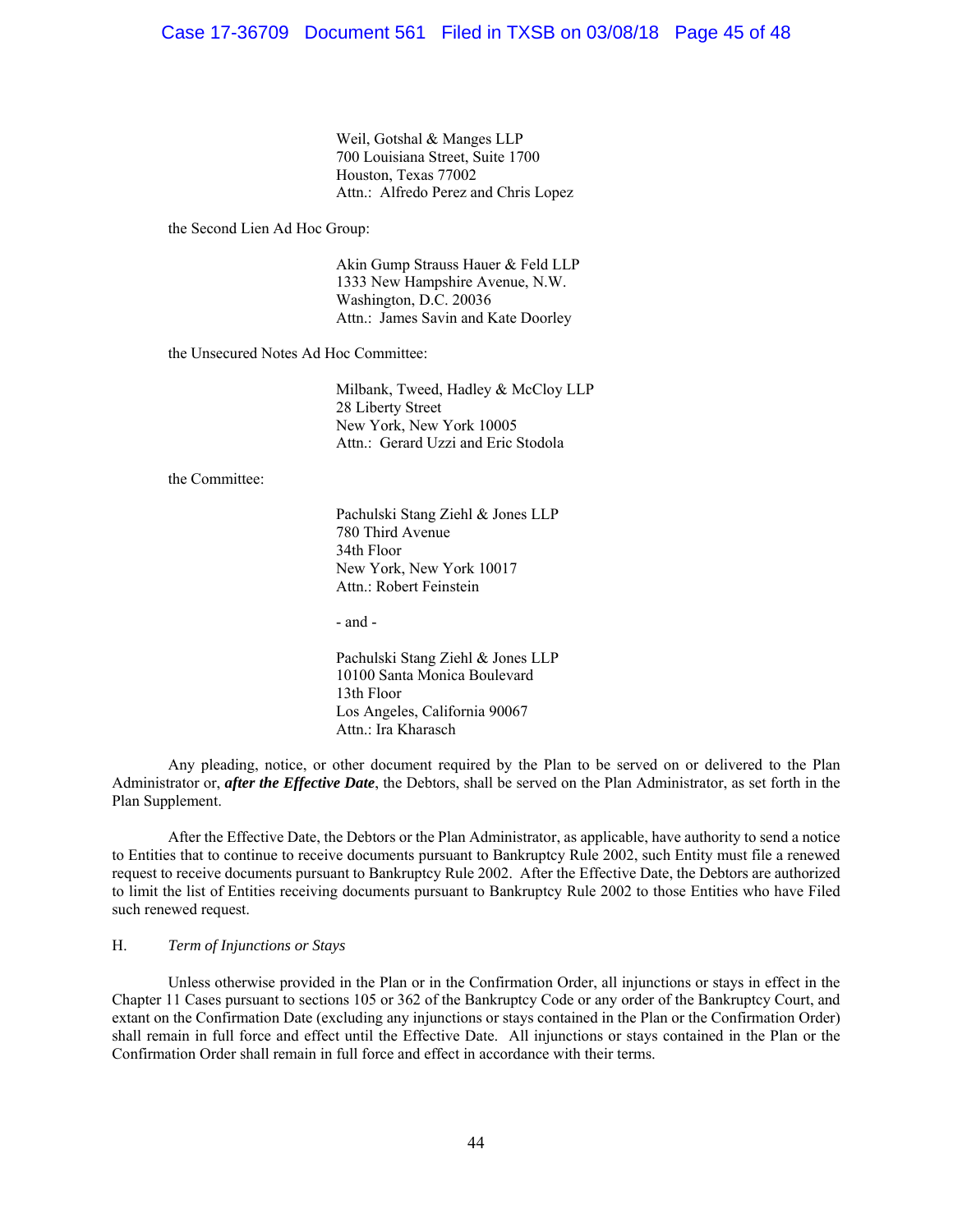Weil, Gotshal & Manges LLP
700 Louisiana Street, Suite 1700
Houston, Texas 77002
Attn.: Alfredo Perez and Chris Lopez

the Second Lien Ad Hoc Group:

Akin Gump Strauss Hauer & Feld LLP
1333 New Hampshire Avenue, N.W.
Washington, D.C. 20036
Attn.: James Savin and Kate Doorley

the Unsecured Notes Ad Hoc Committee:

Milbank, Tweed, Hadley & McCloy LLP
28 Liberty Street
New York, New York 10005
Attn.: Gerard Uzzi and Eric Stodola

the Committee:

Pachulski Stang Ziehl & Jones LLP
780 Third Avenue
34th Floor
New York, New York 10017
Attn.: Robert Feinstein

- and -

Pachulski Stang Ziehl & Jones LLP
10100 Santa Monica Boulevard
13th Floor
Los Angeles, California 90067
Attn.: Ira Kharasch

Any pleading, notice, or other document required by the Plan to be served on or delivered to the Plan Administrator or, ***after the Effective Date***, the Debtors, shall be served on the Plan Administrator, as set forth in the Plan Supplement.

After the Effective Date, the Debtors or the Plan Administrator, as applicable, have authority to send a notice to Entities that to continue to receive documents pursuant to Bankruptcy Rule 2002, such Entity must file a renewed request to receive documents pursuant to Bankruptcy Rule 2002. After the Effective Date, the Debtors are authorized to limit the list of Entities receiving documents pursuant to Bankruptcy Rule 2002 to those Entities who have Filed such renewed request.

H. *Term of Injunctions or Stays*

Unless otherwise provided in the Plan or in the Confirmation Order, all injunctions or stays in effect in the Chapter 11 Cases pursuant to sections 105 or 362 of the Bankruptcy Code or any order of the Bankruptcy Court, and extant on the Confirmation Date (excluding any injunctions or stays contained in the Plan or the Confirmation Order) shall remain in full force and effect until the Effective Date. All injunctions or stays contained in the Plan or the Confirmation Order shall remain in full force and effect in accordance with their terms.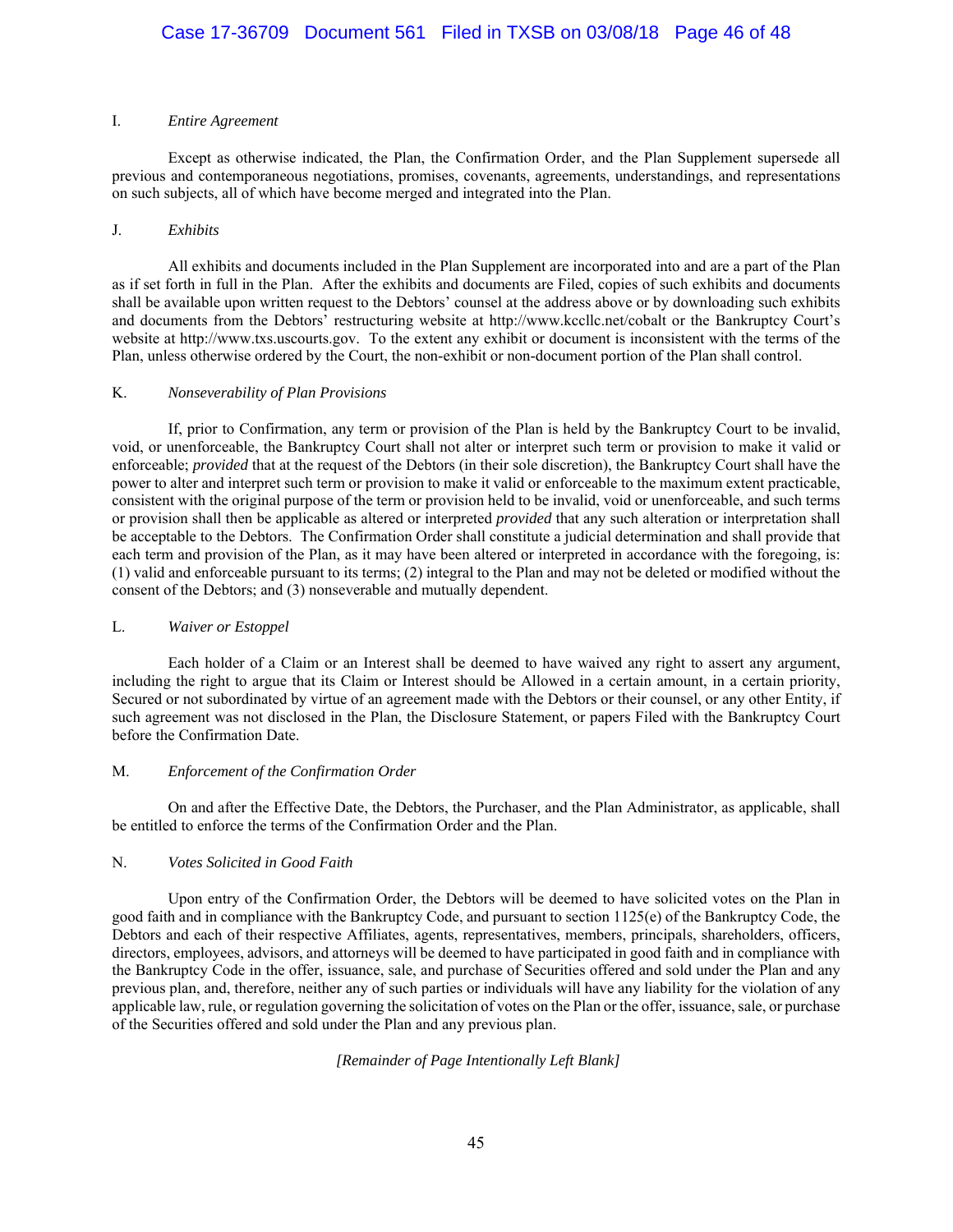### I. *Entire Agreement*

Except as otherwise indicated, the Plan, the Confirmation Order, and the Plan Supplement supersede all previous and contemporaneous negotiations, promises, covenants, agreements, understandings, and representations on such subjects, all of which have become merged and integrated into the Plan.

### J. *Exhibits*

All exhibits and documents included in the Plan Supplement are incorporated into and are a part of the Plan as if set forth in full in the Plan. After the exhibits and documents are Filed, copies of such exhibits and documents shall be available upon written request to the Debtors' counsel at the address above or by downloading such exhibits and documents from the Debtors' restructuring website at http://www.kccllc.net/cobalt or the Bankruptcy Court's website at http://www.txs.uscourts.gov. To the extent any exhibit or document is inconsistent with the terms of the Plan, unless otherwise ordered by the Court, the non-exhibit or non-document portion of the Plan shall control.

### K. *Nonseverability of Plan Provisions*

If, prior to Confirmation, any term or provision of the Plan is held by the Bankruptcy Court to be invalid, void, or unenforceable, the Bankruptcy Court shall not alter or interpret such term or provision to make it valid or enforceable; *provided* that at the request of the Debtors (in their sole discretion), the Bankruptcy Court shall have the power to alter and interpret such term or provision to make it valid or enforceable to the maximum extent practicable, consistent with the original purpose of the term or provision held to be invalid, void or unenforceable, and such terms or provision shall then be applicable as altered or interpreted *provided* that any such alteration or interpretation shall be acceptable to the Debtors. The Confirmation Order shall constitute a judicial determination and shall provide that each term and provision of the Plan, as it may have been altered or interpreted in accordance with the foregoing, is: (1) valid and enforceable pursuant to its terms; (2) integral to the Plan and may not be deleted or modified without the consent of the Debtors; and (3) nonseverable and mutually dependent.

### L. *Waiver or Estoppel*

Each holder of a Claim or an Interest shall be deemed to have waived any right to assert any argument, including the right to argue that its Claim or Interest should be Allowed in a certain amount, in a certain priority, Secured or not subordinated by virtue of an agreement made with the Debtors or their counsel, or any other Entity, if such agreement was not disclosed in the Plan, the Disclosure Statement, or papers Filed with the Bankruptcy Court before the Confirmation Date.

### M. *Enforcement of the Confirmation Order*

On and after the Effective Date, the Debtors, the Purchaser, and the Plan Administrator, as applicable, shall be entitled to enforce the terms of the Confirmation Order and the Plan.

### N. *Votes Solicited in Good Faith*

Upon entry of the Confirmation Order, the Debtors will be deemed to have solicited votes on the Plan in good faith and in compliance with the Bankruptcy Code, and pursuant to section 1125(e) of the Bankruptcy Code, the Debtors and each of their respective Affiliates, agents, representatives, members, principals, shareholders, officers, directors, employees, advisors, and attorneys will be deemed to have participated in good faith and in compliance with the Bankruptcy Code in the offer, issuance, sale, and purchase of Securities offered and sold under the Plan and any previous plan, and, therefore, neither any of such parties or individuals will have any liability for the violation of any applicable law, rule, or regulation governing the solicitation of votes on the Plan or the offer, issuance, sale, or purchase of the Securities offered and sold under the Plan and any previous plan.

*[Remainder of Page Intentionally Left Blank]*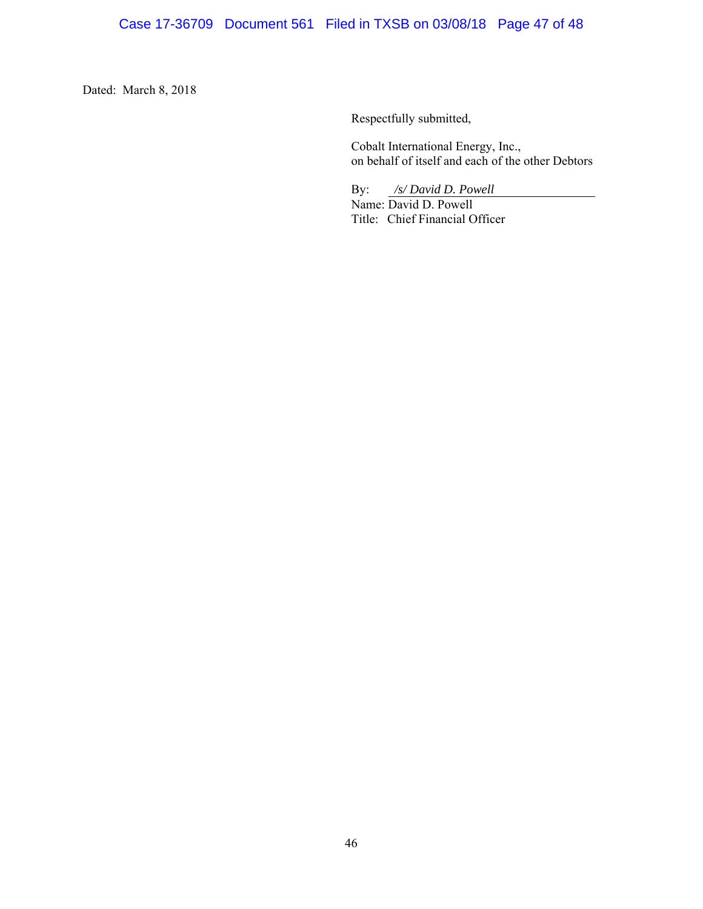Dated: March 8, 2018

Respectfully submitted,

Cobalt International Energy, Inc.,
on behalf of itself and each of the other Debtors

By: *_/s/ David D. Powell_*
Name: David D. Powell
Title: Chief Financial Officer